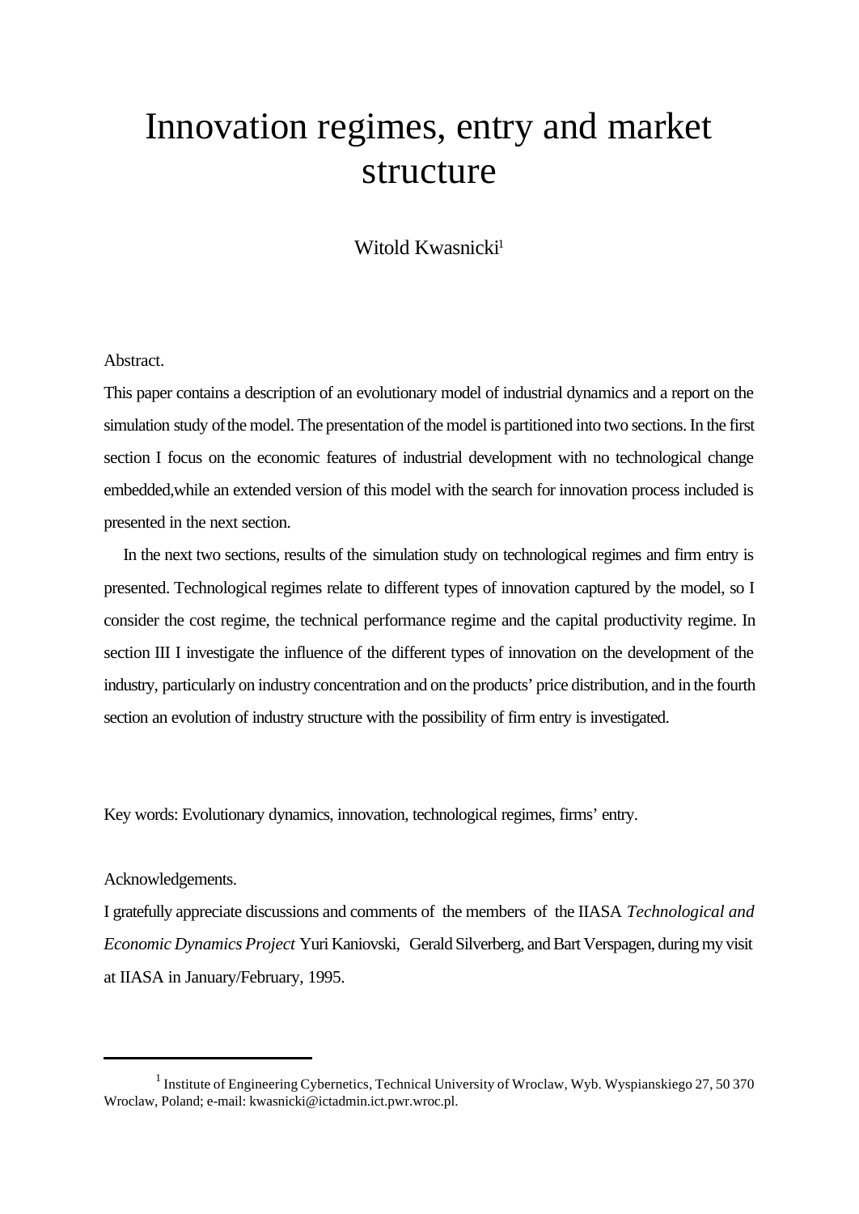# Innovation regimes, entry and market structure

Witold Kwasnicki[1]

Abstract.

This paper contains a description of an evolutionary model of industrial dynamics and a report on the simulation study of the model. The presentation of the model is partitioned into two sections. In the first section I focus on the economic features of industrial development with no technological change embedded,while an extended version of this model with the search for innovation process included is presented in the next section.

In the next two sections, results of the simulation study on technological regimes and firm entry is presented. Technological regimes relate to different types of innovation captured by the model, so I consider the cost regime, the technical performance regime and the capital productivity regime. In section III I investigate the influence of the different types of innovation on the development of the industry, particularly on industry concentration and on the products' price distribution, and in the fourth section an evolution of industry structure with the possibility of firm entry is investigated.

Key words: Evolutionary dynamics, innovation, technological regimes, firms' entry.

Acknowledgements.

I gratefully appreciate discussions and comments of the members of the IIASA *Technological and Economic Dynamics Project* Yuri Kaniovski, Gerald Silverberg, and Bart Verspagen, during my visit at IIASA in January/February, 1995.

---

[1] Institute of Engineering Cybernetics, Technical University of Wroclaw, Wyb. Wyspianskiego 27, 50 370 Wroclaw, Poland; e-mail: kwasnicki@ictadmin.ict.pwr.wroc.pl.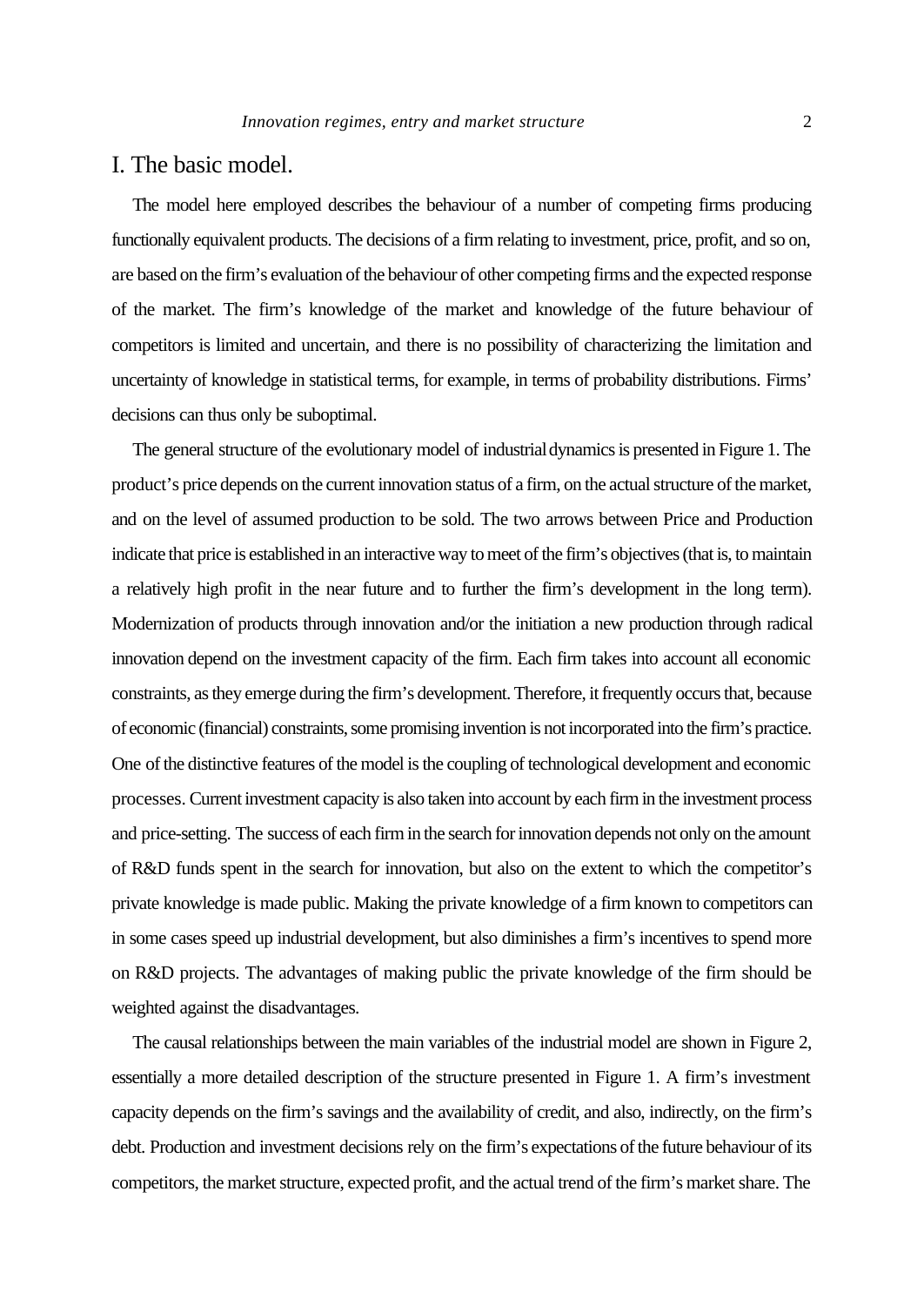# I. The basic model.

The model here employed describes the behaviour of a number of competing firms producing functionally equivalent products. The decisions of a firm relating to investment, price, profit, and so on, are based on the firm's evaluation of the behaviour of other competing firms and the expected response of the market. The firm's knowledge of the market and knowledge of the future behaviour of competitors is limited and uncertain, and there is no possibility of characterizing the limitation and uncertainty of knowledge in statistical terms, for example, in terms of probability distributions. Firms' decisions can thus only be suboptimal.

The general structure of the evolutionary model of industrial dynamics is presented in Figure 1. The product's price depends on the current innovation status of a firm, on the actual structure of the market, and on the level of assumed production to be sold. The two arrows between Price and Production indicate that price is established in an interactive way to meet of the firm's objectives (that is, to maintain a relatively high profit in the near future and to further the firm's development in the long term). Modernization of products through innovation and/or the initiation a new production through radical innovation depend on the investment capacity of the firm. Each firm takes into account all economic constraints, as they emerge during the firm's development. Therefore, it frequently occurs that, because of economic (financial) constraints, some promising invention is not incorporated into the firm's practice. One of the distinctive features of the model is the coupling of technological development and economic processes. Current investment capacity is also taken into account by each firm in the investment process and price-setting. The success of each firm in the search for innovation depends not only on the amount of R&D funds spent in the search for innovation, but also on the extent to which the competitor's private knowledge is made public. Making the private knowledge of a firm known to competitors can in some cases speed up industrial development, but also diminishes a firm's incentives to spend more on R&D projects. The advantages of making public the private knowledge of the firm should be weighted against the disadvantages.

The causal relationships between the main variables of the industrial model are shown in Figure 2, essentially a more detailed description of the structure presented in Figure 1. A firm's investment capacity depends on the firm's savings and the availability of credit, and also, indirectly, on the firm's debt. Production and investment decisions rely on the firm's expectations of the future behaviour of its competitors, the market structure, expected profit, and the actual trend of the firm's market share. The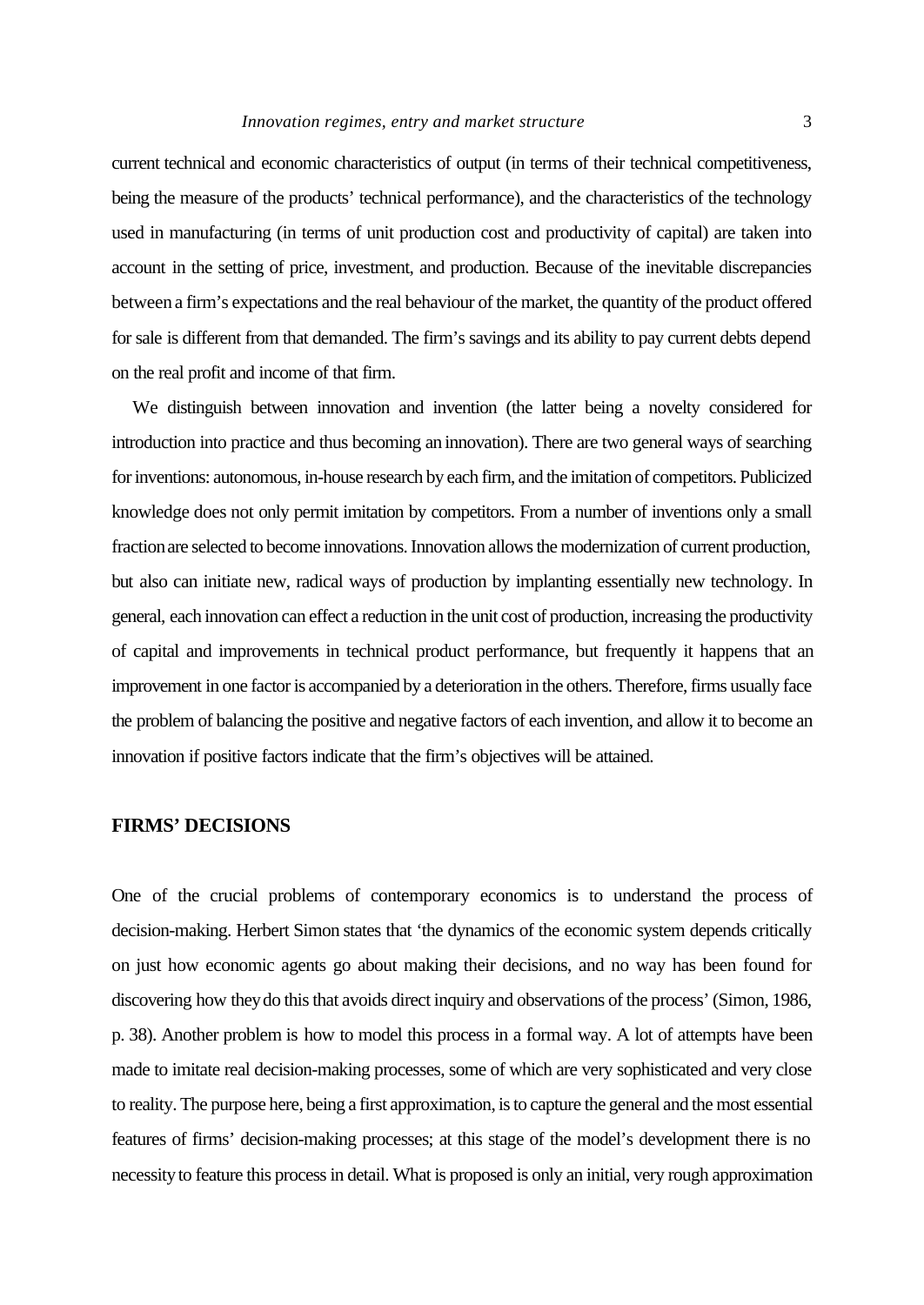current technical and economic characteristics of output (in terms of their technical competitiveness, being the measure of the products' technical performance), and the characteristics of the technology used in manufacturing (in terms of unit production cost and productivity of capital) are taken into account in the setting of price, investment, and production. Because of the inevitable discrepancies between a firm's expectations and the real behaviour of the market, the quantity of the product offered for sale is different from that demanded. The firm's savings and its ability to pay current debts depend on the real profit and income of that firm.

We distinguish between innovation and invention (the latter being a novelty considered for introduction into practice and thus becoming an innovation). There are two general ways of searching for inventions: autonomous, in-house research by each firm, and the imitation of competitors. Publicized knowledge does not only permit imitation by competitors. From a number of inventions only a small fraction are selected to become innovations. Innovation allows the modernization of current production, but also can initiate new, radical ways of production by implanting essentially new technology. In general, each innovation can effect a reduction in the unit cost of production, increasing the productivity of capital and improvements in technical product performance, but frequently it happens that an improvement in one factor is accompanied by a deterioration in the others. Therefore, firms usually face the problem of balancing the positive and negative factors of each invention, and allow it to become an innovation if positive factors indicate that the firm's objectives will be attained.

## FIRMS' DECISIONS

One of the crucial problems of contemporary economics is to understand the process of decision-making. Herbert Simon states that 'the dynamics of the economic system depends critically on just how economic agents go about making their decisions, and no way has been found for discovering how they do this that avoids direct inquiry and observations of the process' (Simon, 1986, p. 38). Another problem is how to model this process in a formal way. A lot of attempts have been made to imitate real decision-making processes, some of which are very sophisticated and very close to reality. The purpose here, being a first approximation, is to capture the general and the most essential features of firms' decision-making processes; at this stage of the model's development there is no necessity to feature this process in detail. What is proposed is only an initial, very rough approximation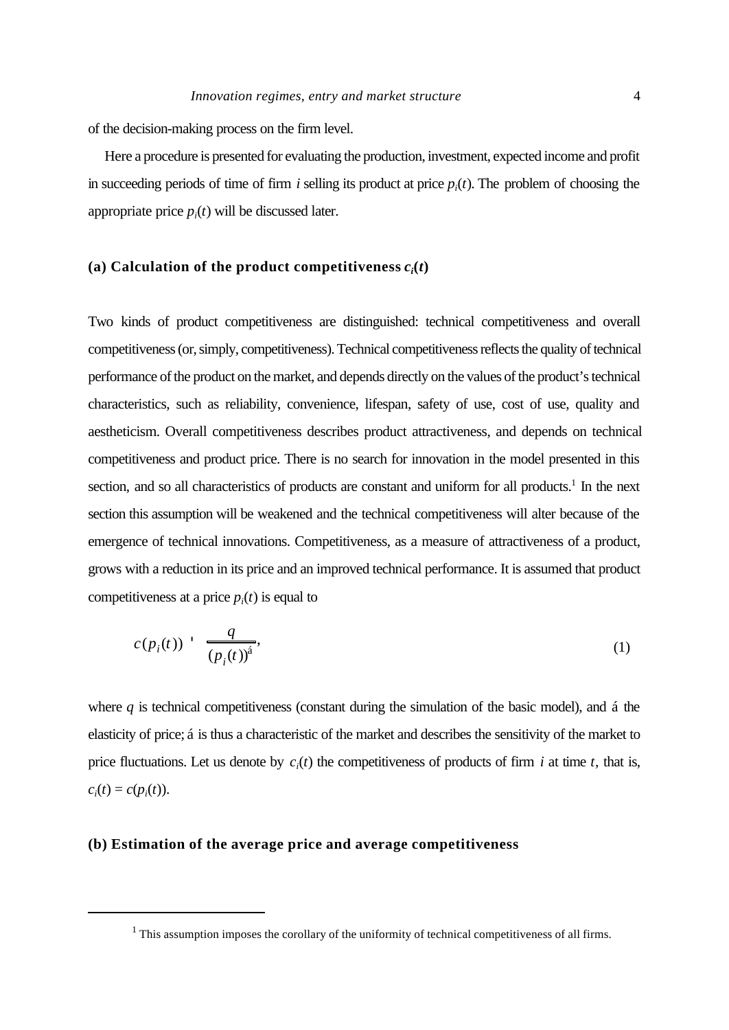of the decision-making process on the firm level.

Here a procedure is presented for evaluating the production, investment, expected income and profit in succeeding periods of time of firm $i$ selling its product at price $p_i(t)$. The problem of choosing the appropriate price $p_i(t)$ will be discussed later.

### (a) Calculation of the product competitiveness $c_i(t)$

Two kinds of product competitiveness are distinguished: technical competitiveness and overall competitiveness (or, simply, competitiveness). Technical competitiveness reflects the quality of technical performance of the product on the market, and depends directly on the values of the product's technical characteristics, such as reliability, convenience, lifespan, safety of use, cost of use, quality and aestheticism. Overall competitiveness describes product attractiveness, and depends on technical competitiveness and product price. There is no search for innovation in the model presented in this section, and so all characteristics of products are constant and uniform for all products.[1] In the next section this assumption will be weakened and the technical competitiveness will alter because of the emergence of technical innovations. Competitiveness, as a measure of attractiveness of a product, grows with a reduction in its price and an improved technical performance. It is assumed that product competitiveness at a price $p_i(t)$ is equal to

$$c(p_i(t)) = \frac{q}{(p_i(t))^{\alpha}}, \tag{1}$$

where $q$ is technical competitiveness (constant during the simulation of the basic model), and $\alpha$ the elasticity of price; $\alpha$ is thus a characteristic of the market and describes the sensitivity of the market to price fluctuations. Let us denote by $c_i(t)$ the competitiveness of products of firm $i$ at time $t$, that is, $c_i(t) = c(p_i(t))$.

### (b) Estimation of the average price and average competitiveness

[1] This assumption imposes the corollary of the uniformity of technical competitiveness of all firms.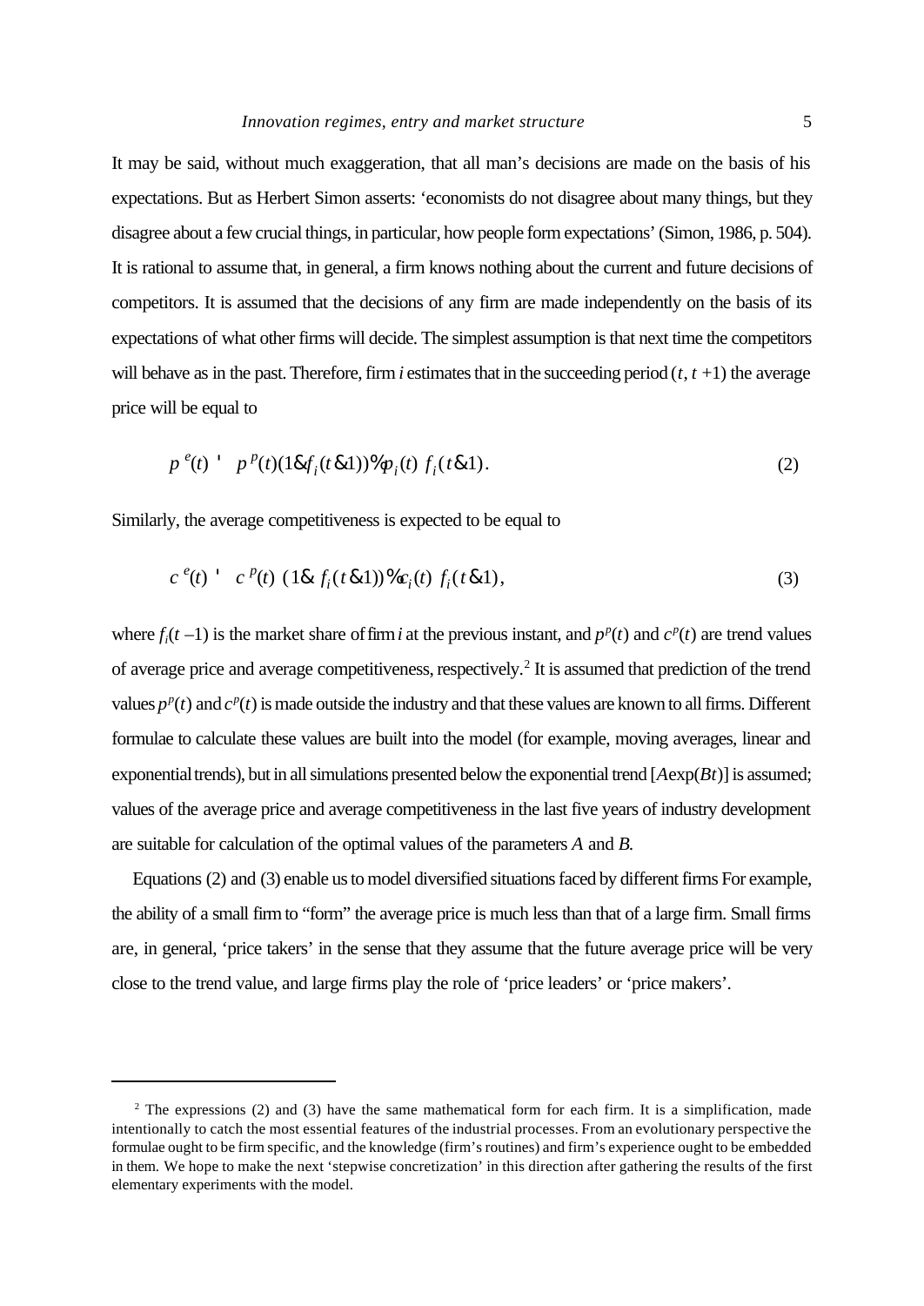It may be said, without much exaggeration, that all man's decisions are made on the basis of his expectations. But as Herbert Simon asserts: 'economists do not disagree about many things, but they disagree about a few crucial things, in particular, how people form expectations' (Simon, 1986, p. 504). It is rational to assume that, in general, a firm knows nothing about the current and future decisions of competitors. It is assumed that the decisions of any firm are made independently on the basis of its expectations of what other firms will decide. The simplest assumption is that next time the competitors will behave as in the past. Therefore, firm *i* estimates that in the succeeding period $(t, t+1)$ the average price will be equal to

$$p^{e}(t) = p^{p}(t)(1-f_i(t-1)) + p_i(t)\, f_i(t-1). \tag{2}$$

Similarly, the average competitiveness is expected to be equal to

$$c^{e}(t) = c^{p}(t)\,(1-f_i(t-1)) + c_i(t)\, f_i(t-1), \tag{3}$$

where $f_i(t-1)$ is the market share of firm *i* at the previous instant, and $p^p(t)$ and $c^p(t)$ are trend values of average price and average competitiveness, respectively.[2] It is assumed that prediction of the trend values $p^p(t)$ and $c^p(t)$ is made outside the industry and that these values are known to all firms. Different formulae to calculate these values are built into the model (for example, moving averages, linear and exponential trends), but in all simulations presented below the exponential trend $[A\exp(Bt)]$ is assumed; values of the average price and average competitiveness in the last five years of industry development are suitable for calculation of the optimal values of the parameters $A$ and $B$.

Equations (2) and (3) enable us to model diversified situations faced by different firms For example, the ability of a small firm to "form" the average price is much less than that of a large firm. Small firms are, in general, 'price takers' in the sense that they assume that the future average price will be very close to the trend value, and large firms play the role of 'price leaders' or 'price makers'.

---

[2] The expressions (2) and (3) have the same mathematical form for each firm. It is a simplification, made intentionally to catch the most essential features of the industrial processes. From an evolutionary perspective the formulae ought to be firm specific, and the knowledge (firm's routines) and firm's experience ought to be embedded in them. We hope to make the next 'stepwise concretization' in this direction after gathering the results of the first elementary experiments with the model.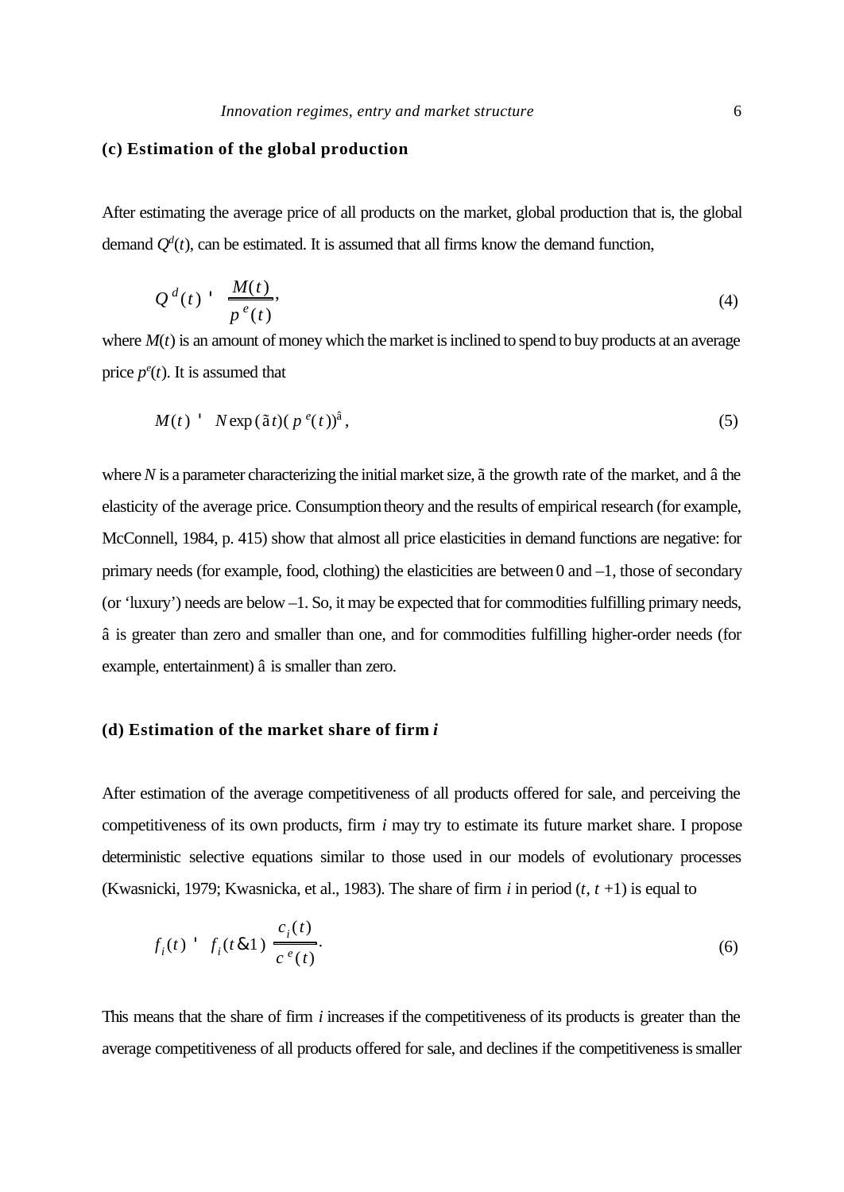### (c) Estimation of the global production

After estimating the average price of all products on the market, global production that is, the global demand $Q^d(t)$, can be estimated. It is assumed that all firms know the demand function,

$$Q^d(t) = \frac{M(t)}{p^e(t)}, \tag{4}$$

where $M(t)$ is an amount of money which the market is inclined to spend to buy products at an average price $p^e(t)$. It is assumed that

$$M(t) = N \exp(\gamma t)(p^e(t))^{\beta}, \tag{5}$$

where $N$ is a parameter characterizing the initial market size, $\gamma$ the growth rate of the market, and $\beta$ the elasticity of the average price. Consumption theory and the results of empirical research (for example, McConnell, 1984, p. 415) show that almost all price elasticities in demand functions are negative: for primary needs (for example, food, clothing) the elasticities are between 0 and –1, those of secondary (or 'luxury') needs are below –1. So, it may be expected that for commodities fulfilling primary needs, $\beta$ is greater than zero and smaller than one, and for commodities fulfilling higher-order needs (for example, entertainment) $\beta$ is smaller than zero.

### (d) Estimation of the market share of firm *i*

After estimation of the average competitiveness of all products offered for sale, and perceiving the competitiveness of its own products, firm $i$ may try to estimate its future market share. I propose deterministic selective equations similar to those used in our models of evolutionary processes (Kwasnicki, 1979; Kwasnicka, et al., 1983). The share of firm $i$ in period $(t, t+1)$ is equal to

$$f_i(t) = f_i(t-1)\frac{c_i(t)}{c^e(t)}. \tag{6}$$

This means that the share of firm $i$ increases if the competitiveness of its products is greater than the average competitiveness of all products offered for sale, and declines if the competitiveness is smaller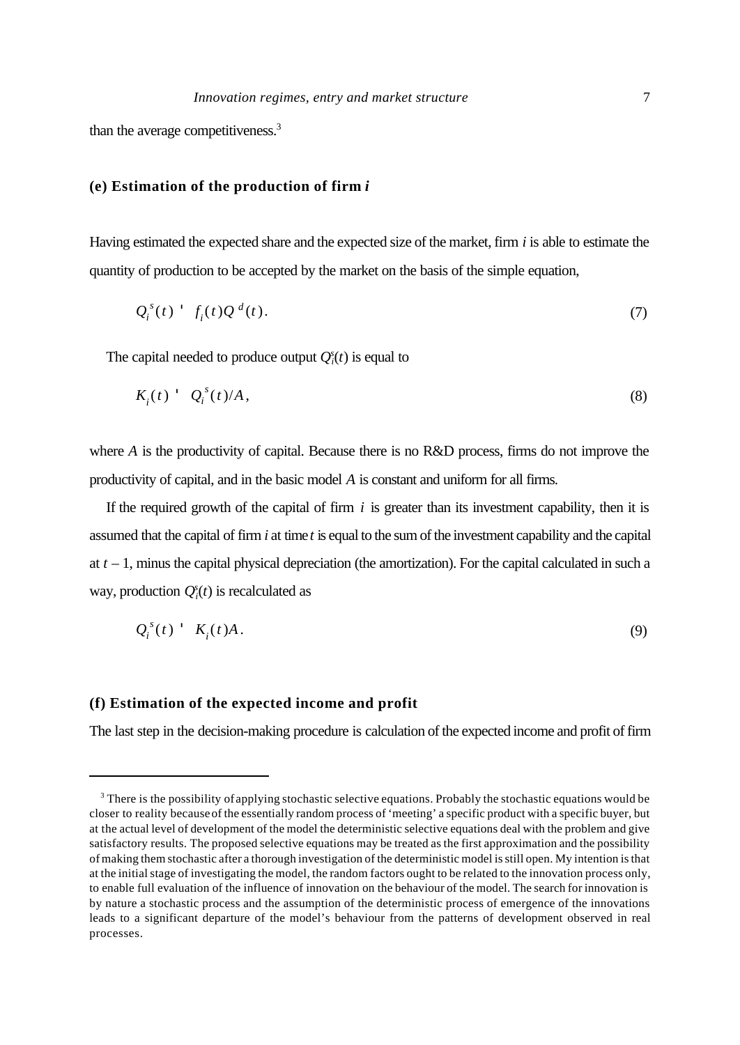than the average competitiveness.[3]

### (e) Estimation of the production of firm *i*

Having estimated the expected share and the expected size of the market, firm $i$ is able to estimate the quantity of production to be accepted by the market on the basis of the simple equation,

$$Q_i^s(t) = f_i(t) Q^d(t). \tag{7}$$

The capital needed to produce output $Q_i^s(t)$ is equal to

$$K_i(t) = Q_i^s(t)/A, \tag{8}$$

where $A$ is the productivity of capital. Because there is no R&D process, firms do not improve the productivity of capital, and in the basic model $A$ is constant and uniform for all firms.

If the required growth of the capital of firm $i$ is greater than its investment capability, then it is assumed that the capital of firm $i$ at time $t$ is equal to the sum of the investment capability and the capital at $t - 1$, minus the capital physical depreciation (the amortization). For the capital calculated in such a way, production $Q_i^s(t)$ is recalculated as

$$Q_i^s(t) = K_i(t) A. \tag{9}$$

### (f) Estimation of the expected income and profit

The last step in the decision-making procedure is calculation of the expected income and profit of firm

---

[3] There is the possibility of applying stochastic selective equations. Probably the stochastic equations would be closer to reality because of the essentially random process of 'meeting' a specific product with a specific buyer, but at the actual level of development of the model the deterministic selective equations deal with the problem and give satisfactory results. The proposed selective equations may be treated as the first approximation and the possibility of making them stochastic after a thorough investigation of the deterministic model is still open. My intention is that at the initial stage of investigating the model, the random factors ought to be related to the innovation process only, to enable full evaluation of the influence of innovation on the behaviour of the model. The search for innovation is by nature a stochastic process and the assumption of the deterministic process of emergence of the innovations leads to a significant departure of the model's behaviour from the patterns of development observed in real processes.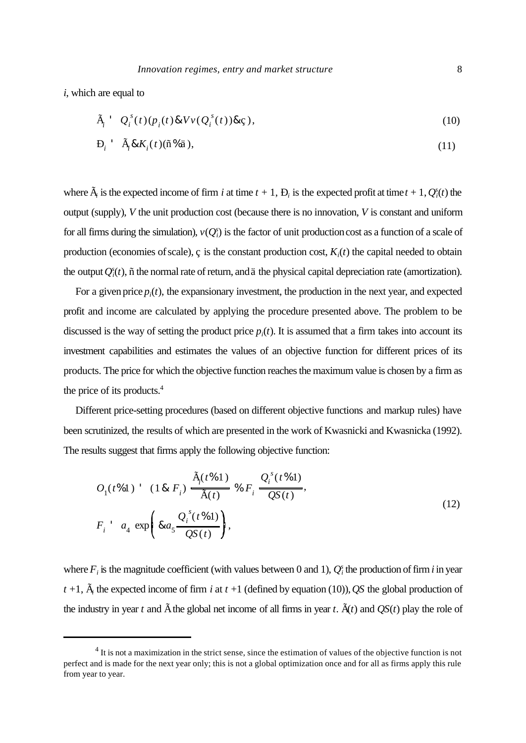$i$, which are equal to

$$\Gamma_i = Q_i^s(t)(p_i(t) - V v(Q_i^s(t)) - \eta), \tag{10}$$

$$\Pi_i = \Gamma_i - K_i(t)(\rho + \delta), \tag{11}$$

where $\Gamma_i$ is the expected income of firm $i$ at time $t + 1$, $\Pi_i$ is the expected profit at time $t + 1$, $Q_i^s(t)$ the output (supply), $V$ the unit production cost (because there is no innovation, $V$ is constant and uniform for all firms during the simulation), $v(Q_i^s)$ is the factor of unit production cost as a function of a scale of production (economies of scale), $\eta$ is the constant production cost, $K_i(t)$ the capital needed to obtain the output $Q_i^s(t)$, $\rho$ the normal rate of return, and $\delta$ the physical capital depreciation rate (amortization).

For a given price $p_i(t)$, the expansionary investment, the production in the next year, and expected profit and income are calculated by applying the procedure presented above. The problem to be discussed is the way of setting the product price $p_i(t)$. It is assumed that a firm takes into account its investment capabilities and estimates the values of an objective function for different prices of its products. The price for which the objective function reaches the maximum value is chosen by a firm as the price of its products.[4]

Different price-setting procedures (based on different objective functions and markup rules) have been scrutinized, the results of which are presented in the work of Kwasnicki and Kwasnicka (1992). The results suggest that firms apply the following objective function:

$$\begin{aligned} O_1(t+1) &= (1 - F_i)\,\frac{\Gamma_i(t+1)}{\Gamma(t)} + F_i\,\frac{Q_i^s(t+1)}{QS(t)}, \\ F_i &= a_4 \exp\left( -a_5 \frac{Q_i^s(t+1)}{QS(t)} \right), \end{aligned} \tag{12}$$

where $F_i$ is the magnitude coefficient (with values between 0 and 1), $Q_i^s$ the production of firm $i$ in year $t$ +1, $\Gamma_i$ the expected income of firm $i$ at $t$ +1 (defined by equation (10)), $QS$ the global production of the industry in year $t$ and $\Gamma$ the global net income of all firms in year $t$. $\Gamma(t)$ and $QS(t)$ play the role of

---

[4] It is not a maximization in the strict sense, since the estimation of values of the objective function is not perfect and is made for the next year only; this is not a global optimization once and for all as firms apply this rule from year to year.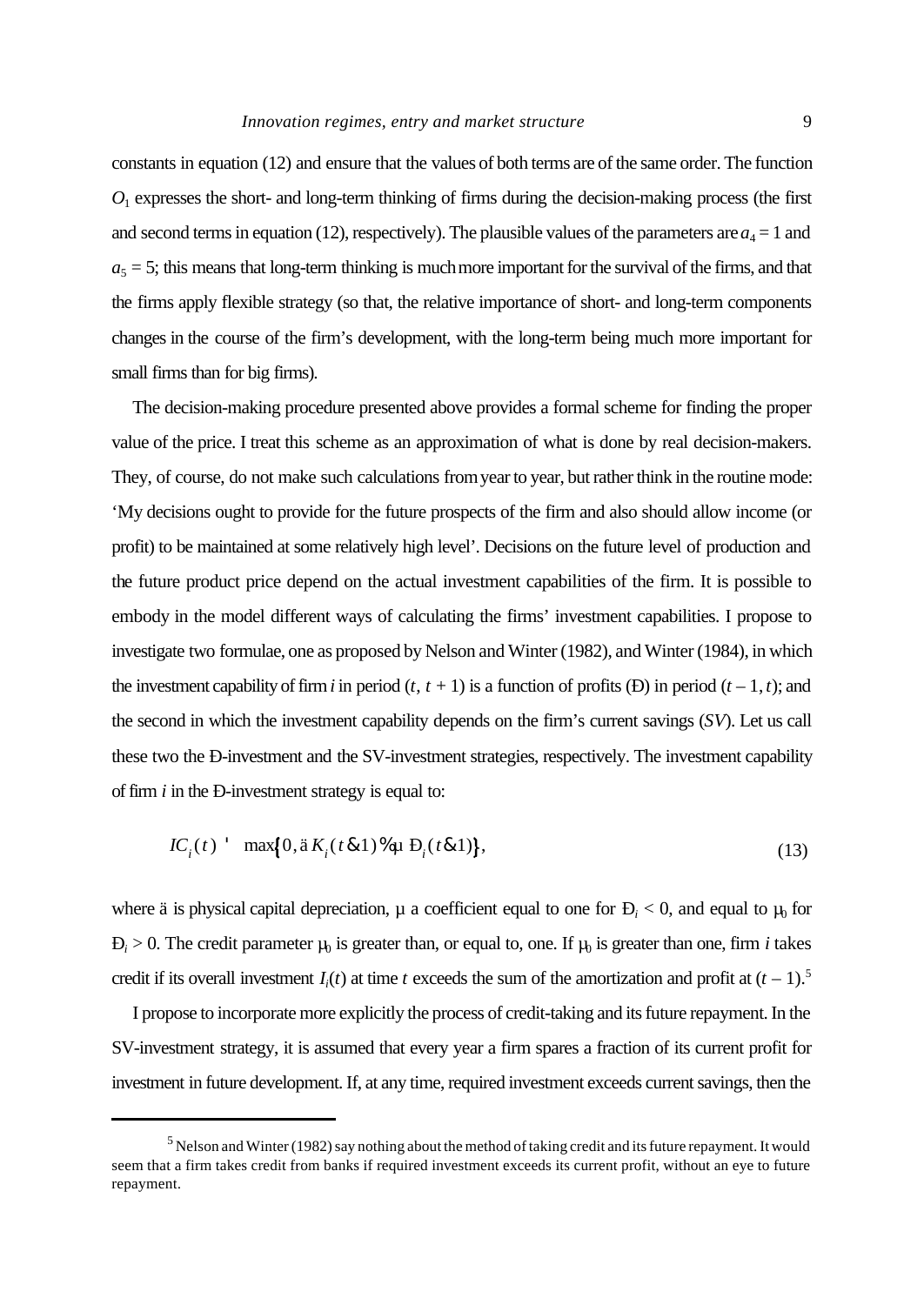constants in equation (12) and ensure that the values of both terms are of the same order. The function $O_1$ expresses the short- and long-term thinking of firms during the decision-making process (the first and second terms in equation (12), respectively). The plausible values of the parameters are $a_4 = 1$ and $a_5 = 5$; this means that long-term thinking is much more important for the survival of the firms, and that the firms apply flexible strategy (so that, the relative importance of short- and long-term components changes in the course of the firm's development, with the long-term being much more important for small firms than for big firms).

The decision-making procedure presented above provides a formal scheme for finding the proper value of the price. I treat this scheme as an approximation of what is done by real decision-makers. They, of course, do not make such calculations from year to year, but rather think in the routine mode: 'My decisions ought to provide for the future prospects of the firm and also should allow income (or profit) to be maintained at some relatively high level'. Decisions on the future level of production and the future product price depend on the actual investment capabilities of the firm. It is possible to embody in the model different ways of calculating the firms' investment capabilities. I propose to investigate two formulae, one as proposed by Nelson and Winter (1982), and Winter (1984), in which the investment capability of firm $i$ in period $(t, t+1)$ is a function of profits ($\Pi$) in period $(t-1, t)$; and the second in which the investment capability depends on the firm's current savings ($SV$). Let us call these two the $\Pi$-investment and the SV-investment strategies, respectively. The investment capability of firm $i$ in the $\Pi$-investment strategy is equal to:

$$IC_i(t) = \max\{0, \delta K_i(t-1) + \mu \Pi_i(t-1)\}, \tag{13}$$

where $\delta$ is physical capital depreciation, $\mu$ a coefficient equal to one for $\Pi_i < 0$, and equal to $\mu_0$ for $\Pi_i > 0$. The credit parameter $\mu_0$ is greater than, or equal to, one. If $\mu_0$ is greater than one, firm $i$ takes credit if its overall investment $I_i(t)$ at time $t$ exceeds the sum of the amortization and profit at $(t-1)$.[5]

I propose to incorporate more explicitly the process of credit-taking and its future repayment. In the SV-investment strategy, it is assumed that every year a firm spares a fraction of its current profit for investment in future development. If, at any time, required investment exceeds current savings, then the

[5] Nelson and Winter (1982) say nothing about the method of taking credit and its future repayment. It would seem that a firm takes credit from banks if required investment exceeds its current profit, without an eye to future repayment.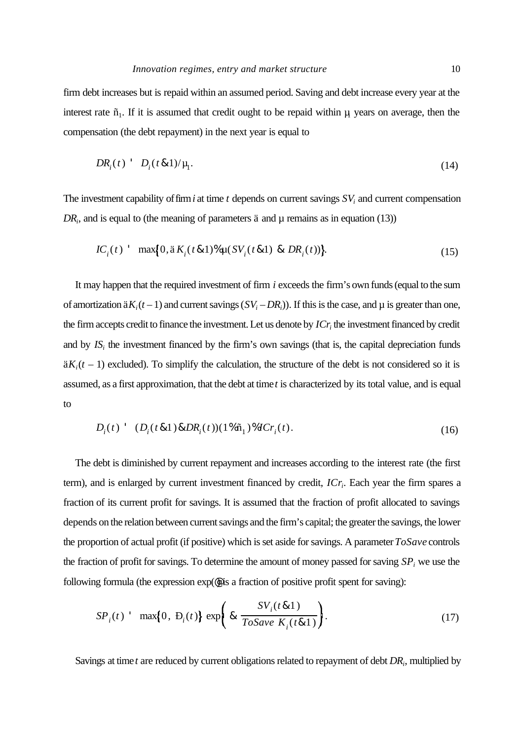firm debt increases but is repaid within an assumed period. Saving and debt increase every year at the interest rate $\rho_1$. If it is assumed that credit ought to be repaid within $\mu_1$ years on average, then the compensation (the debt repayment) in the next year is equal to

$$DR_i(t) = D_i(t-1)/\mu_1. \tag{14}$$

The investment capability of firm $i$ at time $t$ depends on current savings $SV_i$ and current compensation $DR_i$, and is equal to (the meaning of parameters $\delta$ and $\mu$ remains as in equation (13))

$$IC_i(t) = \max\{0, \delta K_i(t-1) + \mu(SV_i(t-1) - DR_i(t))\}. \tag{15}$$

It may happen that the required investment of firm $i$ exceeds the firm's own funds (equal to the sum of amortization $\delta K_i(t-1)$ and current savings $(SV_i - DR_i)$). If this is the case, and $\mu$ is greater than one, the firm accepts credit to finance the investment. Let us denote by $ICr_i$ the investment financed by credit and by $IS_i$ the investment financed by the firm's own savings (that is, the capital depreciation funds $\delta K_i(t-1)$ excluded). To simplify the calculation, the structure of the debt is not considered so it is assumed, as a first approximation, that the debt at time $t$ is characterized by its total value, and is equal to

$$D_i(t) = (D_i(t-1) - DR_i(t))(1+\rho_1) + ICr_i(t). \tag{16}$$

The debt is diminished by current repayment and increases according to the interest rate (the first term), and is enlarged by current investment financed by credit, $ICr_i$. Each year the firm spares a fraction of its current profit for savings. It is assumed that the fraction of profit allocated to savings depends on the relation between current savings and the firm's capital; the greater the savings, the lower the proportion of actual profit (if positive) which is set aside for savings. A parameter *ToSave* controls the fraction of profit for savings. To determine the amount of money passed for saving $SP_i$ we use the following formula (the expression $\exp(\cdot)$ is a fraction of positive profit spent for saving):

$$SP_i(t) = \max\{0, \Pi_i(t)\} \exp\left(-\frac{SV_i(t-1)}{ToSave\ K_i(t-1)}\right). \tag{17}$$

Savings at time $t$ are reduced by current obligations related to repayment of debt $DR_i$, multiplied by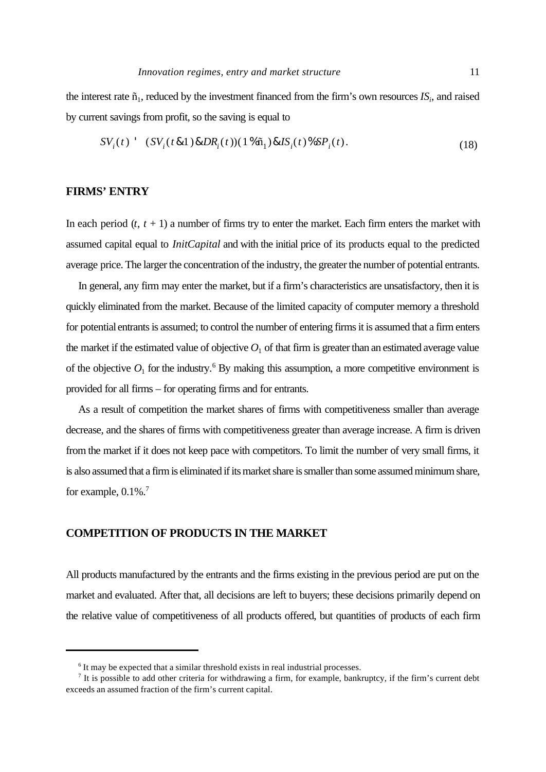the interest rate $\rho_1$, reduced by the investment financed from the firm's own resources $IS_i$, and raised by current savings from profit, so the saving is equal to

$$SV_i(t) = (SV_i(t-1) - DR_i(t))(1+\rho_1) - IS_i(t) + SP_i(t). \tag{18}$$

## FIRMS' ENTRY

In each period ($t$, $t+1$) a number of firms try to enter the market. Each firm enters the market with assumed capital equal to *InitCapital* and with the initial price of its products equal to the predicted average price. The larger the concentration of the industry, the greater the number of potential entrants.

In general, any firm may enter the market, but if a firm's characteristics are unsatisfactory, then it is quickly eliminated from the market. Because of the limited capacity of computer memory a threshold for potential entrants is assumed; to control the number of entering firms it is assumed that a firm enters the market if the estimated value of objective $O_1$ of that firm is greater than an estimated average value of the objective $O_1$ for the industry.[6] By making this assumption, a more competitive environment is provided for all firms – for operating firms and for entrants.

As a result of competition the market shares of firms with competitiveness smaller than average decrease, and the shares of firms with competitiveness greater than average increase. A firm is driven from the market if it does not keep pace with competitors. To limit the number of very small firms, it is also assumed that a firm is eliminated if its market share is smaller than some assumed minimum share, for example, 0.1%.[7]

## COMPETITION OF PRODUCTS IN THE MARKET

All products manufactured by the entrants and the firms existing in the previous period are put on the market and evaluated. After that, all decisions are left to buyers; these decisions primarily depend on the relative value of competitiveness of all products offered, but quantities of products of each firm

---

[6] It may be expected that a similar threshold exists in real industrial processes.

[7] It is possible to add other criteria for withdrawing a firm, for example, bankruptcy, if the firm's current debt exceeds an assumed fraction of the firm's current capital.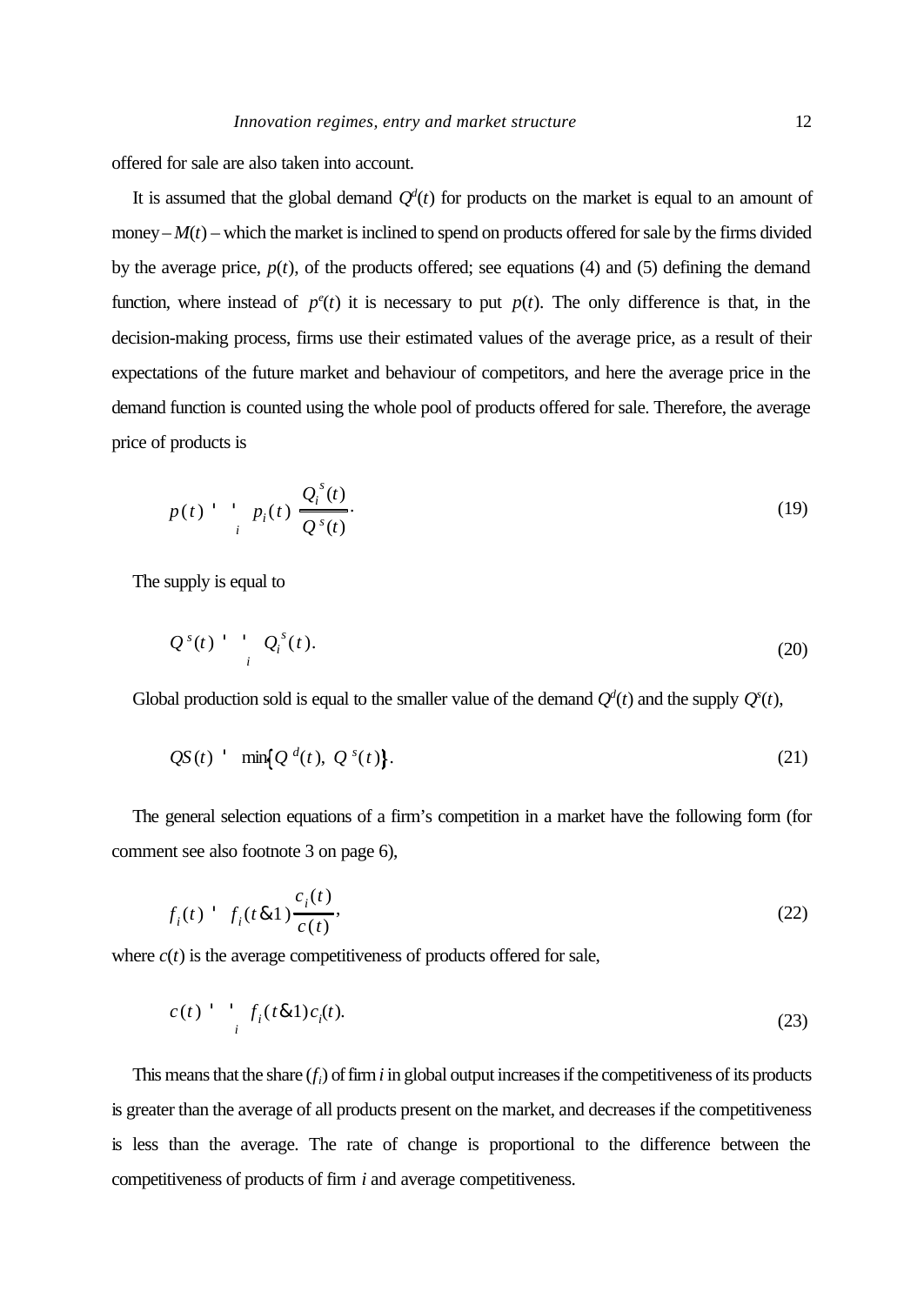offered for sale are also taken into account.

It is assumed that the global demand $Q^d(t)$ for products on the market is equal to an amount of money – $M(t)$ – which the market is inclined to spend on products offered for sale by the firms divided by the average price, $p(t)$, of the products offered; see equations (4) and (5) defining the demand function, where instead of $p^e(t)$ it is necessary to put $p(t)$. The only difference is that, in the decision-making process, firms use their estimated values of the average price, as a result of their expectations of the future market and behaviour of competitors, and here the average price in the demand function is counted using the whole pool of products offered for sale. Therefore, the average price of products is

$$p(t) = \sum_i p_i(t) \frac{Q_i^s(t)}{Q^s(t)}. \tag{19}$$

The supply is equal to

$$Q^s(t) = \sum_i Q_i^s(t). \tag{20}$$

Global production sold is equal to the smaller value of the demand $Q^d(t)$ and the supply $Q^s(t)$,

$$QS(t) = \min\{Q^d(t),\ Q^s(t)\}. \tag{21}$$

The general selection equations of a firm's competition in a market have the following form (for comment see also footnote 3 on page 6),

$$f_i(t) = f_i(t-1) \frac{c_i(t)}{c(t)}, \tag{22}$$

where $c(t)$ is the average competitiveness of products offered for sale,

$$c(t) = \sum_i f_i(t-1) c_i(t). \tag{23}$$

This means that the share ($f_i$) of firm $i$ in global output increases if the competitiveness of its products is greater than the average of all products present on the market, and decreases if the competitiveness is less than the average. The rate of change is proportional to the difference between the competitiveness of products of firm $i$ and average competitiveness.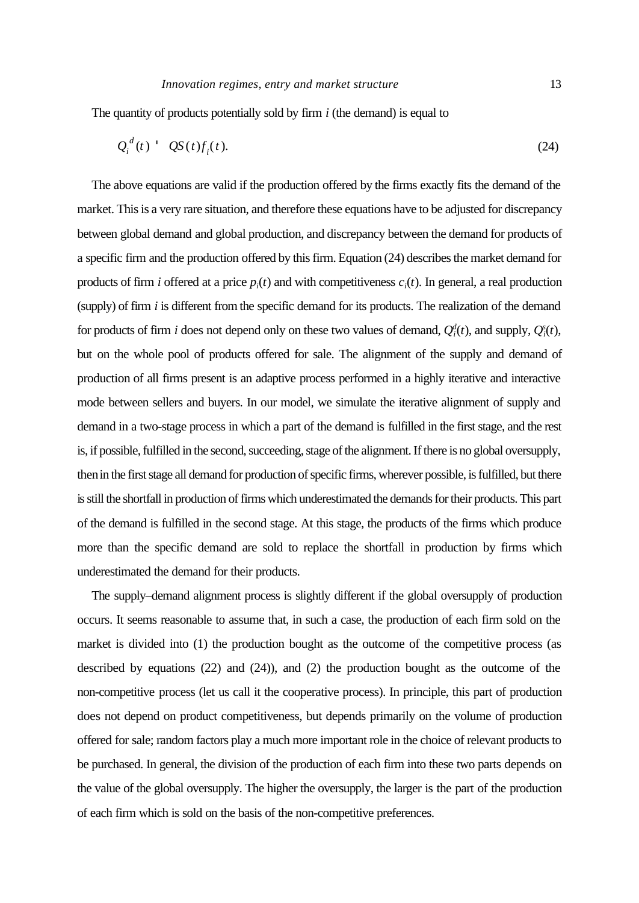The quantity of products potentially sold by firm *i* (the demand) is equal to

$$Q_i^d(t) = QS(t) f_i(t). \tag{24}$$

The above equations are valid if the production offered by the firms exactly fits the demand of the market. This is a very rare situation, and therefore these equations have to be adjusted for discrepancy between global demand and global production, and discrepancy between the demand for products of a specific firm and the production offered by this firm. Equation (24) describes the market demand for products of firm *i* offered at a price $p_i(t)$ and with competitiveness $c_i(t)$. In general, a real production (supply) of firm *i* is different from the specific demand for its products. The realization of the demand for products of firm *i* does not depend only on these two values of demand, $Q_i^d(t)$, and supply, $Q_i^s(t)$, but on the whole pool of products offered for sale. The alignment of the supply and demand of production of all firms present is an adaptive process performed in a highly iterative and interactive mode between sellers and buyers. In our model, we simulate the iterative alignment of supply and demand in a two-stage process in which a part of the demand is fulfilled in the first stage, and the rest is, if possible, fulfilled in the second, succeeding, stage of the alignment. If there is no global oversupply, then in the first stage all demand for production of specific firms, wherever possible, is fulfilled, but there is still the shortfall in production of firms which underestimated the demands for their products. This part of the demand is fulfilled in the second stage. At this stage, the products of the firms which produce more than the specific demand are sold to replace the shortfall in production by firms which underestimated the demand for their products.

The supply–demand alignment process is slightly different if the global oversupply of production occurs. It seems reasonable to assume that, in such a case, the production of each firm sold on the market is divided into (1) the production bought as the outcome of the competitive process (as described by equations (22) and (24)), and (2) the production bought as the outcome of the non-competitive process (let us call it the cooperative process). In principle, this part of production does not depend on product competitiveness, but depends primarily on the volume of production offered for sale; random factors play a much more important role in the choice of relevant products to be purchased. In general, the division of the production of each firm into these two parts depends on the value of the global oversupply. The higher the oversupply, the larger is the part of the production of each firm which is sold on the basis of the non-competitive preferences.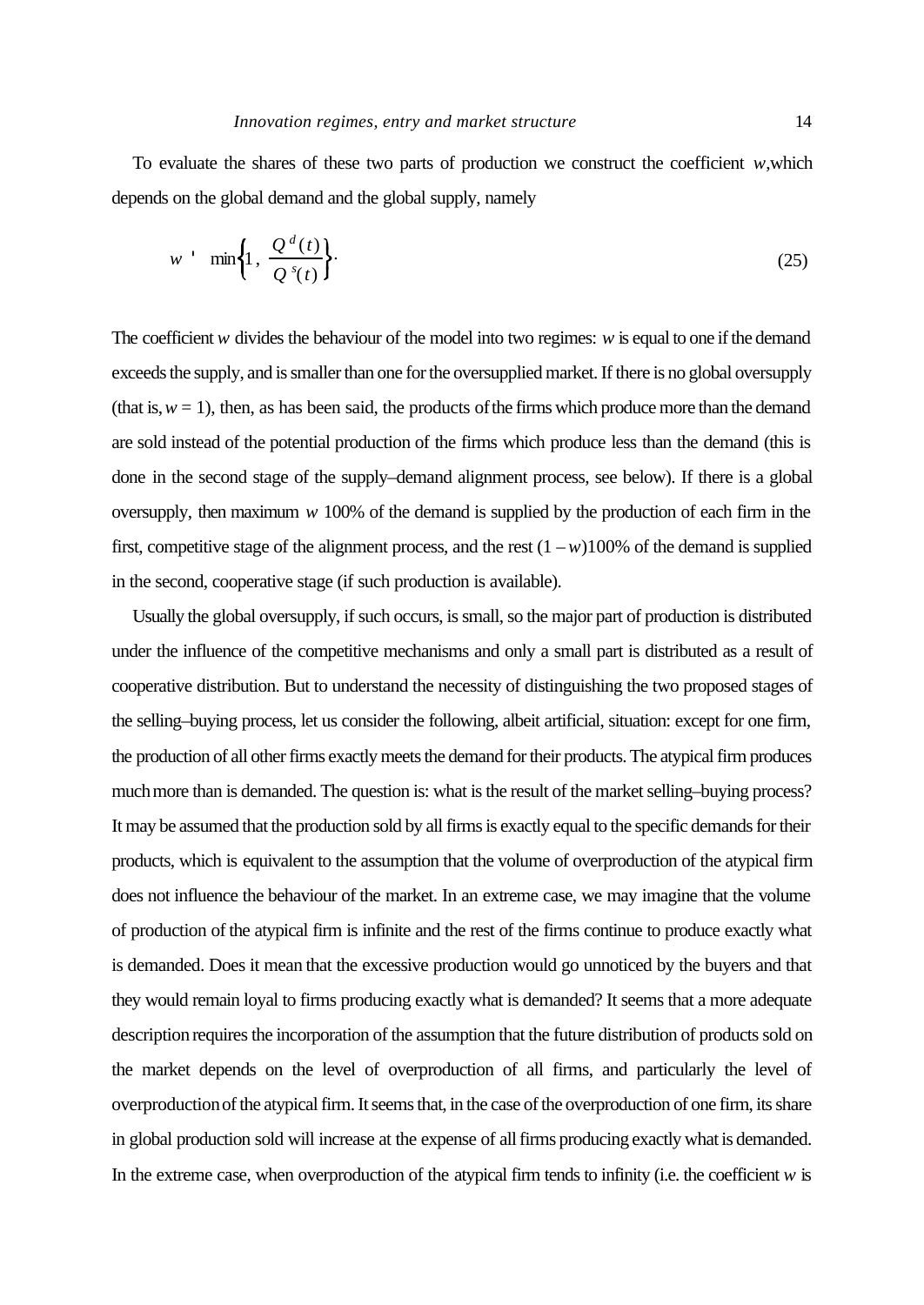To evaluate the shares of these two parts of production we construct the coefficient $w$,which depends on the global demand and the global supply, namely

$$w = \min\left\{1,\ \frac{Q^d(t)}{Q^s(t)}\right\}. \tag{25}$$

The coefficient $w$ divides the behaviour of the model into two regimes: $w$ is equal to one if the demand exceeds the supply, and is smaller than one for the oversupplied market. If there is no global oversupply (that is, $w = 1$), then, as has been said, the products of the firms which produce more than the demand are sold instead of the potential production of the firms which produce less than the demand (this is done in the second stage of the supply–demand alignment process, see below). If there is a global oversupply, then maximum $w$ 100% of the demand is supplied by the production of each firm in the first, competitive stage of the alignment process, and the rest $(1 - w)$100% of the demand is supplied in the second, cooperative stage (if such production is available).

Usually the global oversupply, if such occurs, is small, so the major part of production is distributed under the influence of the competitive mechanisms and only a small part is distributed as a result of cooperative distribution. But to understand the necessity of distinguishing the two proposed stages of the selling–buying process, let us consider the following, albeit artificial, situation: except for one firm, the production of all other firms exactly meets the demand for their products. The atypical firm produces much more than is demanded. The question is: what is the result of the market selling–buying process? It may be assumed that the production sold by all firms is exactly equal to the specific demands for their products, which is equivalent to the assumption that the volume of overproduction of the atypical firm does not influence the behaviour of the market. In an extreme case, we may imagine that the volume of production of the atypical firm is infinite and the rest of the firms continue to produce exactly what is demanded. Does it mean that the excessive production would go unnoticed by the buyers and that they would remain loyal to firms producing exactly what is demanded? It seems that a more adequate description requires the incorporation of the assumption that the future distribution of products sold on the market depends on the level of overproduction of all firms, and particularly the level of overproduction of the atypical firm. It seems that, in the case of the overproduction of one firm, its share in global production sold will increase at the expense of all firms producing exactly what is demanded. In the extreme case, when overproduction of the atypical firm tends to infinity (i.e. the coefficient $w$ is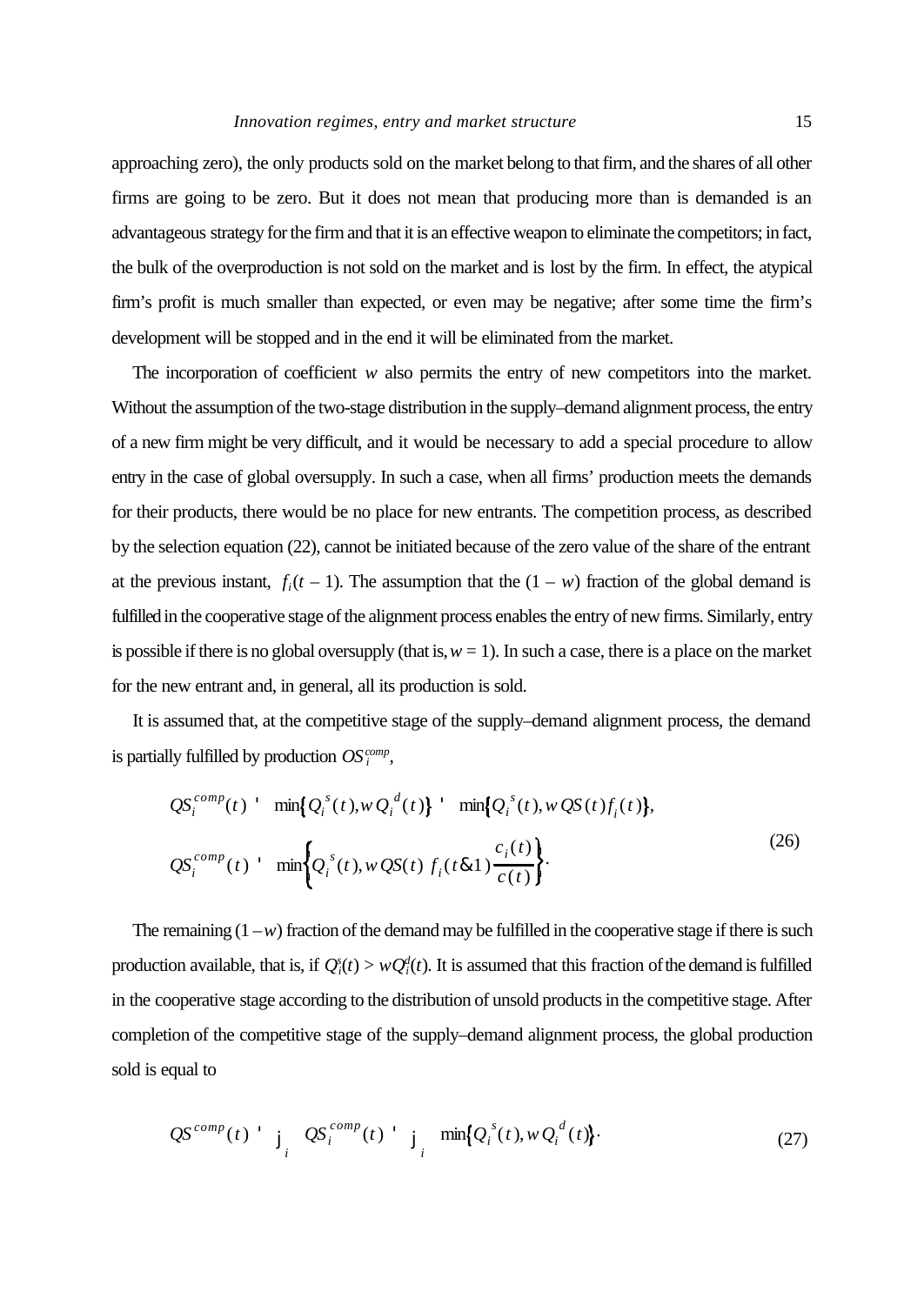approaching zero), the only products sold on the market belong to that firm, and the shares of all other firms are going to be zero. But it does not mean that producing more than is demanded is an advantageous strategy for the firm and that it is an effective weapon to eliminate the competitors; in fact, the bulk of the overproduction is not sold on the market and is lost by the firm. In effect, the atypical firm's profit is much smaller than expected, or even may be negative; after some time the firm's development will be stopped and in the end it will be eliminated from the market.

The incorporation of coefficient $w$ also permits the entry of new competitors into the market. Without the assumption of the two-stage distribution in the supply–demand alignment process, the entry of a new firm might be very difficult, and it would be necessary to add a special procedure to allow entry in the case of global oversupply. In such a case, when all firms' production meets the demands for their products, there would be no place for new entrants. The competition process, as described by the selection equation (22), cannot be initiated because of the zero value of the share of the entrant at the previous instant, $f_i(t-1)$. The assumption that the $(1-w)$ fraction of the global demand is fulfilled in the cooperative stage of the alignment process enables the entry of new firms. Similarly, entry is possible if there is no global oversupply (that is, $w = 1$). In such a case, there is a place on the market for the new entrant and, in general, all its production is sold.

It is assumed that, at the competitive stage of the supply–demand alignment process, the demand is partially fulfilled by production $OS_i^{comp}$,

$$
\begin{aligned}
QS_i^{comp}(t) &= \min\{Q_i^s(t), w\,Q_i^d(t)\} = \min\{Q_i^s(t), w\,QS(t)\,f_i(t)\},\\
QS_i^{comp}(t) &= \min\left\{Q_i^s(t), w\,QS(t)\;f_i(t-1)\,\frac{c_i(t)}{c(t)}\right\}.
\end{aligned}
\tag{26}
$$

The remaining $(1-w)$ fraction of the demand may be fulfilled in the cooperative stage if there is such production available, that is, if $Q_i^s(t) > wQ_i^d(t)$. It is assumed that this fraction of the demand is fulfilled in the cooperative stage according to the distribution of unsold products in the competitive stage. After completion of the competitive stage of the supply–demand alignment process, the global production sold is equal to

$$
QS^{comp}(t) = \sum_i QS_i^{comp}(t) = \sum_i \min\{Q_i^s(t), w\,Q_i^d(t)\}. \tag{27}
$$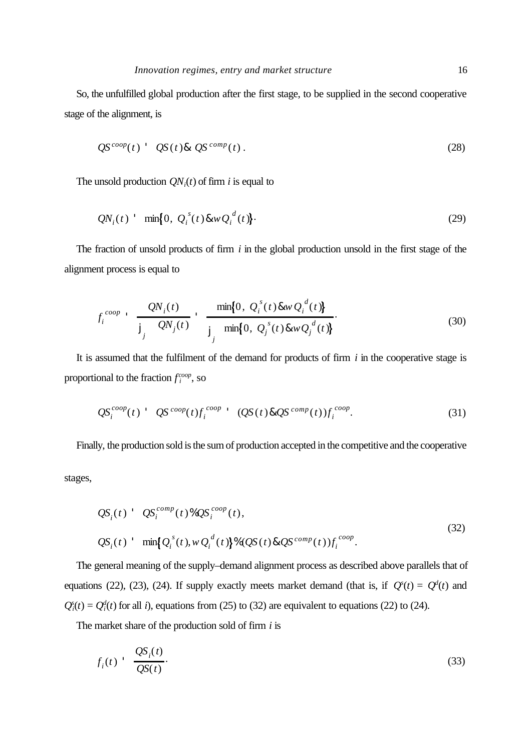So, the unfulfilled global production after the first stage, to be supplied in the second cooperative stage of the alignment, is

$$QS^{coop}(t) = QS(t) - QS^{comp}(t) . \tag{28}$$

The unsold production $QN_i(t)$ of firm $i$ is equal to

$$QN_i(t) = \min\{0,\ Q_i^{s}(t) - wQ_i^{d}(t)\}. \tag{29}$$

The fraction of unsold products of firm $i$ in the global production unsold in the first stage of the alignment process is equal to

$$f_i^{coop} = \frac{QN_i(t)}{\sum_j QN_j(t)} = \frac{\min\{0,\ Q_i^{s}(t) - wQ_i^{d}(t)\}}{\sum_j \min\{0,\ Q_j^{s}(t) - wQ_j^{d}(t)\}}. \tag{30}$$

It is assumed that the fulfilment of the demand for products of firm $i$ in the cooperative stage is proportional to the fraction $f_i^{coop}$, so

$$QS_i^{coop}(t) = QS^{coop}(t) f_i^{coop} = (QS(t) - QS^{comp}(t)) f_i^{coop}. \tag{31}$$

Finally, the production sold is the sum of production accepted in the competitive and the cooperative stages,

$$\begin{aligned} QS_i(t) &= QS_i^{comp}(t) + QS_i^{coop}(t), \\ QS_i(t) &= \min\{Q_i^{s}(t), wQ_i^{d}(t)\} + (QS(t) - QS^{comp}(t)) f_i^{coop}. \end{aligned} \tag{32}$$

The general meaning of the supply–demand alignment process as described above parallels that of equations (22), (23), (24). If supply exactly meets market demand (that is, if $Q^s(t) = Q^d(t)$ and $Q_i^s(t) = Q_i^d(t)$ for all $i$), equations from (25) to (32) are equivalent to equations (22) to (24).

The market share of the production sold of firm $i$ is

$$f_i(t) = \frac{QS_i(t)}{QS(t)}. \tag{33}$$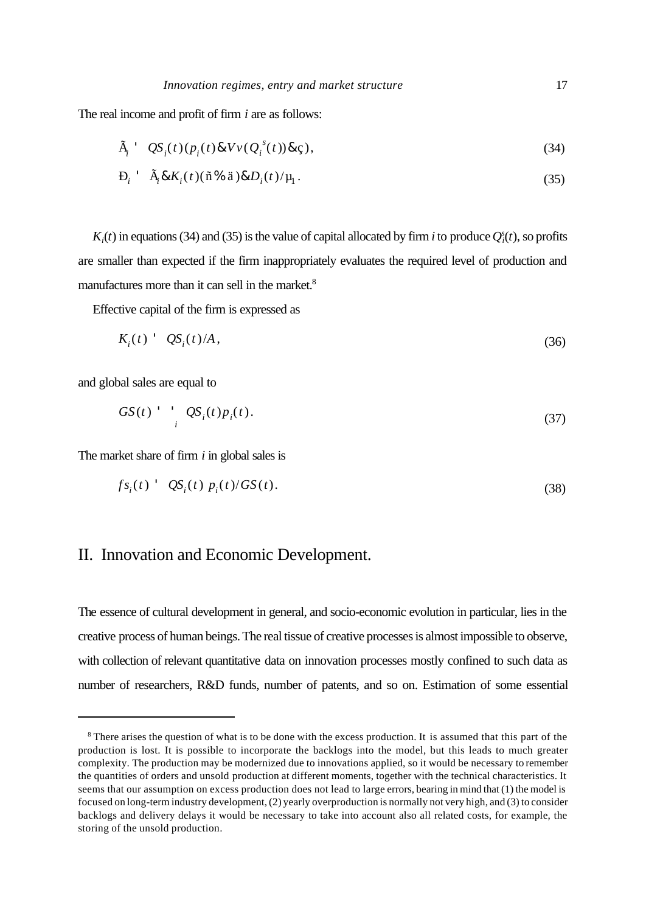The real income and profit of firm $i$ are as follows:

$$\Gamma_i = QS_i(t)(p_i(t) - V v(Q_i^s(t)) - \eta), \tag{34}$$

$$\Pi_i = \Gamma_i - K_i(t)(\rho + \delta) - D_i(t)/\mu_1 . \tag{35}$$

$K_i(t)$ in equations (34) and (35) is the value of capital allocated by firm $i$ to produce $Q_i^s(t)$, so profits are smaller than expected if the firm inappropriately evaluates the required level of production and manufactures more than it can sell in the market.[8]

Effective capital of the firm is expressed as

$$K_i(t) = QS_i(t)/A, \tag{36}$$

and global sales are equal to

$$GS(t) = \sum_i QS_i(t)p_i(t). \tag{37}$$

The market share of firm $i$ in global sales is

$$fs_i(t) = QS_i(t)\ p_i(t)/GS(t). \tag{38}$$

## II. Innovation and Economic Development.

The essence of cultural development in general, and socio-economic evolution in particular, lies in the creative process of human beings. The real tissue of creative processes is almost impossible to observe, with collection of relevant quantitative data on innovation processes mostly confined to such data as number of researchers, R&D funds, number of patents, and so on. Estimation of some essential

[8] There arises the question of what is to be done with the excess production. It is assumed that this part of the production is lost. It is possible to incorporate the backlogs into the model, but this leads to much greater complexity. The production may be modernized due to innovations applied, so it would be necessary to remember the quantities of orders and unsold production at different moments, together with the technical characteristics. It seems that our assumption on excess production does not lead to large errors, bearing in mind that (1) the model is focused on long-term industry development, (2) yearly overproduction is normally not very high, and (3) to consider backlogs and delivery delays it would be necessary to take into account also all related costs, for example, the storing of the unsold production.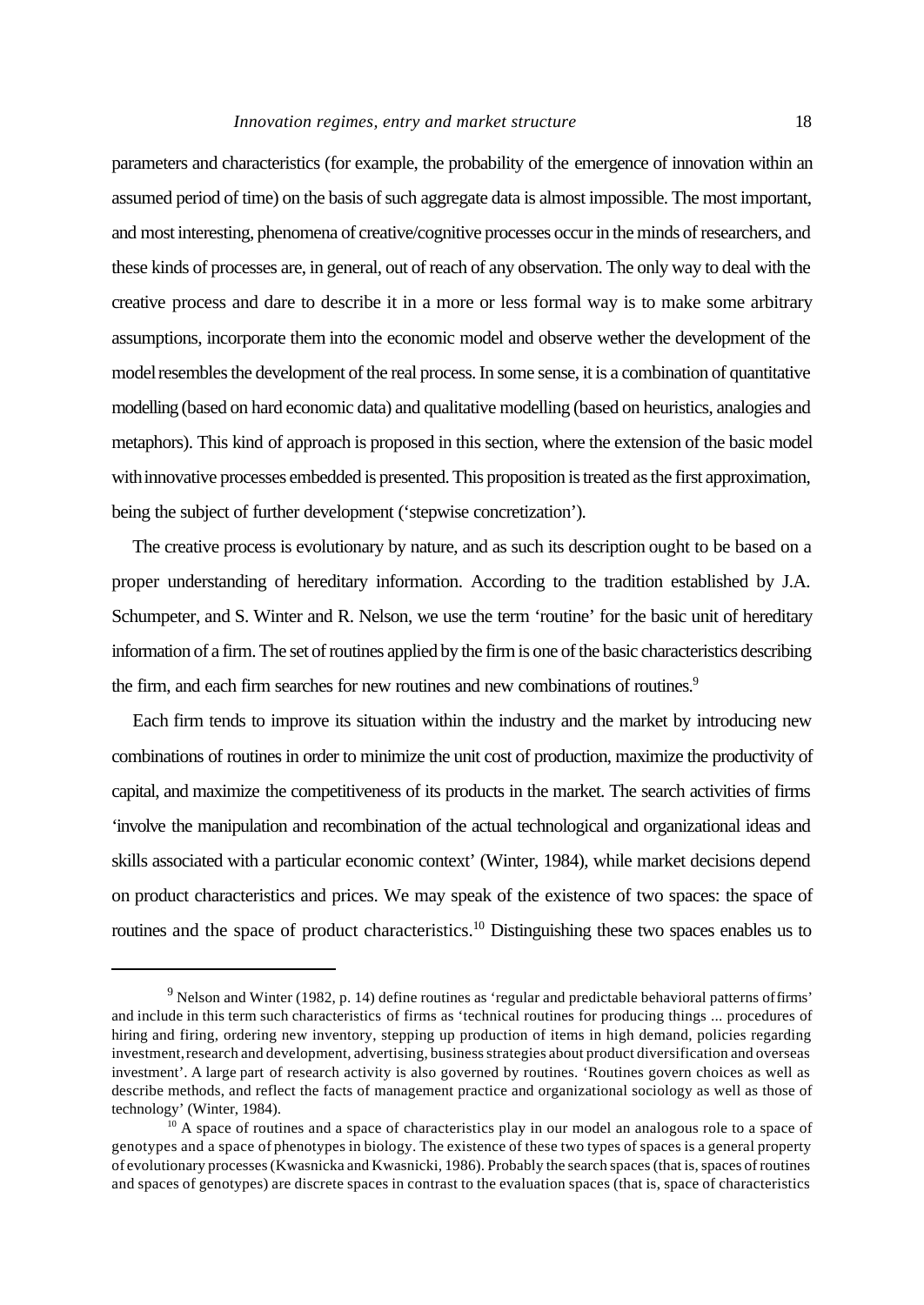parameters and characteristics (for example, the probability of the emergence of innovation within an assumed period of time) on the basis of such aggregate data is almost impossible. The most important, and most interesting, phenomena of creative/cognitive processes occur in the minds of researchers, and these kinds of processes are, in general, out of reach of any observation. The only way to deal with the creative process and dare to describe it in a more or less formal way is to make some arbitrary assumptions, incorporate them into the economic model and observe wether the development of the model resembles the development of the real process. In some sense, it is a combination of quantitative modelling (based on hard economic data) and qualitative modelling (based on heuristics, analogies and metaphors). This kind of approach is proposed in this section, where the extension of the basic model with innovative processes embedded is presented. This proposition is treated as the first approximation, being the subject of further development ('stepwise concretization').

The creative process is evolutionary by nature, and as such its description ought to be based on a proper understanding of hereditary information. According to the tradition established by J.A. Schumpeter, and S. Winter and R. Nelson, we use the term 'routine' for the basic unit of hereditary information of a firm. The set of routines applied by the firm is one of the basic characteristics describing the firm, and each firm searches for new routines and new combinations of routines.[9]

Each firm tends to improve its situation within the industry and the market by introducing new combinations of routines in order to minimize the unit cost of production, maximize the productivity of capital, and maximize the competitiveness of its products in the market. The search activities of firms 'involve the manipulation and recombination of the actual technological and organizational ideas and skills associated with a particular economic context' (Winter, 1984), while market decisions depend on product characteristics and prices. We may speak of the existence of two spaces: the space of routines and the space of product characteristics.[10] Distinguishing these two spaces enables us to

[9] Nelson and Winter (1982, p. 14) define routines as 'regular and predictable behavioral patterns of firms' and include in this term such characteristics of firms as 'technical routines for producing things ... procedures of hiring and firing, ordering new inventory, stepping up production of items in high demand, policies regarding investment, research and development, advertising, business strategies about product diversification and overseas investment'. A large part of research activity is also governed by routines. 'Routines govern choices as well as describe methods, and reflect the facts of management practice and organizational sociology as well as those of technology' (Winter, 1984).

[10] A space of routines and a space of characteristics play in our model an analogous role to a space of genotypes and a space of phenotypes in biology. The existence of these two types of spaces is a general property of evolutionary processes (Kwasnicka and Kwasnicki, 1986). Probably the search spaces (that is, spaces of routines and spaces of genotypes) are discrete spaces in contrast to the evaluation spaces (that is, space of characteristics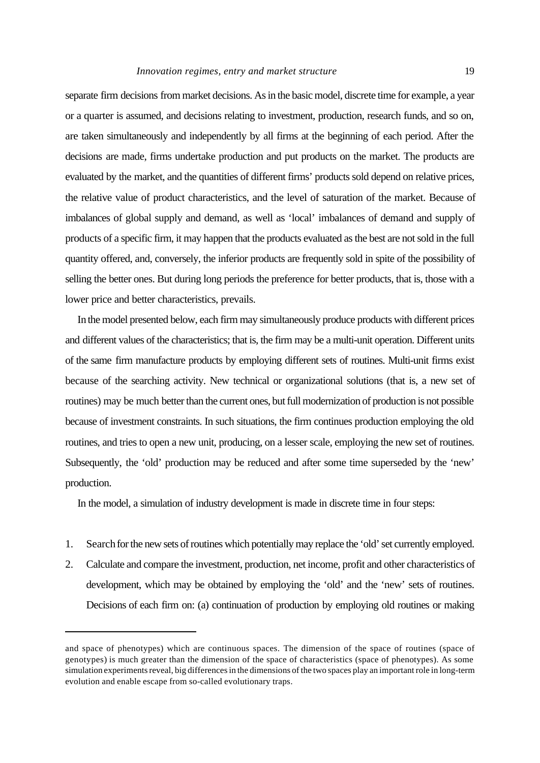separate firm decisions from market decisions. As in the basic model, discrete time for example, a year or a quarter is assumed, and decisions relating to investment, production, research funds, and so on, are taken simultaneously and independently by all firms at the beginning of each period. After the decisions are made, firms undertake production and put products on the market. The products are evaluated by the market, and the quantities of different firms' products sold depend on relative prices, the relative value of product characteristics, and the level of saturation of the market. Because of imbalances of global supply and demand, as well as 'local' imbalances of demand and supply of products of a specific firm, it may happen that the products evaluated as the best are not sold in the full quantity offered, and, conversely, the inferior products are frequently sold in spite of the possibility of selling the better ones. But during long periods the preference for better products, that is, those with a lower price and better characteristics, prevails.

In the model presented below, each firm may simultaneously produce products with different prices and different values of the characteristics; that is, the firm may be a multi-unit operation. Different units of the same firm manufacture products by employing different sets of routines. Multi-unit firms exist because of the searching activity. New technical or organizational solutions (that is, a new set of routines) may be much better than the current ones, but full modernization of production is not possible because of investment constraints. In such situations, the firm continues production employing the old routines, and tries to open a new unit, producing, on a lesser scale, employing the new set of routines. Subsequently, the 'old' production may be reduced and after some time superseded by the 'new' production.

In the model, a simulation of industry development is made in discrete time in four steps:

1. Search for the new sets of routines which potentially may replace the 'old' set currently employed.
2. Calculate and compare the investment, production, net income, profit and other characteristics of development, which may be obtained by employing the 'old' and the 'new' sets of routines. Decisions of each firm on: (a) continuation of production by employing old routines or making

and space of phenotypes) which are continuous spaces. The dimension of the space of routines (space of genotypes) is much greater than the dimension of the space of characteristics (space of phenotypes). As some simulation experiments reveal, big differences in the dimensions of the two spaces play an important role in long-term evolution and enable escape from so-called evolutionary traps.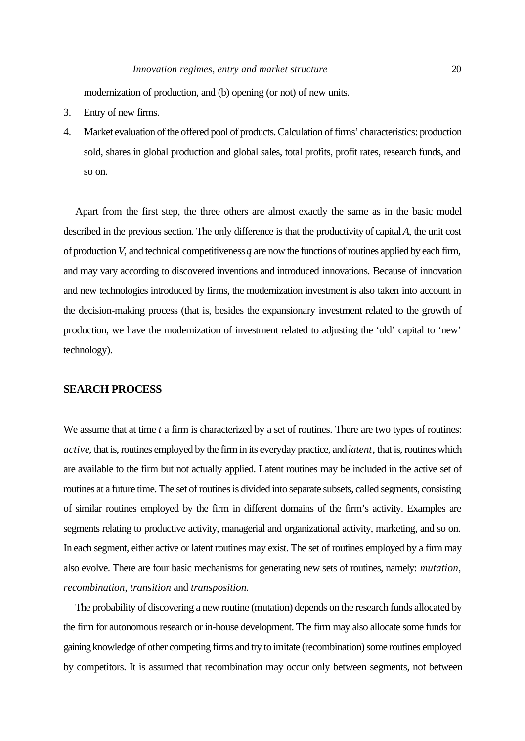modernization of production, and (b) opening (or not) of new units.

3. Entry of new firms.
4. Market evaluation of the offered pool of products. Calculation of firms' characteristics: production sold, shares in global production and global sales, total profits, profit rates, research funds, and so on.

Apart from the first step, the three others are almost exactly the same as in the basic model described in the previous section. The only difference is that the productivity of capital $A$, the unit cost of production $V$, and technical competitiveness $q$ are now the functions of routines applied by each firm, and may vary according to discovered inventions and introduced innovations. Because of innovation and new technologies introduced by firms, the modernization investment is also taken into account in the decision-making process (that is, besides the expansionary investment related to the growth of production, we have the modernization of investment related to adjusting the 'old' capital to 'new' technology).

## SEARCH PROCESS

We assume that at time $t$ a firm is characterized by a set of routines. There are two types of routines: *active*, that is, routines employed by the firm in its everyday practice, and *latent*, that is, routines which are available to the firm but not actually applied. Latent routines may be included in the active set of routines at a future time. The set of routines is divided into separate subsets, called segments, consisting of similar routines employed by the firm in different domains of the firm's activity. Examples are segments relating to productive activity, managerial and organizational activity, marketing, and so on. In each segment, either active or latent routines may exist. The set of routines employed by a firm may also evolve. There are four basic mechanisms for generating new sets of routines, namely: *mutation*, *recombination*, *transition* and *transposition*.

The probability of discovering a new routine (mutation) depends on the research funds allocated by the firm for autonomous research or in-house development. The firm may also allocate some funds for gaining knowledge of other competing firms and try to imitate (recombination) some routines employed by competitors. It is assumed that recombination may occur only between segments, not between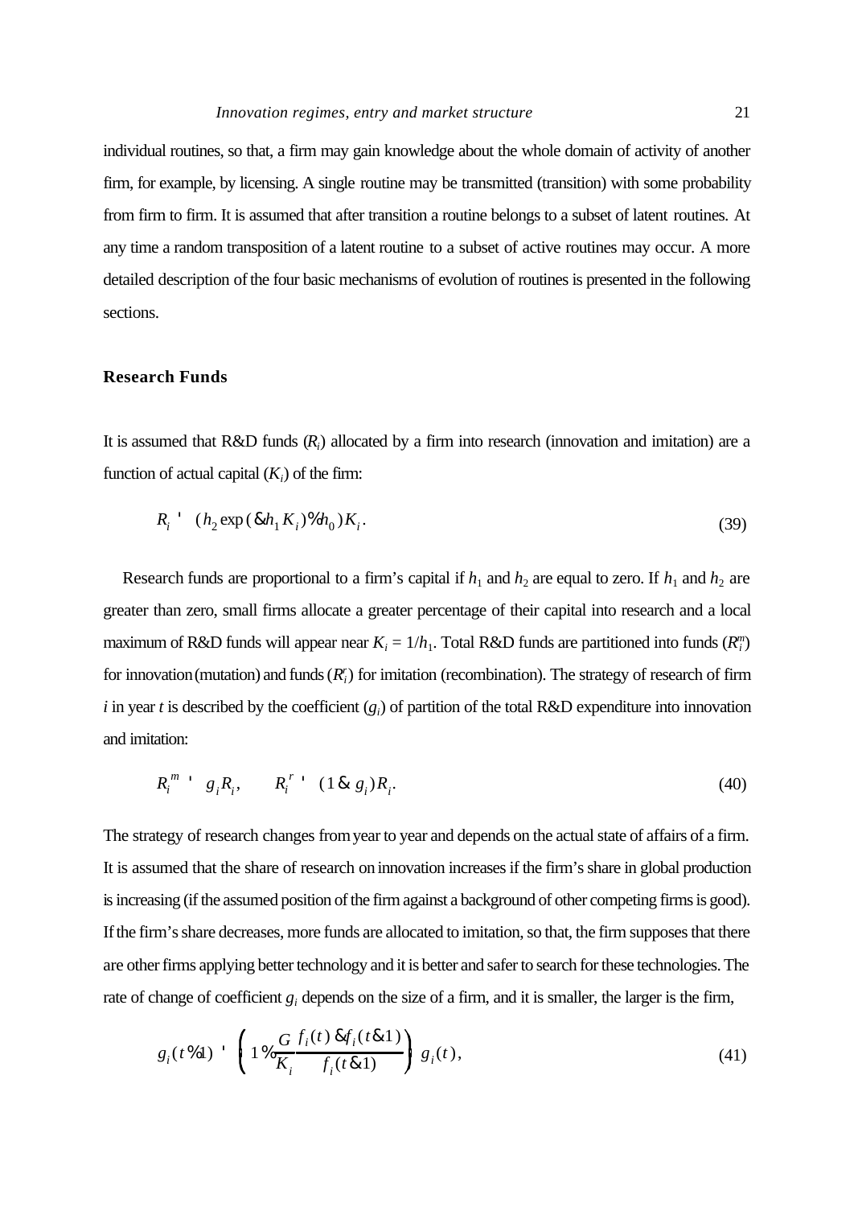individual routines, so that, a firm may gain knowledge about the whole domain of activity of another firm, for example, by licensing. A single routine may be transmitted (transition) with some probability from firm to firm. It is assumed that after transition a routine belongs to a subset of latent routines. At any time a random transposition of a latent routine to a subset of active routines may occur. A more detailed description of the four basic mechanisms of evolution of routines is presented in the following sections.

## Research Funds

It is assumed that R&D funds ($R_i$) allocated by a firm into research (innovation and imitation) are a function of actual capital ($K_i$) of the firm:

$$R_i = (h_2 \exp(-h_1 K_i) + h_0) K_i. \tag{39}$$

Research funds are proportional to a firm's capital if $h_1$ and $h_2$ are equal to zero. If $h_1$ and $h_2$ are greater than zero, small firms allocate a greater percentage of their capital into research and a local maximum of R&D funds will appear near $K_i = 1/h_1$. Total R&D funds are partitioned into funds ($R_i^m$) for innovation (mutation) and funds ($R_i^r$) for imitation (recombination). The strategy of research of firm $i$ in year $t$ is described by the coefficient ($g_i$) of partition of the total R&D expenditure into innovation and imitation:

$$R_i^m = g_i R_i, \qquad R_i^r = (1 - g_i) R_i. \tag{40}$$

The strategy of research changes from year to year and depends on the actual state of affairs of a firm. It is assumed that the share of research on innovation increases if the firm's share in global production is increasing (if the assumed position of the firm against a background of other competing firms is good). If the firm's share decreases, more funds are allocated to imitation, so that, the firm supposes that there are other firms applying better technology and it is better and safer to search for these technologies. The rate of change of coefficient $g_i$ depends on the size of a firm, and it is smaller, the larger is the firm,

$$g_i(t+1) = \left( 1 + \frac{G}{K_i} \frac{f_i(t) - f_i(t-1)}{f_i(t-1)} \right) g_i(t), \tag{41}$$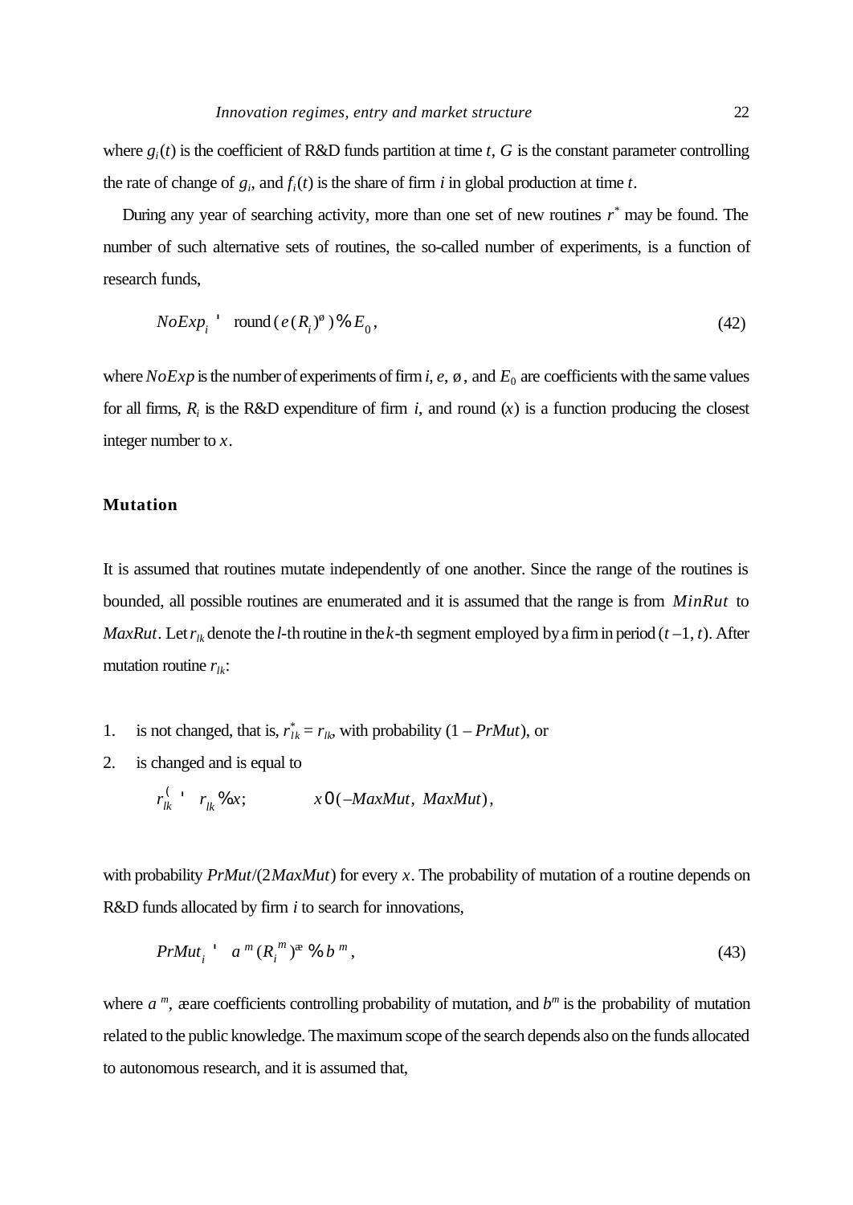where $g_i(t)$ is the coefficient of R&D funds partition at time $t$, $G$ is the constant parameter controlling the rate of change of $g_i$, and $f_i(t)$ is the share of firm $i$ in global production at time $t$.

During any year of searching activity, more than one set of new routines $r^*$ may be found. The number of such alternative sets of routines, the so-called number of experiments, is a function of research funds,

$$NoExp_i = \text{round}\left(e(R_i)^{\phi}\right) + E_0, \tag{42}$$

where $NoExp$ is the number of experiments of firm $i$, $e$, $\phi$, and $E_0$ are coefficients with the same values for all firms, $R_i$ is the R&D expenditure of firm $i$, and round $(x)$ is a function producing the closest integer number to $x$.

## Mutation

It is assumed that routines mutate independently of one another. Since the range of the routines is bounded, all possible routines are enumerated and it is assumed that the range is from $MinRut$ to $MaxRut$. Let $r_{lk}$ denote the $l$-th routine in the $k$-th segment employed by a firm in period $(t-1, t)$. After mutation routine $r_{lk}$:

1. is not changed, that is, $r^*_{lk} = r_{lk}$, with probability $(1 - PrMut)$, or
2. is changed and is equal to

$$r^*_{lk} = r_{lk} + x; \qquad x \in (-MaxMut,\ MaxMut),$$

with probability $PrMut/(2MaxMut)$ for every $x$. The probability of mutation of a routine depends on R&D funds allocated by firm $i$ to search for innovations,

$$PrMut_i = a^m (R_i^m)^{\alpha} + b^m, \tag{43}$$

where $a^m$, $\alpha$ are coefficients controlling probability of mutation, and $b^m$ is the probability of mutation related to the public knowledge. The maximum scope of the search depends also on the funds allocated to autonomous research, and it is assumed that,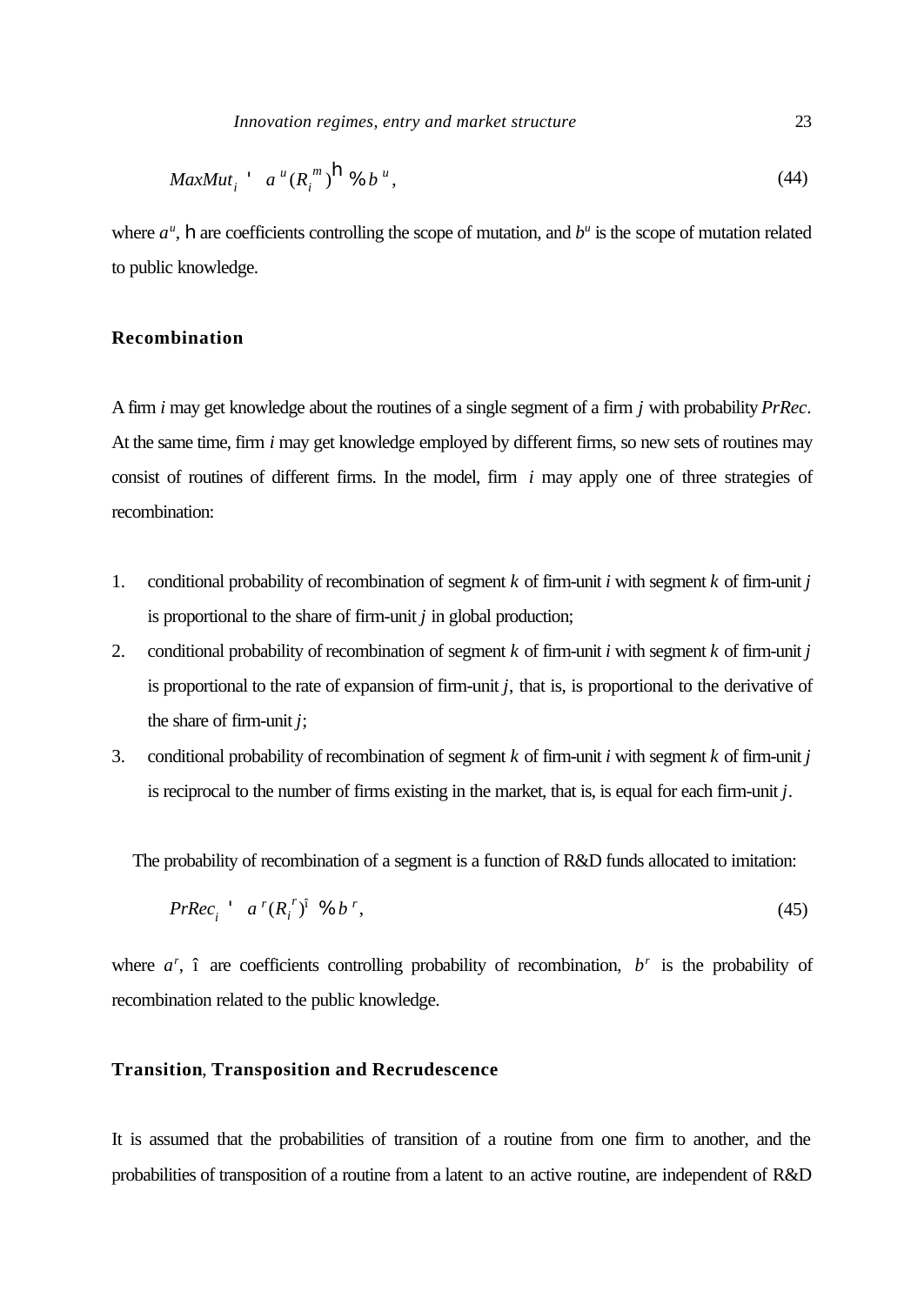$$MaxMut_i = a^u (R_i^m)^{\eta} + b^u, \tag{44}$$

where $a^u$, $\eta$ are coefficients controlling the scope of mutation, and $b^u$ is the scope of mutation related to public knowledge.

## Recombination

A firm *i* may get knowledge about the routines of a single segment of a firm *j* with probability *PrRec*. At the same time, firm *i* may get knowledge employed by different firms, so new sets of routines may consist of routines of different firms. In the model, firm *i* may apply one of three strategies of recombination:

1. conditional probability of recombination of segment *k* of firm-unit *i* with segment *k* of firm-unit *j* is proportional to the share of firm-unit *j* in global production;
2. conditional probability of recombination of segment *k* of firm-unit *i* with segment *k* of firm-unit *j* is proportional to the rate of expansion of firm-unit *j*, that is, is proportional to the derivative of the share of firm-unit *j*;
3. conditional probability of recombination of segment *k* of firm-unit *i* with segment *k* of firm-unit *j* is reciprocal to the number of firms existing in the market, that is, is equal for each firm-unit *j*.

The probability of recombination of a segment is a function of R&D funds allocated to imitation:

$$PrRec_i = a^r (R_i^r)^{\xi} + b^r, \tag{45}$$

where $a^r$, $\xi$ are coefficients controlling probability of recombination, $b^r$ is the probability of recombination related to the public knowledge.

## Transition, Transposition and Recrudescence

It is assumed that the probabilities of transition of a routine from one firm to another, and the probabilities of transposition of a routine from a latent to an active routine, are independent of R&D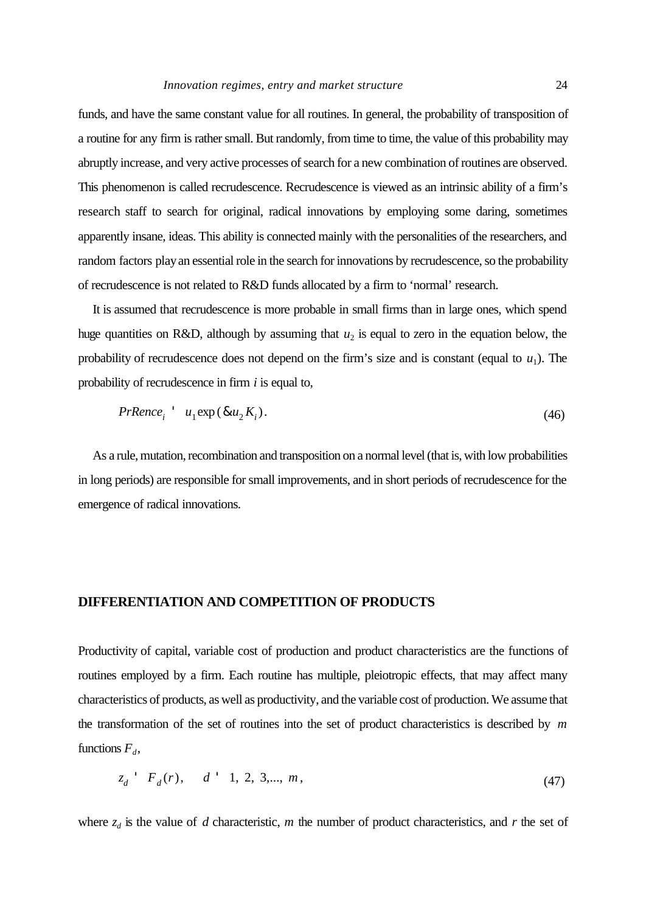funds, and have the same constant value for all routines. In general, the probability of transposition of a routine for any firm is rather small. But randomly, from time to time, the value of this probability may abruptly increase, and very active processes of search for a new combination of routines are observed. This phenomenon is called recrudescence. Recrudescence is viewed as an intrinsic ability of a firm's research staff to search for original, radical innovations by employing some daring, sometimes apparently insane, ideas. This ability is connected mainly with the personalities of the researchers, and random factors play an essential role in the search for innovations by recrudescence, so the probability of recrudescence is not related to R&D funds allocated by a firm to 'normal' research.

It is assumed that recrudescence is more probable in small firms than in large ones, which spend huge quantities on R&D, although by assuming that $u_2$ is equal to zero in the equation below, the probability of recrudescence does not depend on the firm's size and is constant (equal to $u_1$). The probability of recrudescence in firm $i$ is equal to,

$$PrRence_i = u_1 \exp(-u_2 K_i). \tag{46}$$

As a rule, mutation, recombination and transposition on a normal level (that is, with low probabilities in long periods) are responsible for small improvements, and in short periods of recrudescence for the emergence of radical innovations.

## DIFFERENTIATION AND COMPETITION OF PRODUCTS

Productivity of capital, variable cost of production and product characteristics are the functions of routines employed by a firm. Each routine has multiple, pleiotropic effects, that may affect many characteristics of products, as well as productivity, and the variable cost of production. We assume that the transformation of the set of routines into the set of product characteristics is described by $m$ functions $F_d$,

$$z_d = F_d(r), \quad d = 1, 2, 3, ..., m, \tag{47}$$

where $z_d$ is the value of $d$ characteristic, $m$ the number of product characteristics, and $r$ the set of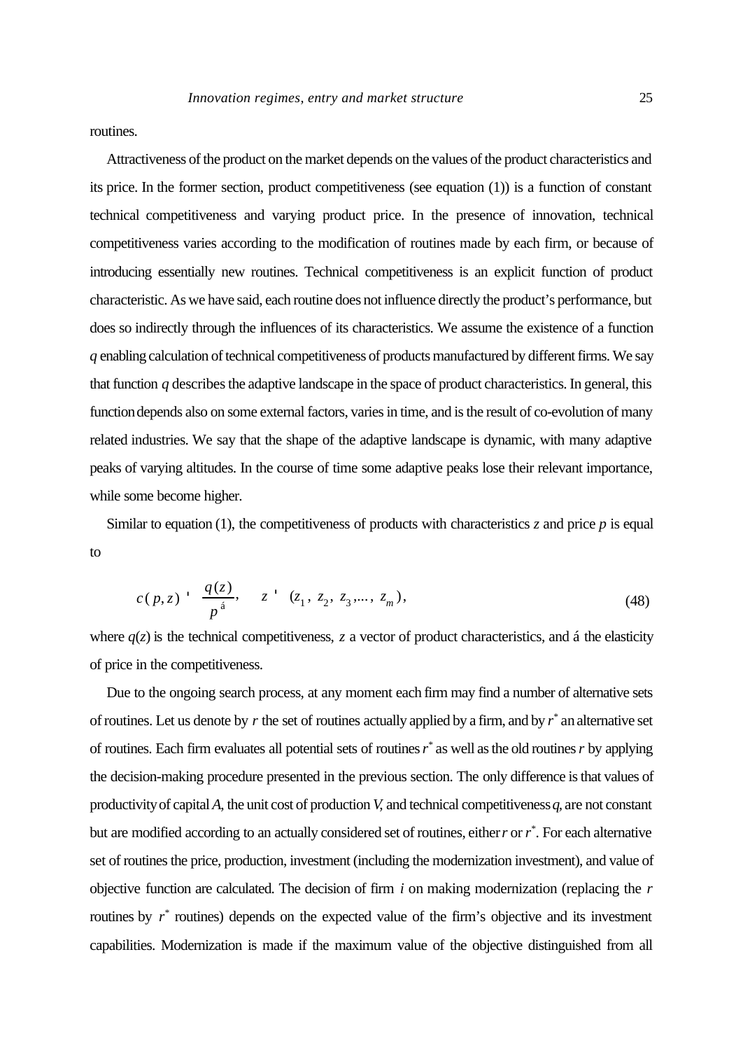routines.

Attractiveness of the product on the market depends on the values of the product characteristics and its price. In the former section, product competitiveness (see equation (1)) is a function of constant technical competitiveness and varying product price. In the presence of innovation, technical competitiveness varies according to the modification of routines made by each firm, or because of introducing essentially new routines. Technical competitiveness is an explicit function of product characteristic. As we have said, each routine does not influence directly the product's performance, but does so indirectly through the influences of its characteristics. We assume the existence of a function $q$ enabling calculation of technical competitiveness of products manufactured by different firms. We say that function $q$ describes the adaptive landscape in the space of product characteristics. In general, this function depends also on some external factors, varies in time, and is the result of co-evolution of many related industries. We say that the shape of the adaptive landscape is dynamic, with many adaptive peaks of varying altitudes. In the course of time some adaptive peaks lose their relevant importance, while some become higher.

Similar to equation (1), the competitiveness of products with characteristics $z$ and price $p$ is equal to

$$c(p,z) = \frac{q(z)}{p^{\alpha}}, \quad z = (z_1, z_2, z_3, \ldots, z_m), \tag{48}$$

where $q(z)$ is the technical competitiveness, $z$ a vector of product characteristics, and $\alpha$ the elasticity of price in the competitiveness.

Due to the ongoing search process, at any moment each firm may find a number of alternative sets of routines. Let us denote by $r$ the set of routines actually applied by a firm, and by $r^*$ an alternative set of routines. Each firm evaluates all potential sets of routines $r^*$ as well as the old routines $r$ by applying the decision-making procedure presented in the previous section. The only difference is that values of productivity of capital $A$, the unit cost of production $V$, and technical competitiveness $q$, are not constant but are modified according to an actually considered set of routines, either $r$ or $r^*$. For each alternative set of routines the price, production, investment (including the modernization investment), and value of objective function are calculated. The decision of firm $i$ on making modernization (replacing the $r$ routines by $r^*$ routines) depends on the expected value of the firm's objective and its investment capabilities. Modernization is made if the maximum value of the objective distinguished from all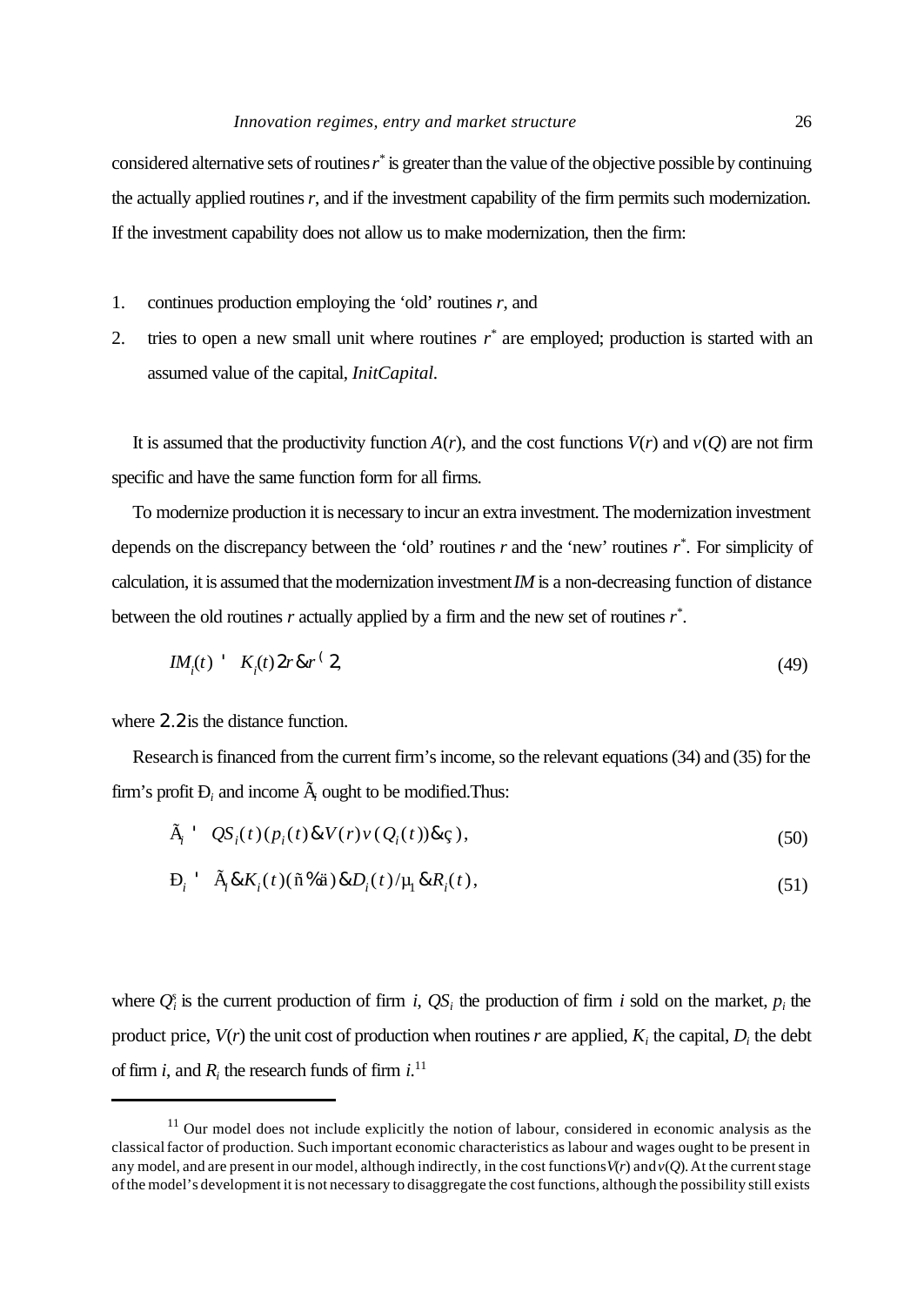considered alternative sets of routines $r^*$ is greater than the value of the objective possible by continuing the actually applied routines $r$, and if the investment capability of the firm permits such modernization. If the investment capability does not allow us to make modernization, then the firm:

1. continues production employing the 'old' routines $r$, and
2. tries to open a new small unit where routines $r^*$ are employed; production is started with an assumed value of the capital, *InitCapital*.

It is assumed that the productivity function $A(r)$, and the cost functions $V(r)$ and $v(Q)$ are not firm specific and have the same function form for all firms.

To modernize production it is necessary to incur an extra investment. The modernization investment depends on the discrepancy between the 'old' routines $r$ and the 'new' routines $r^*$. For simplicity of calculation, it is assumed that the modernization investment $IM$ is a non-decreasing function of distance between the old routines $r$ actually applied by a firm and the new set of routines $r^*$.

$$IM_i(t) = K_i(t) \| r - r^* \| , \tag{49}$$

where $\| . \|$ is the distance function.

Research is financed from the current firm's income, so the relevant equations (34) and (35) for the firm's profit $\Pi_i$ and income $\Gamma_i$ ought to be modified. Thus:

$$\Gamma_i = QS_i(t)(p_i(t) - V(r)v(Q_i(t)) - \eta), \tag{50}$$

$$\Pi_i = \Gamma_i - K_i(t)(\rho + \delta) - D_i(t)/\mu_1 - R_i(t), \tag{51}$$

where $Q_i^s$ is the current production of firm $i$, $QS_i$ the production of firm $i$ sold on the market, $p_i$ the product price, $V(r)$ the unit cost of production when routines $r$ are applied, $K_i$ the capital, $D_i$ the debt of firm $i$, and $R_i$ the research funds of firm $i$.[11]

---

[11] Our model does not include explicitly the notion of labour, considered in economic analysis as the classical factor of production. Such important economic characteristics as labour and wages ought to be present in any model, and are present in our model, although indirectly, in the cost functions $V(r)$ and $v(Q)$. At the current stage of the model's development it is not necessary to disaggregate the cost functions, although the possibility still exists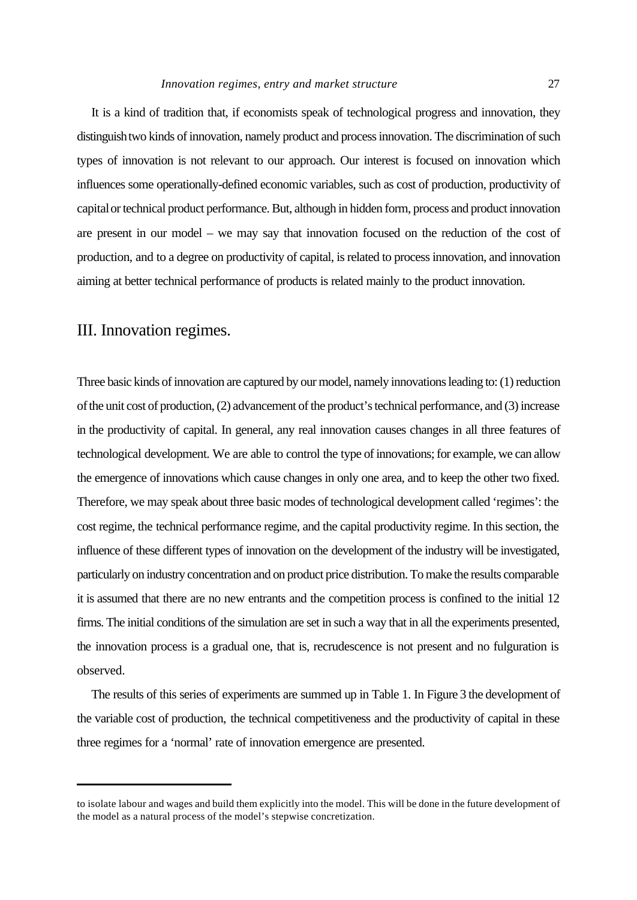It is a kind of tradition that, if economists speak of technological progress and innovation, they distinguish two kinds of innovation, namely product and process innovation. The discrimination of such types of innovation is not relevant to our approach. Our interest is focused on innovation which influences some operationally-defined economic variables, such as cost of production, productivity of capital or technical product performance. But, although in hidden form, process and product innovation are present in our model – we may say that innovation focused on the reduction of the cost of production, and to a degree on productivity of capital, is related to process innovation, and innovation aiming at better technical performance of products is related mainly to the product innovation.

## III. Innovation regimes.

Three basic kinds of innovation are captured by our model, namely innovations leading to: (1) reduction of the unit cost of production, (2) advancement of the product's technical performance, and (3) increase in the productivity of capital. In general, any real innovation causes changes in all three features of technological development. We are able to control the type of innovations; for example, we can allow the emergence of innovations which cause changes in only one area, and to keep the other two fixed. Therefore, we may speak about three basic modes of technological development called 'regimes': the cost regime, the technical performance regime, and the capital productivity regime. In this section, the influence of these different types of innovation on the development of the industry will be investigated, particularly on industry concentration and on product price distribution. To make the results comparable it is assumed that there are no new entrants and the competition process is confined to the initial 12 firms. The initial conditions of the simulation are set in such a way that in all the experiments presented, the innovation process is a gradual one, that is, recrudescence is not present and no fulguration is observed.

The results of this series of experiments are summed up in Table 1. In Figure 3 the development of the variable cost of production, the technical competitiveness and the productivity of capital in these three regimes for a 'normal' rate of innovation emergence are presented.

---

to isolate labour and wages and build them explicitly into the model. This will be done in the future development of the model as a natural process of the model's stepwise concretization.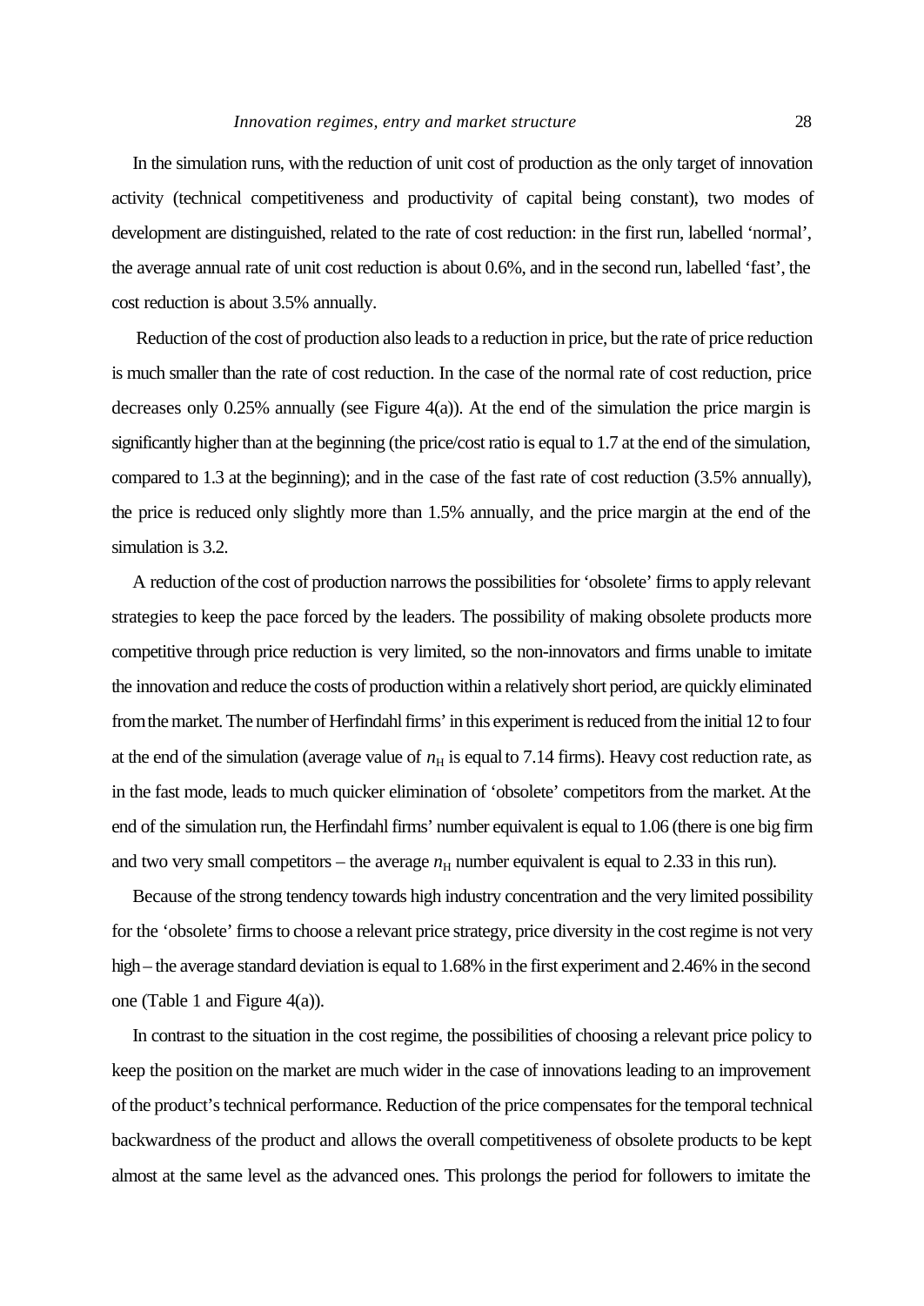In the simulation runs, with the reduction of unit cost of production as the only target of innovation activity (technical competitiveness and productivity of capital being constant), two modes of development are distinguished, related to the rate of cost reduction: in the first run, labelled 'normal', the average annual rate of unit cost reduction is about 0.6%, and in the second run, labelled 'fast', the cost reduction is about 3.5% annually.

Reduction of the cost of production also leads to a reduction in price, but the rate of price reduction is much smaller than the rate of cost reduction. In the case of the normal rate of cost reduction, price decreases only 0.25% annually (see Figure 4(a)). At the end of the simulation the price margin is significantly higher than at the beginning (the price/cost ratio is equal to 1.7 at the end of the simulation, compared to 1.3 at the beginning); and in the case of the fast rate of cost reduction (3.5% annually), the price is reduced only slightly more than 1.5% annually, and the price margin at the end of the simulation is 3.2.

A reduction of the cost of production narrows the possibilities for 'obsolete' firms to apply relevant strategies to keep the pace forced by the leaders. The possibility of making obsolete products more competitive through price reduction is very limited, so the non-innovators and firms unable to imitate the innovation and reduce the costs of production within a relatively short period, are quickly eliminated from the market. The number of Herfindahl firms' in this experiment is reduced from the initial 12 to four at the end of the simulation (average value of $n_H$ is equal to 7.14 firms). Heavy cost reduction rate, as in the fast mode, leads to much quicker elimination of 'obsolete' competitors from the market. At the end of the simulation run, the Herfindahl firms' number equivalent is equal to 1.06 (there is one big firm and two very small competitors – the average $n_H$ number equivalent is equal to 2.33 in this run).

Because of the strong tendency towards high industry concentration and the very limited possibility for the 'obsolete' firms to choose a relevant price strategy, price diversity in the cost regime is not very high – the average standard deviation is equal to 1.68% in the first experiment and 2.46% in the second one (Table 1 and Figure 4(a)).

In contrast to the situation in the cost regime, the possibilities of choosing a relevant price policy to keep the position on the market are much wider in the case of innovations leading to an improvement of the product's technical performance. Reduction of the price compensates for the temporal technical backwardness of the product and allows the overall competitiveness of obsolete products to be kept almost at the same level as the advanced ones. This prolongs the period for followers to imitate the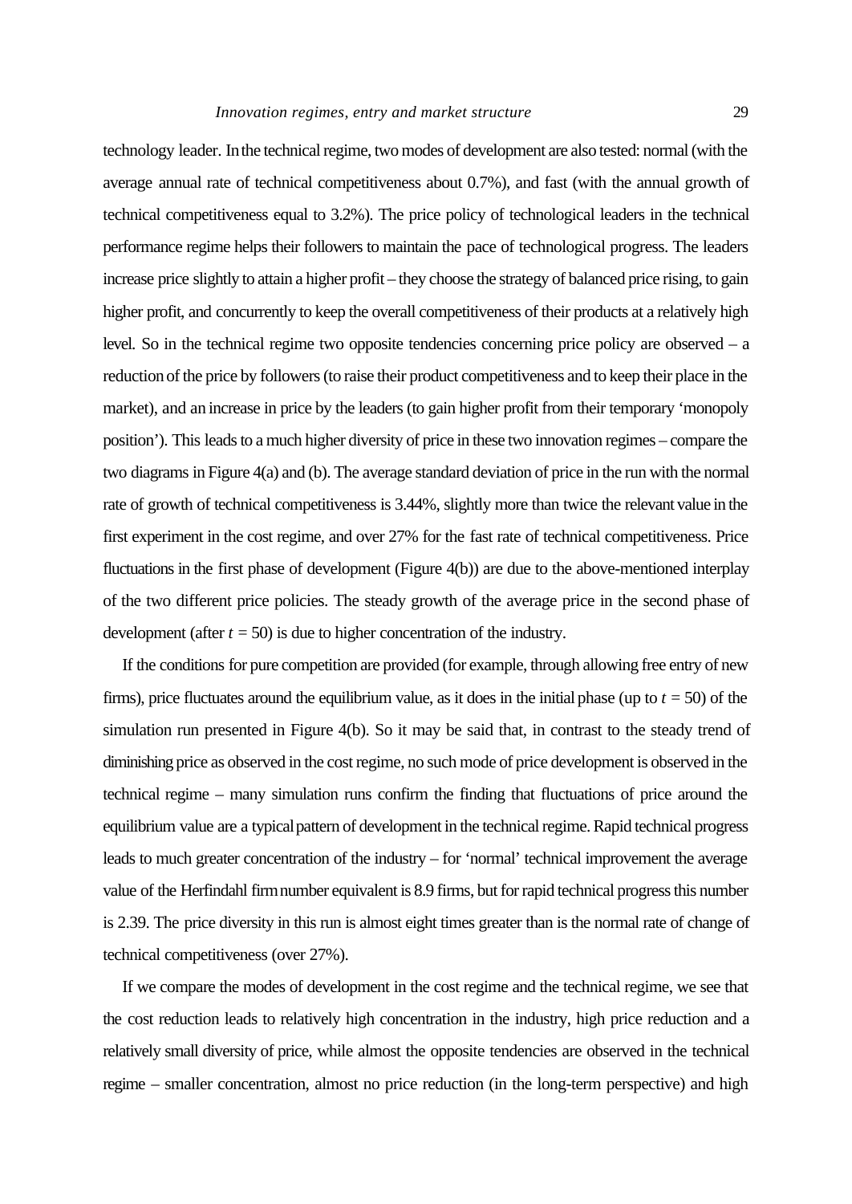technology leader. In the technical regime, two modes of development are also tested: normal (with the average annual rate of technical competitiveness about 0.7%), and fast (with the annual growth of technical competitiveness equal to 3.2%). The price policy of technological leaders in the technical performance regime helps their followers to maintain the pace of technological progress. The leaders increase price slightly to attain a higher profit – they choose the strategy of balanced price rising, to gain higher profit, and concurrently to keep the overall competitiveness of their products at a relatively high level. So in the technical regime two opposite tendencies concerning price policy are observed – a reduction of the price by followers (to raise their product competitiveness and to keep their place in the market), and an increase in price by the leaders (to gain higher profit from their temporary 'monopoly position'). This leads to a much higher diversity of price in these two innovation regimes – compare the two diagrams in Figure 4(a) and (b). The average standard deviation of price in the run with the normal rate of growth of technical competitiveness is 3.44%, slightly more than twice the relevant value in the first experiment in the cost regime, and over 27% for the fast rate of technical competitiveness. Price fluctuations in the first phase of development (Figure 4(b)) are due to the above-mentioned interplay of the two different price policies. The steady growth of the average price in the second phase of development (after $t = 50$) is due to higher concentration of the industry.

If the conditions for pure competition are provided (for example, through allowing free entry of new firms), price fluctuates around the equilibrium value, as it does in the initial phase (up to $t = 50$) of the simulation run presented in Figure 4(b). So it may be said that, in contrast to the steady trend of diminishing price as observed in the cost regime, no such mode of price development is observed in the technical regime – many simulation runs confirm the finding that fluctuations of price around the equilibrium value are a typical pattern of development in the technical regime. Rapid technical progress leads to much greater concentration of the industry – for 'normal' technical improvement the average value of the Herfindahl firm number equivalent is 8.9 firms, but for rapid technical progress this number is 2.39. The price diversity in this run is almost eight times greater than is the normal rate of change of technical competitiveness (over 27%).

If we compare the modes of development in the cost regime and the technical regime, we see that the cost reduction leads to relatively high concentration in the industry, high price reduction and a relatively small diversity of price, while almost the opposite tendencies are observed in the technical regime – smaller concentration, almost no price reduction (in the long-term perspective) and high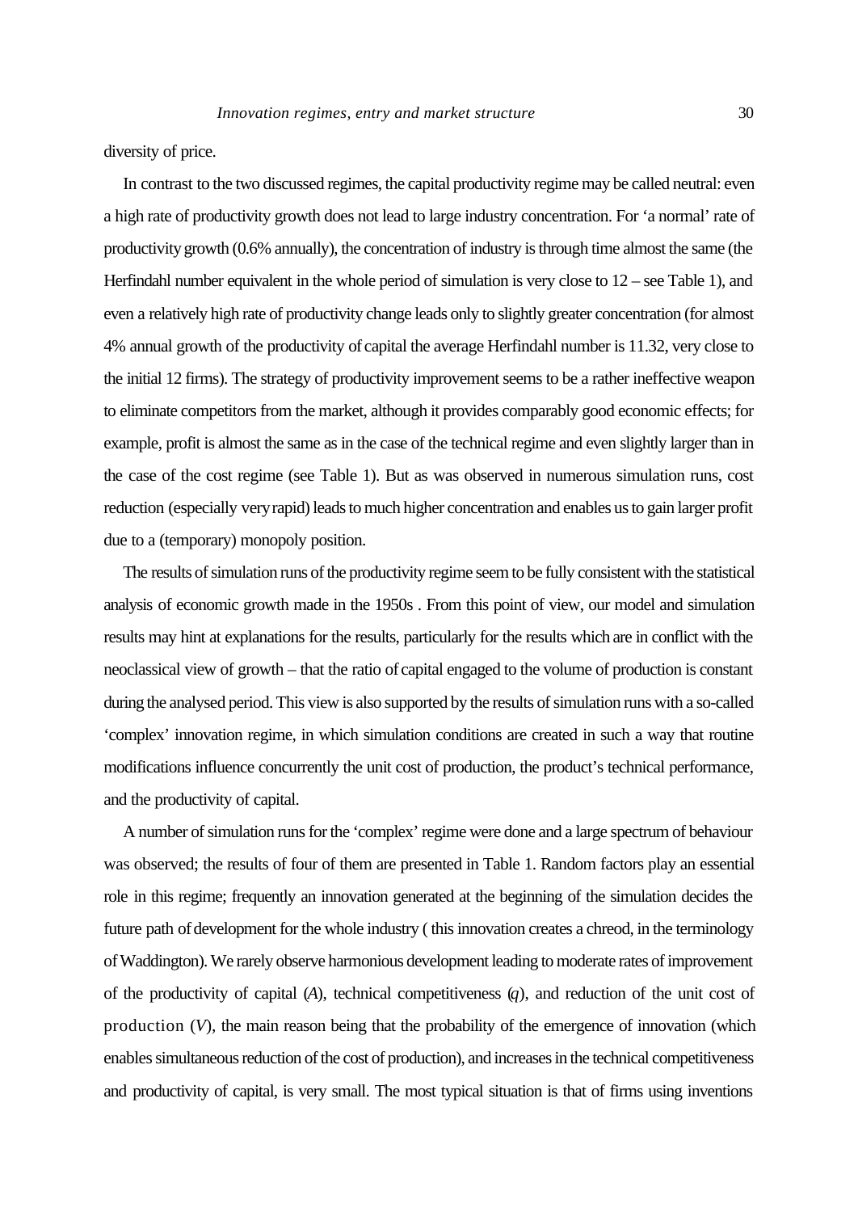diversity of price.

In contrast to the two discussed regimes, the capital productivity regime may be called neutral: even a high rate of productivity growth does not lead to large industry concentration. For 'a normal' rate of productivity growth (0.6% annually), the concentration of industry is through time almost the same (the Herfindahl number equivalent in the whole period of simulation is very close to 12 – see Table 1), and even a relatively high rate of productivity change leads only to slightly greater concentration (for almost 4% annual growth of the productivity of capital the average Herfindahl number is 11.32, very close to the initial 12 firms). The strategy of productivity improvement seems to be a rather ineffective weapon to eliminate competitors from the market, although it provides comparably good economic effects; for example, profit is almost the same as in the case of the technical regime and even slightly larger than in the case of the cost regime (see Table 1). But as was observed in numerous simulation runs, cost reduction (especially very rapid) leads to much higher concentration and enables us to gain larger profit due to a (temporary) monopoly position.

The results of simulation runs of the productivity regime seem to be fully consistent with the statistical analysis of economic growth made in the 1950s . From this point of view, our model and simulation results may hint at explanations for the results, particularly for the results which are in conflict with the neoclassical view of growth – that the ratio of capital engaged to the volume of production is constant during the analysed period. This view is also supported by the results of simulation runs with a so-called 'complex' innovation regime, in which simulation conditions are created in such a way that routine modifications influence concurrently the unit cost of production, the product's technical performance, and the productivity of capital.

A number of simulation runs for the 'complex' regime were done and a large spectrum of behaviour was observed; the results of four of them are presented in Table 1. Random factors play an essential role in this regime; frequently an innovation generated at the beginning of the simulation decides the future path of development for the whole industry ( this innovation creates a chreod, in the terminology of Waddington). We rarely observe harmonious development leading to moderate rates of improvement of the productivity of capital ($A$), technical competitiveness ($q$), and reduction of the unit cost of production ($V$), the main reason being that the probability of the emergence of innovation (which enables simultaneous reduction of the cost of production), and increases in the technical competitiveness and productivity of capital, is very small. The most typical situation is that of firms using inventions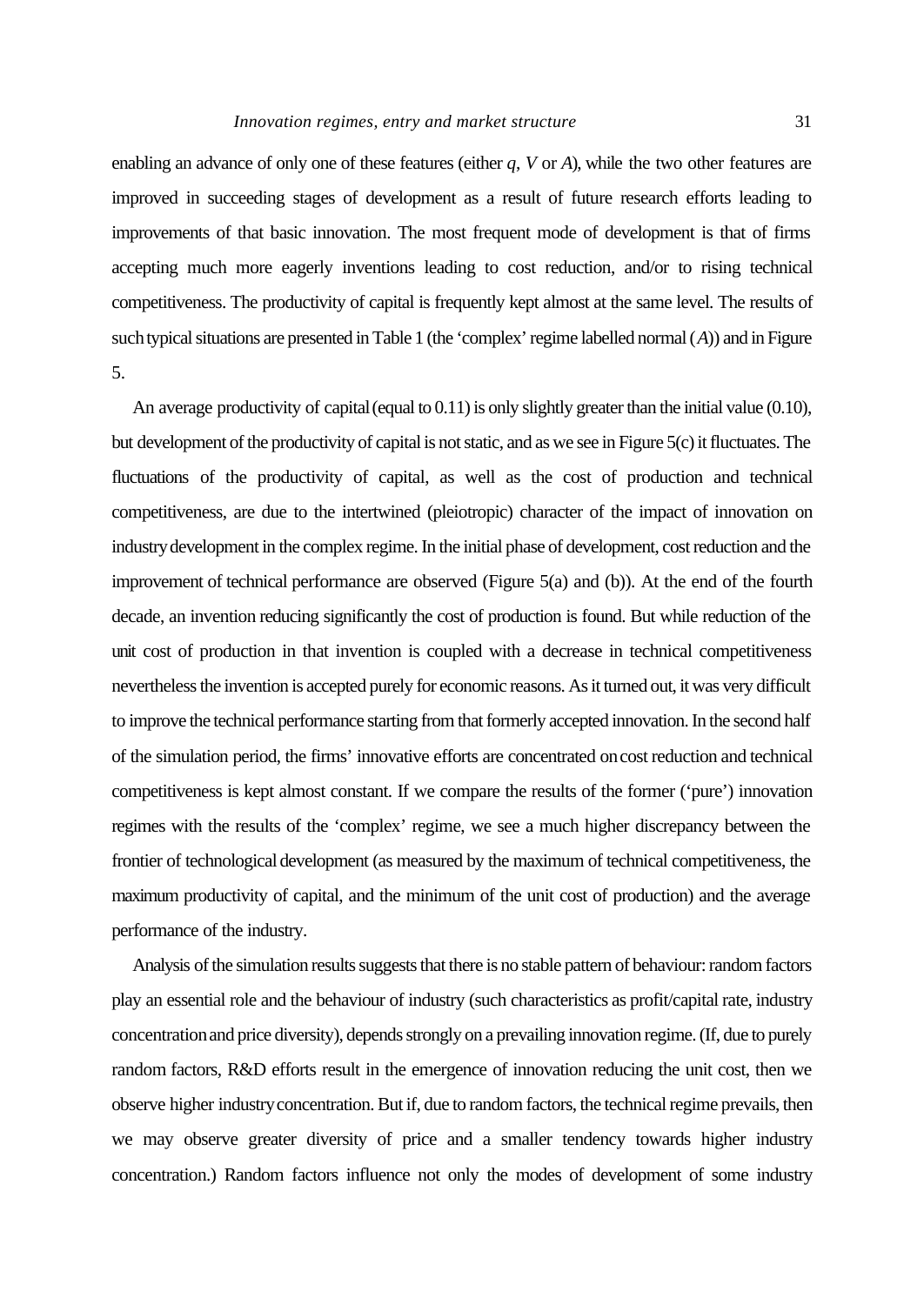enabling an advance of only one of these features (either $q$, $V$ or $A$), while the two other features are improved in succeeding stages of development as a result of future research efforts leading to improvements of that basic innovation. The most frequent mode of development is that of firms accepting much more eagerly inventions leading to cost reduction, and/or to rising technical competitiveness. The productivity of capital is frequently kept almost at the same level. The results of such typical situations are presented in Table 1 (the 'complex' regime labelled normal ($A$)) and in Figure 5.

An average productivity of capital (equal to 0.11) is only slightly greater than the initial value (0.10), but development of the productivity of capital is not static, and as we see in Figure 5(c) it fluctuates. The fluctuations of the productivity of capital, as well as the cost of production and technical competitiveness, are due to the intertwined (pleiotropic) character of the impact of innovation on industry development in the complex regime. In the initial phase of development, cost reduction and the improvement of technical performance are observed (Figure 5(a) and (b)). At the end of the fourth decade, an invention reducing significantly the cost of production is found. But while reduction of the unit cost of production in that invention is coupled with a decrease in technical competitiveness nevertheless the invention is accepted purely for economic reasons. As it turned out, it was very difficult to improve the technical performance starting from that formerly accepted innovation. In the second half of the simulation period, the firms' innovative efforts are concentrated on cost reduction and technical competitiveness is kept almost constant. If we compare the results of the former ('pure') innovation regimes with the results of the 'complex' regime, we see a much higher discrepancy between the frontier of technological development (as measured by the maximum of technical competitiveness, the maximum productivity of capital, and the minimum of the unit cost of production) and the average performance of the industry.

Analysis of the simulation results suggests that there is no stable pattern of behaviour: random factors play an essential role and the behaviour of industry (such characteristics as profit/capital rate, industry concentration and price diversity), depends strongly on a prevailing innovation regime. (If, due to purely random factors, R&D efforts result in the emergence of innovation reducing the unit cost, then we observe higher industry concentration. But if, due to random factors, the technical regime prevails, then we may observe greater diversity of price and a smaller tendency towards higher industry concentration.) Random factors influence not only the modes of development of some industry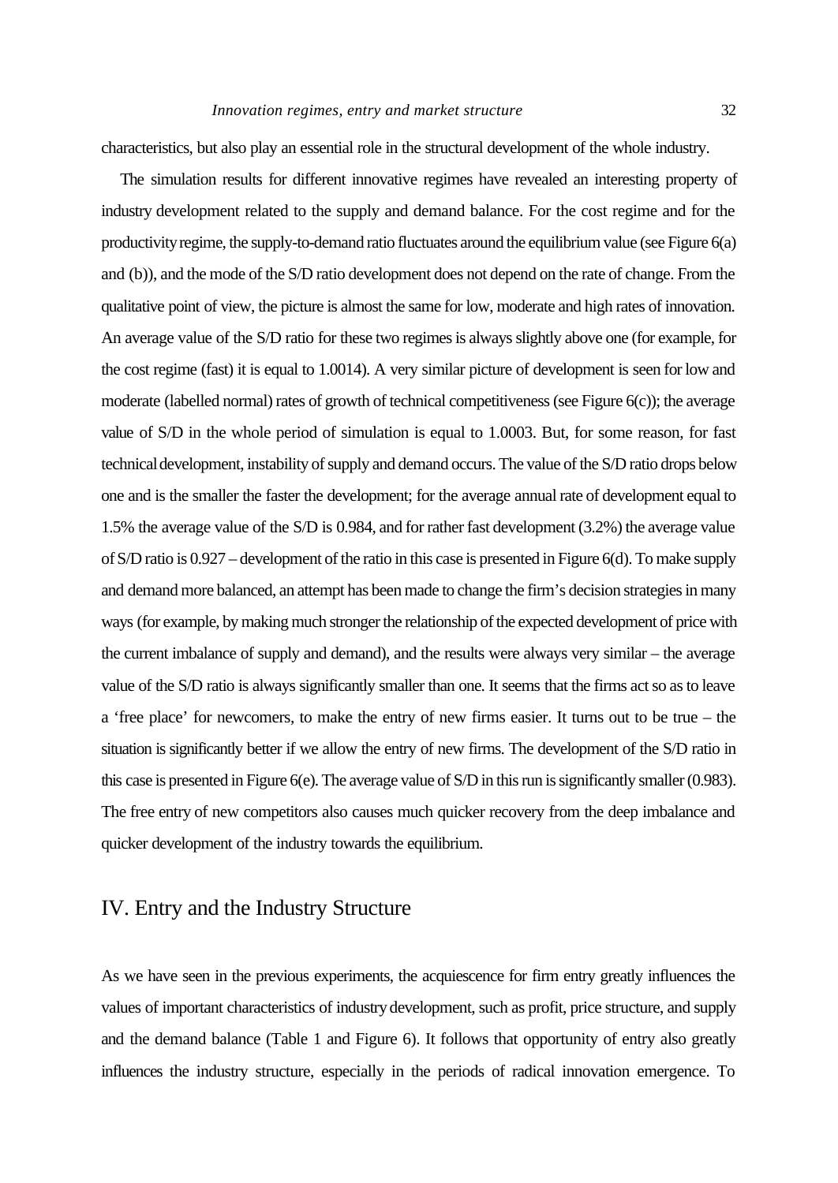characteristics, but also play an essential role in the structural development of the whole industry.

The simulation results for different innovative regimes have revealed an interesting property of industry development related to the supply and demand balance. For the cost regime and for the productivity regime, the supply-to-demand ratio fluctuates around the equilibrium value (see Figure 6(a) and (b)), and the mode of the S/D ratio development does not depend on the rate of change. From the qualitative point of view, the picture is almost the same for low, moderate and high rates of innovation. An average value of the S/D ratio for these two regimes is always slightly above one (for example, for the cost regime (fast) it is equal to 1.0014). A very similar picture of development is seen for low and moderate (labelled normal) rates of growth of technical competitiveness (see Figure 6(c)); the average value of S/D in the whole period of simulation is equal to 1.0003. But, for some reason, for fast technical development, instability of supply and demand occurs. The value of the S/D ratio drops below one and is the smaller the faster the development; for the average annual rate of development equal to 1.5% the average value of the S/D is 0.984, and for rather fast development (3.2%) the average value of S/D ratio is 0.927 – development of the ratio in this case is presented in Figure 6(d). To make supply and demand more balanced, an attempt has been made to change the firm's decision strategies in many ways (for example, by making much stronger the relationship of the expected development of price with the current imbalance of supply and demand), and the results were always very similar – the average value of the S/D ratio is always significantly smaller than one. It seems that the firms act so as to leave a 'free place' for newcomers, to make the entry of new firms easier. It turns out to be true – the situation is significantly better if we allow the entry of new firms. The development of the S/D ratio in this case is presented in Figure 6(e). The average value of S/D in this run is significantly smaller (0.983). The free entry of new competitors also causes much quicker recovery from the deep imbalance and quicker development of the industry towards the equilibrium.

## IV. Entry and the Industry Structure

As we have seen in the previous experiments, the acquiescence for firm entry greatly influences the values of important characteristics of industry development, such as profit, price structure, and supply and the demand balance (Table 1 and Figure 6). It follows that opportunity of entry also greatly influences the industry structure, especially in the periods of radical innovation emergence. To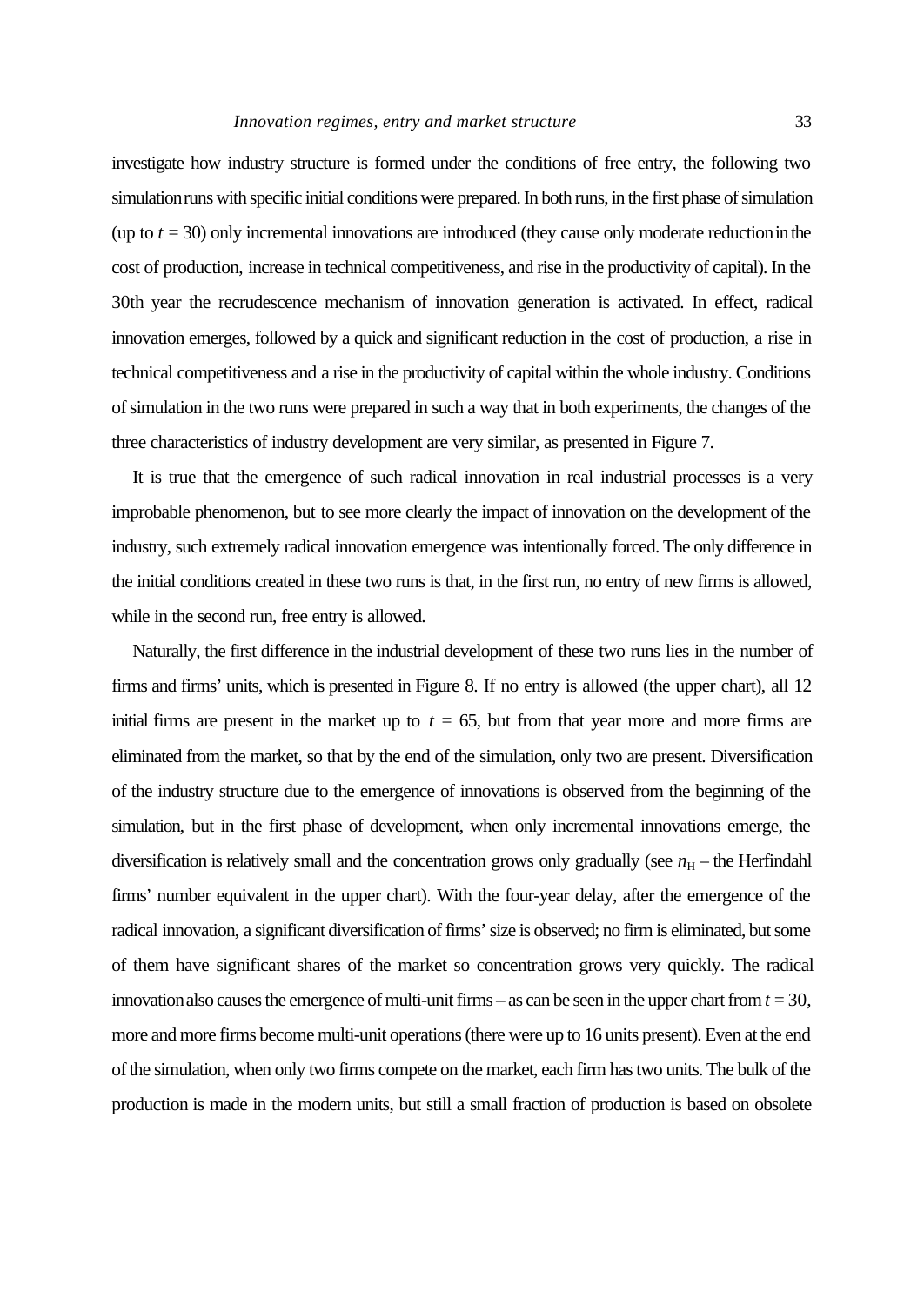investigate how industry structure is formed under the conditions of free entry, the following two simulation runs with specific initial conditions were prepared. In both runs, in the first phase of simulation (up to $t = 30$) only incremental innovations are introduced (they cause only moderate reduction in the cost of production, increase in technical competitiveness, and rise in the productivity of capital). In the 30th year the recrudescence mechanism of innovation generation is activated. In effect, radical innovation emerges, followed by a quick and significant reduction in the cost of production, a rise in technical competitiveness and a rise in the productivity of capital within the whole industry. Conditions of simulation in the two runs were prepared in such a way that in both experiments, the changes of the three characteristics of industry development are very similar, as presented in Figure 7.

It is true that the emergence of such radical innovation in real industrial processes is a very improbable phenomenon, but to see more clearly the impact of innovation on the development of the industry, such extremely radical innovation emergence was intentionally forced. The only difference in the initial conditions created in these two runs is that, in the first run, no entry of new firms is allowed, while in the second run, free entry is allowed.

Naturally, the first difference in the industrial development of these two runs lies in the number of firms and firms' units, which is presented in Figure 8. If no entry is allowed (the upper chart), all 12 initial firms are present in the market up to $t = 65$, but from that year more and more firms are eliminated from the market, so that by the end of the simulation, only two are present. Diversification of the industry structure due to the emergence of innovations is observed from the beginning of the simulation, but in the first phase of development, when only incremental innovations emerge, the diversification is relatively small and the concentration grows only gradually (see $n_{\mathrm{H}}$ – the Herfindahl firms' number equivalent in the upper chart). With the four-year delay, after the emergence of the radical innovation, a significant diversification of firms' size is observed; no firm is eliminated, but some of them have significant shares of the market so concentration grows very quickly. The radical innovation also causes the emergence of multi-unit firms – as can be seen in the upper chart from $t = 30$, more and more firms become multi-unit operations (there were up to 16 units present). Even at the end of the simulation, when only two firms compete on the market, each firm has two units. The bulk of the production is made in the modern units, but still a small fraction of production is based on obsolete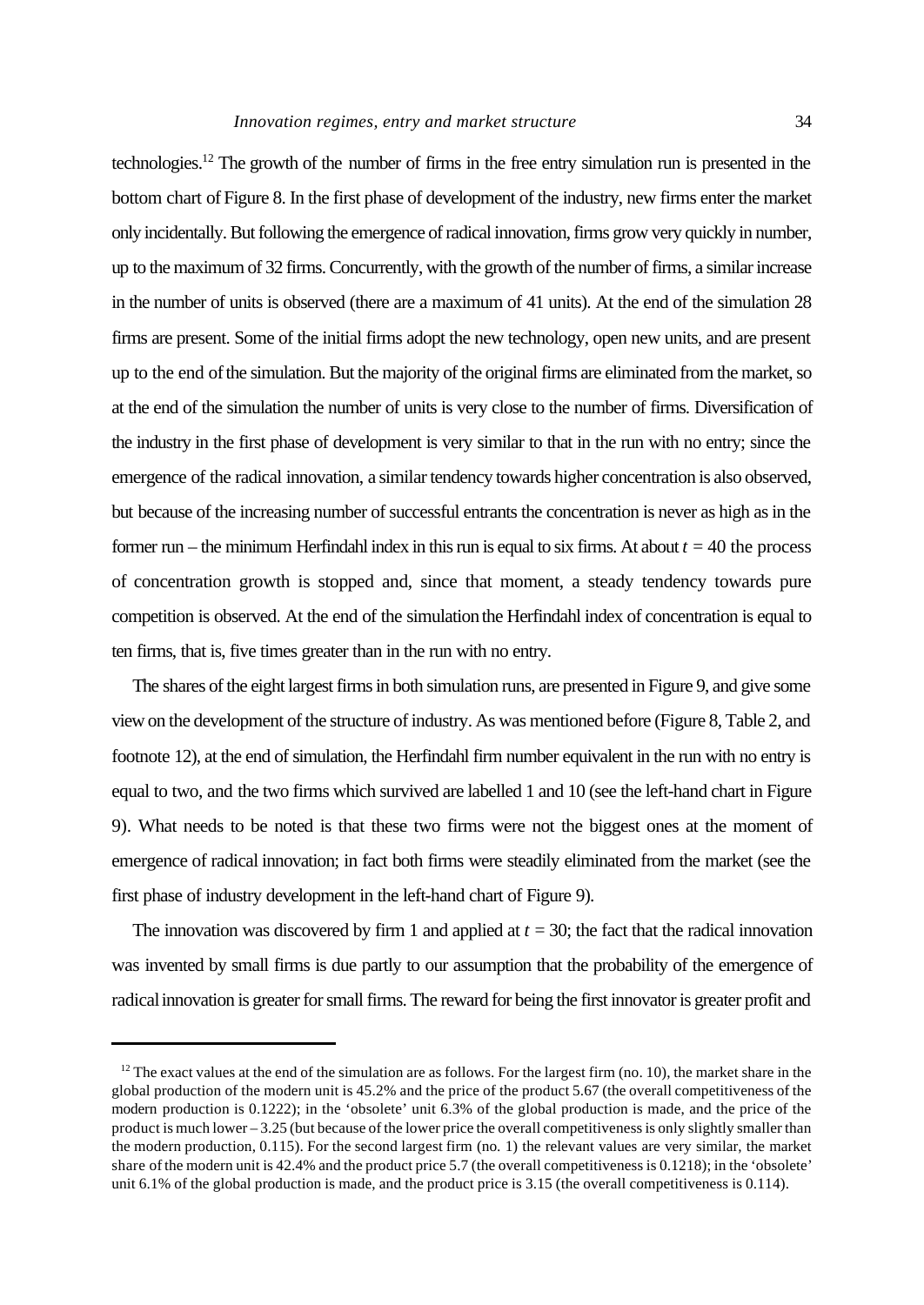technologies.[12] The growth of the number of firms in the free entry simulation run is presented in the bottom chart of Figure 8. In the first phase of development of the industry, new firms enter the market only incidentally. But following the emergence of radical innovation, firms grow very quickly in number, up to the maximum of 32 firms. Concurrently, with the growth of the number of firms, a similar increase in the number of units is observed (there are a maximum of 41 units). At the end of the simulation 28 firms are present. Some of the initial firms adopt the new technology, open new units, and are present up to the end of the simulation. But the majority of the original firms are eliminated from the market, so at the end of the simulation the number of units is very close to the number of firms. Diversification of the industry in the first phase of development is very similar to that in the run with no entry; since the emergence of the radical innovation, a similar tendency towards higher concentration is also observed, but because of the increasing number of successful entrants the concentration is never as high as in the former run – the minimum Herfindahl index in this run is equal to six firms. At about $t = 40$ the process of concentration growth is stopped and, since that moment, a steady tendency towards pure competition is observed. At the end of the simulation the Herfindahl index of concentration is equal to ten firms, that is, five times greater than in the run with no entry.

The shares of the eight largest firms in both simulation runs, are presented in Figure 9, and give some view on the development of the structure of industry. As was mentioned before (Figure 8, Table 2, and footnote 12), at the end of simulation, the Herfindahl firm number equivalent in the run with no entry is equal to two, and the two firms which survived are labelled 1 and 10 (see the left-hand chart in Figure 9). What needs to be noted is that these two firms were not the biggest ones at the moment of emergence of radical innovation; in fact both firms were steadily eliminated from the market (see the first phase of industry development in the left-hand chart of Figure 9).

The innovation was discovered by firm 1 and applied at $t = 30$; the fact that the radical innovation was invented by small firms is due partly to our assumption that the probability of the emergence of radical innovation is greater for small firms. The reward for being the first innovator is greater profit and

---

[12] The exact values at the end of the simulation are as follows. For the largest firm (no. 10), the market share in the global production of the modern unit is 45.2% and the price of the product 5.67 (the overall competitiveness of the modern production is 0.1222); in the 'obsolete' unit 6.3% of the global production is made, and the price of the product is much lower – 3.25 (but because of the lower price the overall competitiveness is only slightly smaller than the modern production, 0.115). For the second largest firm (no. 1) the relevant values are very similar, the market share of the modern unit is 42.4% and the product price 5.7 (the overall competitiveness is 0.1218); in the 'obsolete' unit 6.1% of the global production is made, and the product price is 3.15 (the overall competitiveness is 0.114).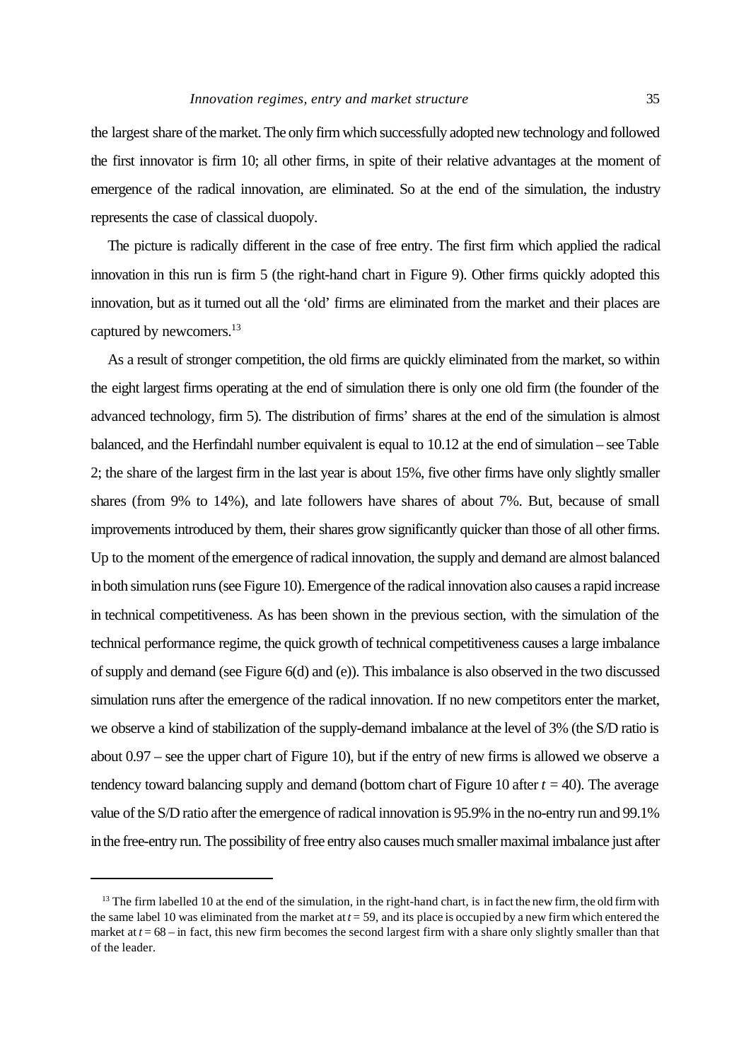the largest share of the market. The only firm which successfully adopted new technology and followed the first innovator is firm 10; all other firms, in spite of their relative advantages at the moment of emergence of the radical innovation, are eliminated. So at the end of the simulation, the industry represents the case of classical duopoly.

The picture is radically different in the case of free entry. The first firm which applied the radical innovation in this run is firm 5 (the right-hand chart in Figure 9). Other firms quickly adopted this innovation, but as it turned out all the 'old' firms are eliminated from the market and their places are captured by newcomers.[13]

As a result of stronger competition, the old firms are quickly eliminated from the market, so within the eight largest firms operating at the end of simulation there is only one old firm (the founder of the advanced technology, firm 5). The distribution of firms' shares at the end of the simulation is almost balanced, and the Herfindahl number equivalent is equal to 10.12 at the end of simulation – see Table 2; the share of the largest firm in the last year is about 15%, five other firms have only slightly smaller shares (from 9% to 14%), and late followers have shares of about 7%. But, because of small improvements introduced by them, their shares grow significantly quicker than those of all other firms. Up to the moment of the emergence of radical innovation, the supply and demand are almost balanced in both simulation runs (see Figure 10). Emergence of the radical innovation also causes a rapid increase in technical competitiveness. As has been shown in the previous section, with the simulation of the technical performance regime, the quick growth of technical competitiveness causes a large imbalance of supply and demand (see Figure 6(d) and (e)). This imbalance is also observed in the two discussed simulation runs after the emergence of the radical innovation. If no new competitors enter the market, we observe a kind of stabilization of the supply-demand imbalance at the level of 3% (the S/D ratio is about 0.97 – see the upper chart of Figure 10), but if the entry of new firms is allowed we observe a tendency toward balancing supply and demand (bottom chart of Figure 10 after $t = 40$). The average value of the S/D ratio after the emergence of radical innovation is 95.9% in the no-entry run and 99.1% in the free-entry run. The possibility of free entry also causes much smaller maximal imbalance just after

[13] The firm labelled 10 at the end of the simulation, in the right-hand chart, is in fact the new firm, the old firm with the same label 10 was eliminated from the market at $t = 59$, and its place is occupied by a new firm which entered the market at $t = 68$ – in fact, this new firm becomes the second largest firm with a share only slightly smaller than that of the leader.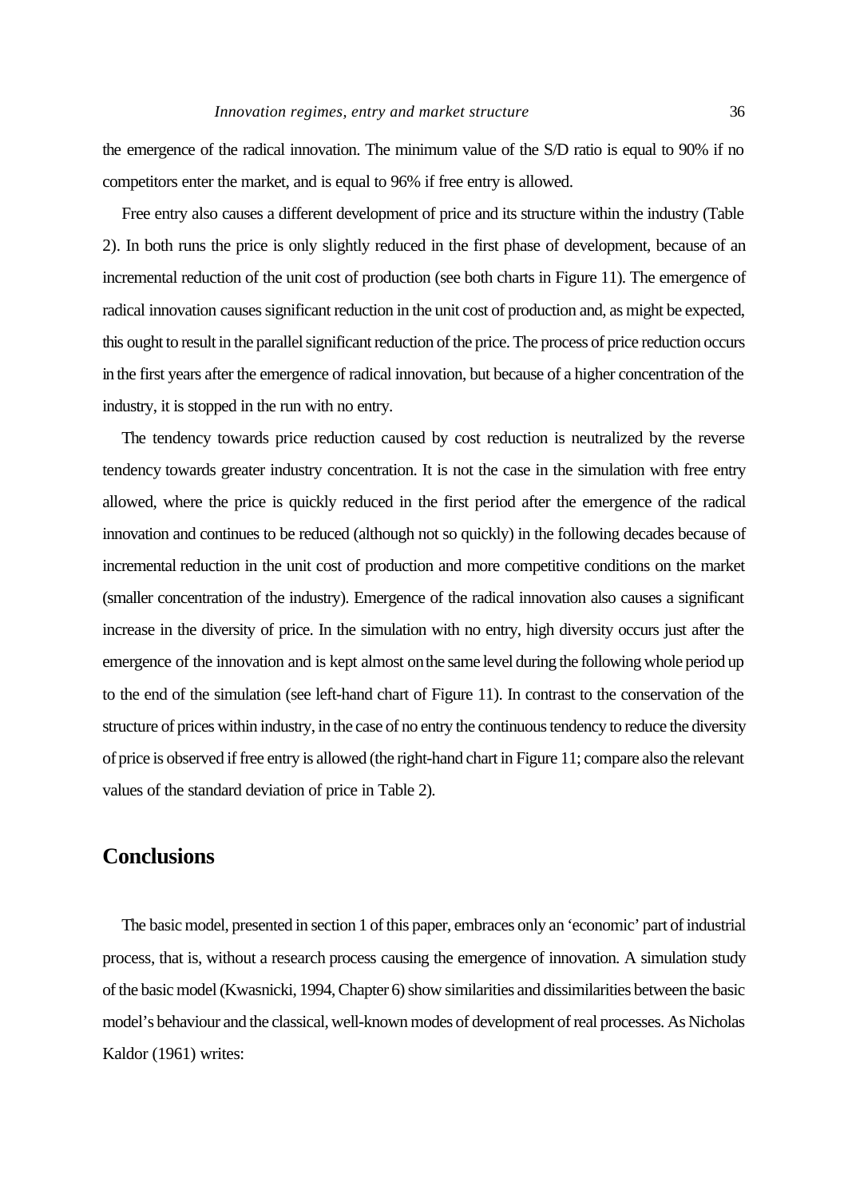the emergence of the radical innovation. The minimum value of the S/D ratio is equal to 90% if no competitors enter the market, and is equal to 96% if free entry is allowed.

Free entry also causes a different development of price and its structure within the industry (Table 2). In both runs the price is only slightly reduced in the first phase of development, because of an incremental reduction of the unit cost of production (see both charts in Figure 11). The emergence of radical innovation causes significant reduction in the unit cost of production and, as might be expected, this ought to result in the parallel significant reduction of the price. The process of price reduction occurs in the first years after the emergence of radical innovation, but because of a higher concentration of the industry, it is stopped in the run with no entry.

The tendency towards price reduction caused by cost reduction is neutralized by the reverse tendency towards greater industry concentration. It is not the case in the simulation with free entry allowed, where the price is quickly reduced in the first period after the emergence of the radical innovation and continues to be reduced (although not so quickly) in the following decades because of incremental reduction in the unit cost of production and more competitive conditions on the market (smaller concentration of the industry). Emergence of the radical innovation also causes a significant increase in the diversity of price. In the simulation with no entry, high diversity occurs just after the emergence of the innovation and is kept almost on the same level during the following whole period up to the end of the simulation (see left-hand chart of Figure 11). In contrast to the conservation of the structure of prices within industry, in the case of no entry the continuous tendency to reduce the diversity of price is observed if free entry is allowed (the right-hand chart in Figure 11; compare also the relevant values of the standard deviation of price in Table 2).

## Conclusions

The basic model, presented in section 1 of this paper, embraces only an 'economic' part of industrial process, that is, without a research process causing the emergence of innovation. A simulation study of the basic model (Kwasnicki, 1994, Chapter 6) show similarities and dissimilarities between the basic model's behaviour and the classical, well-known modes of development of real processes. As Nicholas Kaldor (1961) writes: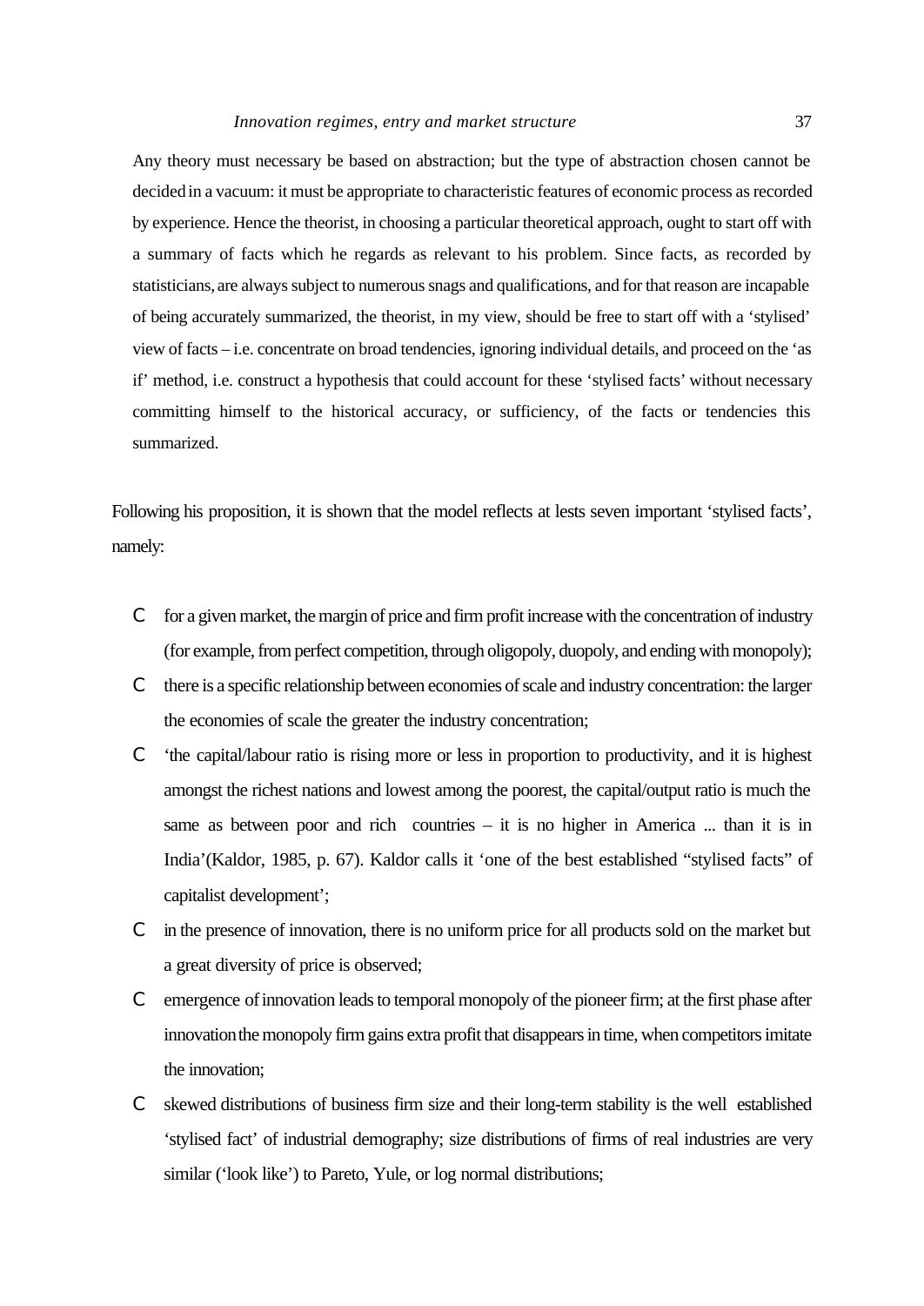> Any theory must necessary be based on abstraction; but the type of abstraction chosen cannot be decided in a vacuum: it must be appropriate to characteristic features of economic process as recorded by experience. Hence the theorist, in choosing a particular theoretical approach, ought to start off with a summary of facts which he regards as relevant to his problem. Since facts, as recorded by statisticians, are always subject to numerous snags and qualifications, and for that reason are incapable of being accurately summarized, the theorist, in my view, should be free to start off with a 'stylised' view of facts – i.e. concentrate on broad tendencies, ignoring individual details, and proceed on the 'as if' method, i.e. construct a hypothesis that could account for these 'stylised facts' without necessary committing himself to the historical accuracy, or sufficiency, of the facts or tendencies this summarized.

Following his proposition, it is shown that the model reflects at lests seven important 'stylised facts', namely:

- for a given market, the margin of price and firm profit increase with the concentration of industry (for example, from perfect competition, through oligopoly, duopoly, and ending with monopoly);
- there is a specific relationship between economies of scale and industry concentration: the larger the economies of scale the greater the industry concentration;
- 'the capital/labour ratio is rising more or less in proportion to productivity, and it is highest amongst the richest nations and lowest among the poorest, the capital/output ratio is much the same as between poor and rich countries – it is no higher in America ... than it is in India'(Kaldor, 1985, p. 67). Kaldor calls it 'one of the best established "stylised facts" of capitalist development';
- in the presence of innovation, there is no uniform price for all products sold on the market but a great diversity of price is observed;
- emergence of innovation leads to temporal monopoly of the pioneer firm; at the first phase after innovation the monopoly firm gains extra profit that disappears in time, when competitors imitate the innovation;
- skewed distributions of business firm size and their long-term stability is the well established 'stylised fact' of industrial demography; size distributions of firms of real industries are very similar ('look like') to Pareto, Yule, or log normal distributions;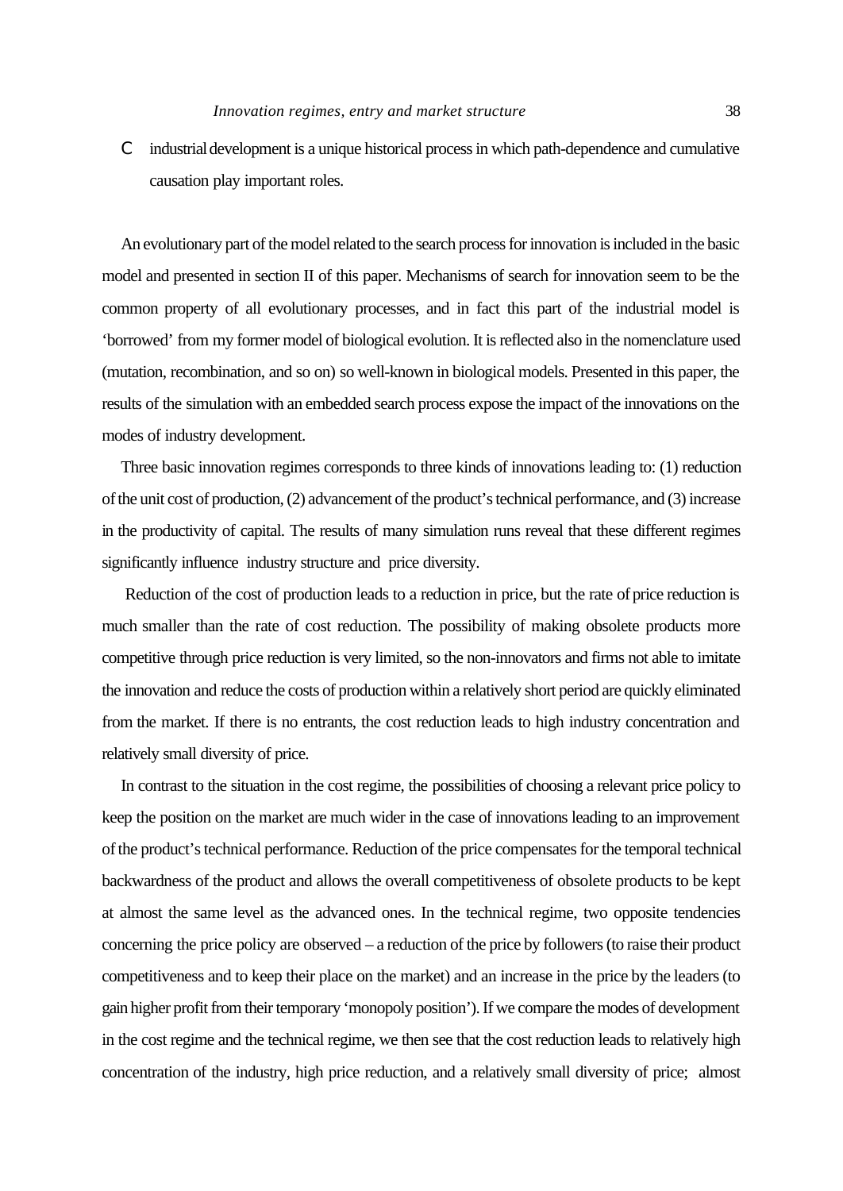- industrial development is a unique historical process in which path-dependence and cumulative causation play important roles.

An evolutionary part of the model related to the search process for innovation is included in the basic model and presented in section II of this paper. Mechanisms of search for innovation seem to be the common property of all evolutionary processes, and in fact this part of the industrial model is 'borrowed' from my former model of biological evolution. It is reflected also in the nomenclature used (mutation, recombination, and so on) so well-known in biological models. Presented in this paper, the results of the simulation with an embedded search process expose the impact of the innovations on the modes of industry development.

Three basic innovation regimes corresponds to three kinds of innovations leading to: (1) reduction of the unit cost of production, (2) advancement of the product's technical performance, and (3) increase in the productivity of capital. The results of many simulation runs reveal that these different regimes significantly influence industry structure and price diversity.

Reduction of the cost of production leads to a reduction in price, but the rate of price reduction is much smaller than the rate of cost reduction. The possibility of making obsolete products more competitive through price reduction is very limited, so the non-innovators and firms not able to imitate the innovation and reduce the costs of production within a relatively short period are quickly eliminated from the market. If there is no entrants, the cost reduction leads to high industry concentration and relatively small diversity of price.

In contrast to the situation in the cost regime, the possibilities of choosing a relevant price policy to keep the position on the market are much wider in the case of innovations leading to an improvement of the product's technical performance. Reduction of the price compensates for the temporal technical backwardness of the product and allows the overall competitiveness of obsolete products to be kept at almost the same level as the advanced ones. In the technical regime, two opposite tendencies concerning the price policy are observed – a reduction of the price by followers (to raise their product competitiveness and to keep their place on the market) and an increase in the price by the leaders (to gain higher profit from their temporary 'monopoly position'). If we compare the modes of development in the cost regime and the technical regime, we then see that the cost reduction leads to relatively high concentration of the industry, high price reduction, and a relatively small diversity of price; almost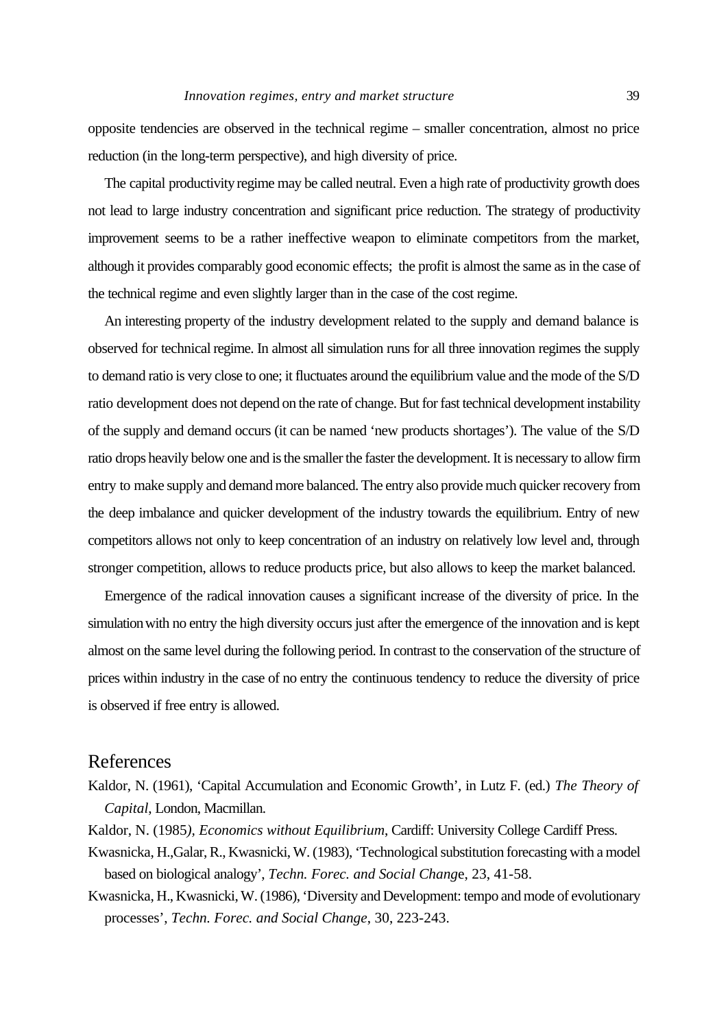opposite tendencies are observed in the technical regime – smaller concentration, almost no price reduction (in the long-term perspective), and high diversity of price.

The capital productivity regime may be called neutral. Even a high rate of productivity growth does not lead to large industry concentration and significant price reduction. The strategy of productivity improvement seems to be a rather ineffective weapon to eliminate competitors from the market, although it provides comparably good economic effects; the profit is almost the same as in the case of the technical regime and even slightly larger than in the case of the cost regime.

An interesting property of the industry development related to the supply and demand balance is observed for technical regime. In almost all simulation runs for all three innovation regimes the supply to demand ratio is very close to one; it fluctuates around the equilibrium value and the mode of the S/D ratio development does not depend on the rate of change. But for fast technical development instability of the supply and demand occurs (it can be named 'new products shortages'). The value of the S/D ratio drops heavily below one and is the smaller the faster the development. It is necessary to allow firm entry to make supply and demand more balanced. The entry also provide much quicker recovery from the deep imbalance and quicker development of the industry towards the equilibrium. Entry of new competitors allows not only to keep concentration of an industry on relatively low level and, through stronger competition, allows to reduce products price, but also allows to keep the market balanced.

Emergence of the radical innovation causes a significant increase of the diversity of price. In the simulation with no entry the high diversity occurs just after the emergence of the innovation and is kept almost on the same level during the following period. In contrast to the conservation of the structure of prices within industry in the case of no entry the continuous tendency to reduce the diversity of price is observed if free entry is allowed.

# References

Kaldor, N. (1961), 'Capital Accumulation and Economic Growth', in Lutz F. (ed.) *The Theory of Capital*, London, Macmillan.

Kaldor, N. (1985*), Economics without Equilibrium*, Cardiff: University College Cardiff Press.

Kwasnicka, H.,Galar, R., Kwasnicki, W. (1983), 'Technological substitution forecasting with a model based on biological analogy', *Techn. Forec. and Social Chang*e, 23, 41-58.

Kwasnicka, H., Kwasnicki, W. (1986), 'Diversity and Development: tempo and mode of evolutionary processes', *Techn. Forec. and Social Change*, 30, 223-243.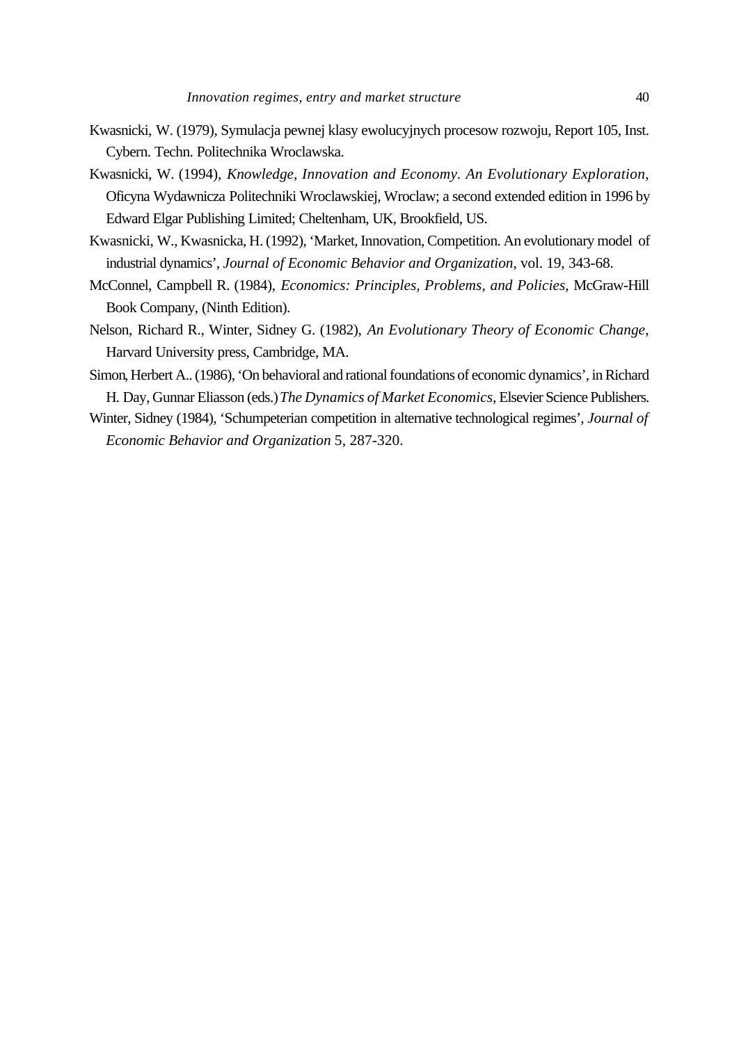Kwasnicki, W. (1979), Symulacja pewnej klasy ewolucyjnych procesow rozwoju, Report 105, Inst. Cybern. Techn. Politechnika Wroclawska.

Kwasnicki, W. (1994), *Knowledge, Innovation and Economy. An Evolutionary Exploration*, Oficyna Wydawnicza Politechniki Wroclawskiej, Wroclaw; a second extended edition in 1996 by Edward Elgar Publishing Limited; Cheltenham, UK, Brookfield, US.

Kwasnicki, W., Kwasnicka, H. (1992), 'Market, Innovation, Competition. An evolutionary model of industrial dynamics', *Journal of Economic Behavior and Organization*, vol. 19, 343-68.

McConnel, Campbell R. (1984), *Economics: Principles, Problems, and Policies*, McGraw-Hill Book Company, (Ninth Edition).

Nelson, Richard R., Winter, Sidney G. (1982), *An Evolutionary Theory of Economic Change*, Harvard University press, Cambridge, MA.

Simon, Herbert A.. (1986), 'On behavioral and rational foundations of economic dynamics', in Richard H. Day, Gunnar Eliasson (eds.) *The Dynamics of Market Economics*, Elsevier Science Publishers.

Winter, Sidney (1984), 'Schumpeterian competition in alternative technological regimes', *Journal of Economic Behavior and Organization* 5, 287-320.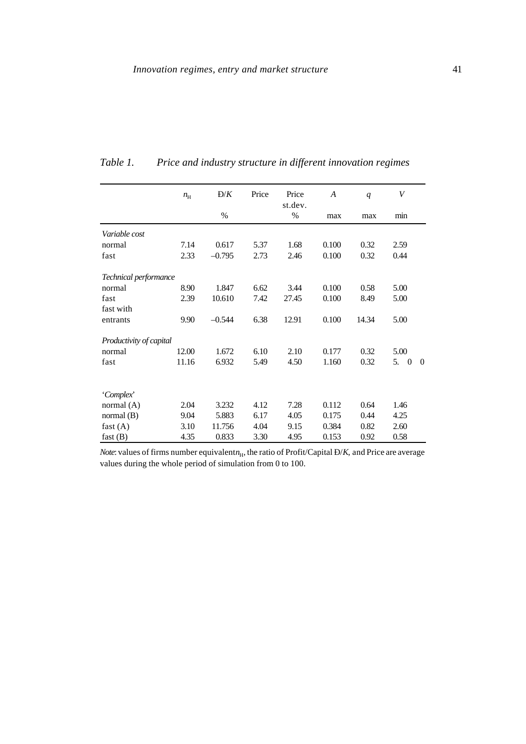*Table 1. Price and industry structure in different innovation regimes*

| | $n_H$ | Đ/$K$ | Price | Price st.dev. | $A$ | $q$ | $V$ |
|---|---|---|---|---|---|---|---|
| | | % | | % | max | max | min |
| *Variable cost* | | | | | | | |
| normal | 7.14 | 0.617 | 5.37 | 1.68 | 0.100 | 0.32 | 2.59 |
| fast | 2.33 | –0.795 | 2.73 | 2.46 | 0.100 | 0.32 | 0.44 |
| *Technical performance* | | | | | | | |
| normal | 8.90 | 1.847 | 6.62 | 3.44 | 0.100 | 0.58 | 5.00 |
| fast | 2.39 | 10.610 | 7.42 | 27.45 | 0.100 | 8.49 | 5.00 |
| fast with entrants | 9.90 | –0.544 | 6.38 | 12.91 | 0.100 | 14.34 | 5.00 |
| *Productivity of capital* | | | | | | | |
| normal | 12.00 | 1.672 | 6.10 | 2.10 | 0.177 | 0.32 | 5.00 |
| fast | 11.16 | 6.932 | 5.49 | 4.50 | 1.160 | 0.32 | 5. 0 0 |
| *'Complex'* | | | | | | | |
| normal (A) | 2.04 | 3.232 | 4.12 | 7.28 | 0.112 | 0.64 | 1.46 |
| normal (B) | 9.04 | 5.883 | 6.17 | 4.05 | 0.175 | 0.44 | 4.25 |
| fast (A) | 3.10 | 11.756 | 4.04 | 9.15 | 0.384 | 0.82 | 2.60 |
| fast (B) | 4.35 | 0.833 | 3.30 | 4.95 | 0.153 | 0.92 | 0.58 |

*Note*: values of firms number equivalent$n_H$, the ratio of Profit/Capital Đ/$K$, and Price are average values during the whole period of simulation from 0 to 100.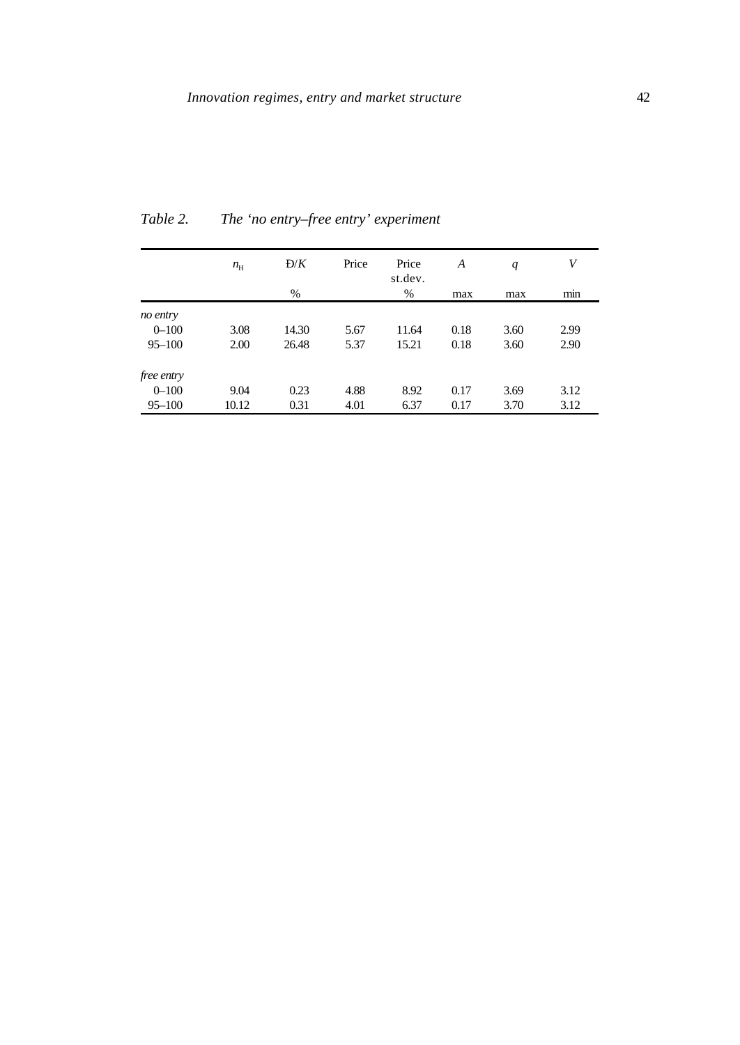*Table 2. The 'no entry–free entry' experiment*

| | $n_H$ | Đ/$K$ | Price | Price st.dev. | $A$ | $q$ | $V$ |
|---|---|---|---|---|---|---|---|
| | | % | | % | max | max | min |
| *no entry* | | | | | | | |
| 0–100 | 3.08 | 14.30 | 5.67 | 11.64 | 0.18 | 3.60 | 2.99 |
| 95–100 | 2.00 | 26.48 | 5.37 | 15.21 | 0.18 | 3.60 | 2.90 |
| *free entry* | | | | | | | |
| 0–100 | 9.04 | 0.23 | 4.88 | 8.92 | 0.17 | 3.69 | 3.12 |
| 95–100 | 10.12 | 0.31 | 4.01 | 6.37 | 0.17 | 3.70 | 3.12 |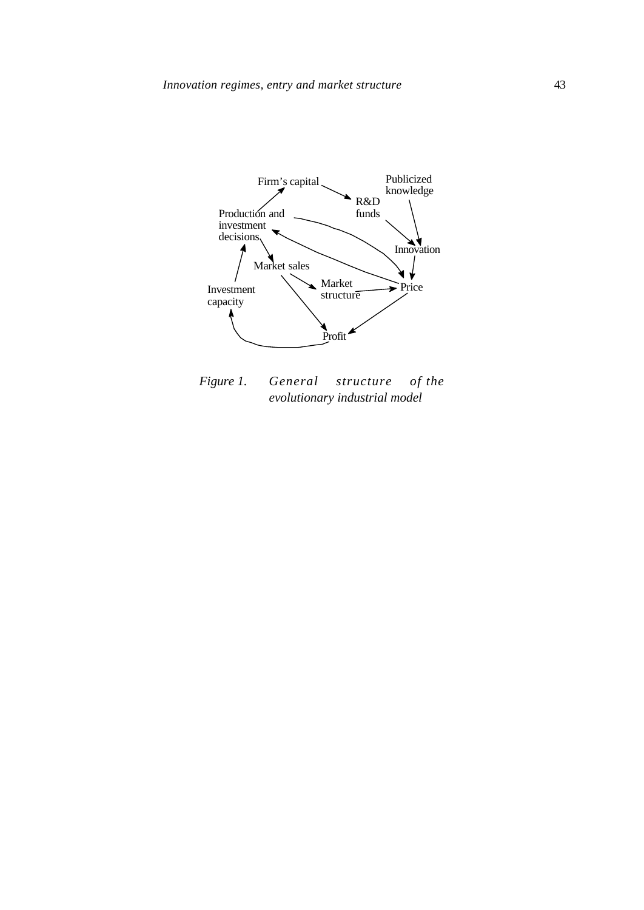Firm's capital

Publicized knowledge

R&D funds

Production and investment decisions

Innovation

Market sales

Market structure

Price

Investment capacity

Profit

*Figure 1. General structure of the evolutionary industrial model*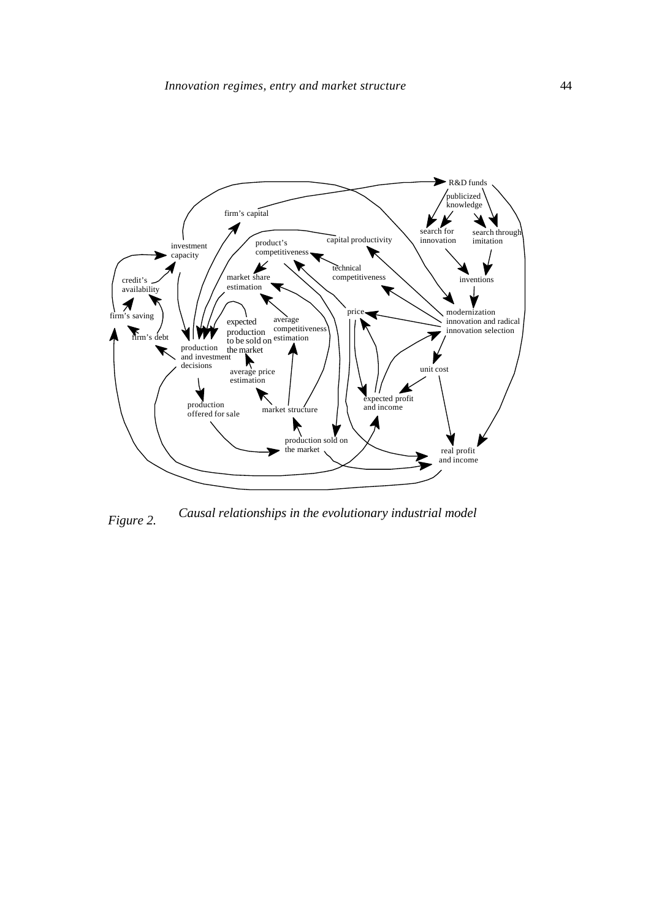R&D funds

publicized knowledge

search for innovation

search through imitation

firm's capital

capital productivity

investment capacity

product's competitiveness

technical competitiveness

inventions

credit's availability

market share estimation

price

modernization innovation and radical innovation selection

firm's saving

expected production to be sold on the market

average competitiveness estimation

firm's debt

production and investment decisions

unit cost

average price estimation

expected profit and income

production offered for sale

market structure

production sold on the market

real profit and income

*Figure 2.* *Causal relationships in the evolutionary industrial model*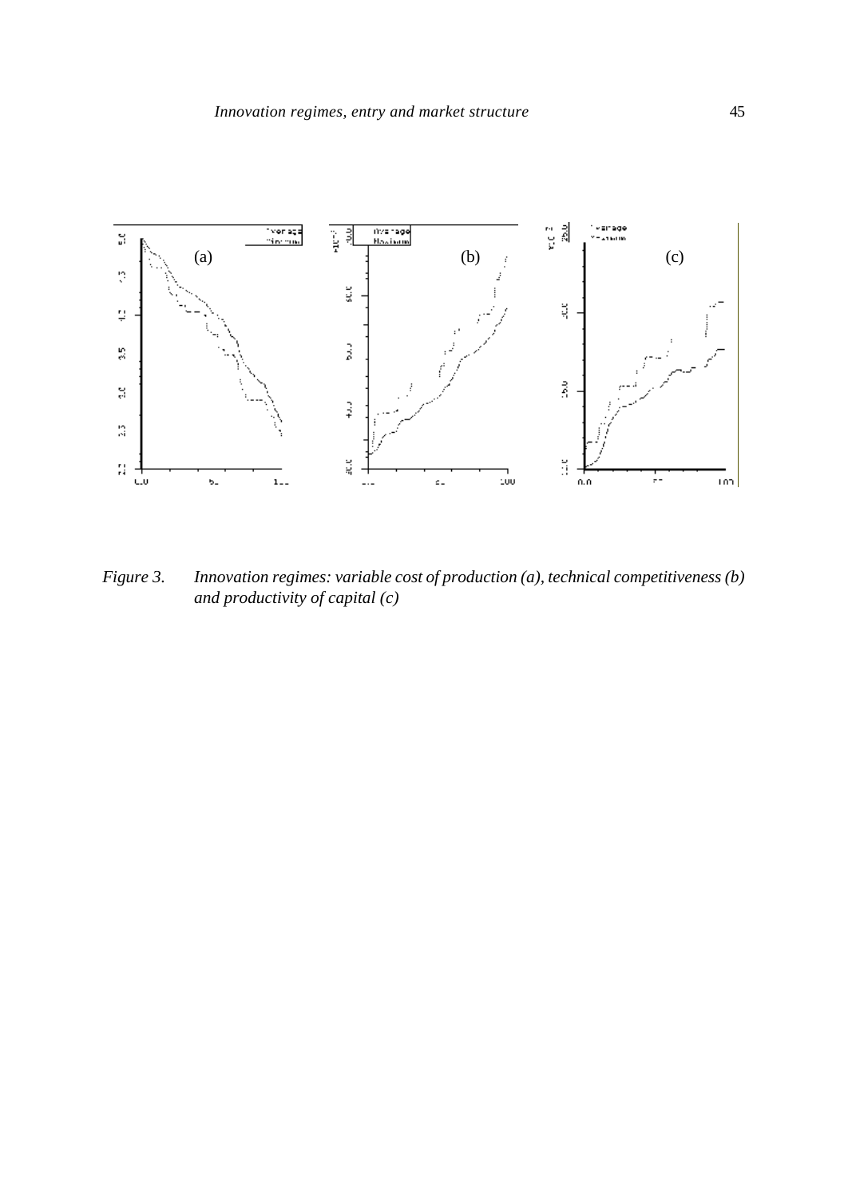(a)

(b)

(c)

*Figure 3. Innovation regimes: variable cost of production (a), technical competitiveness (b) and productivity of capital (c)*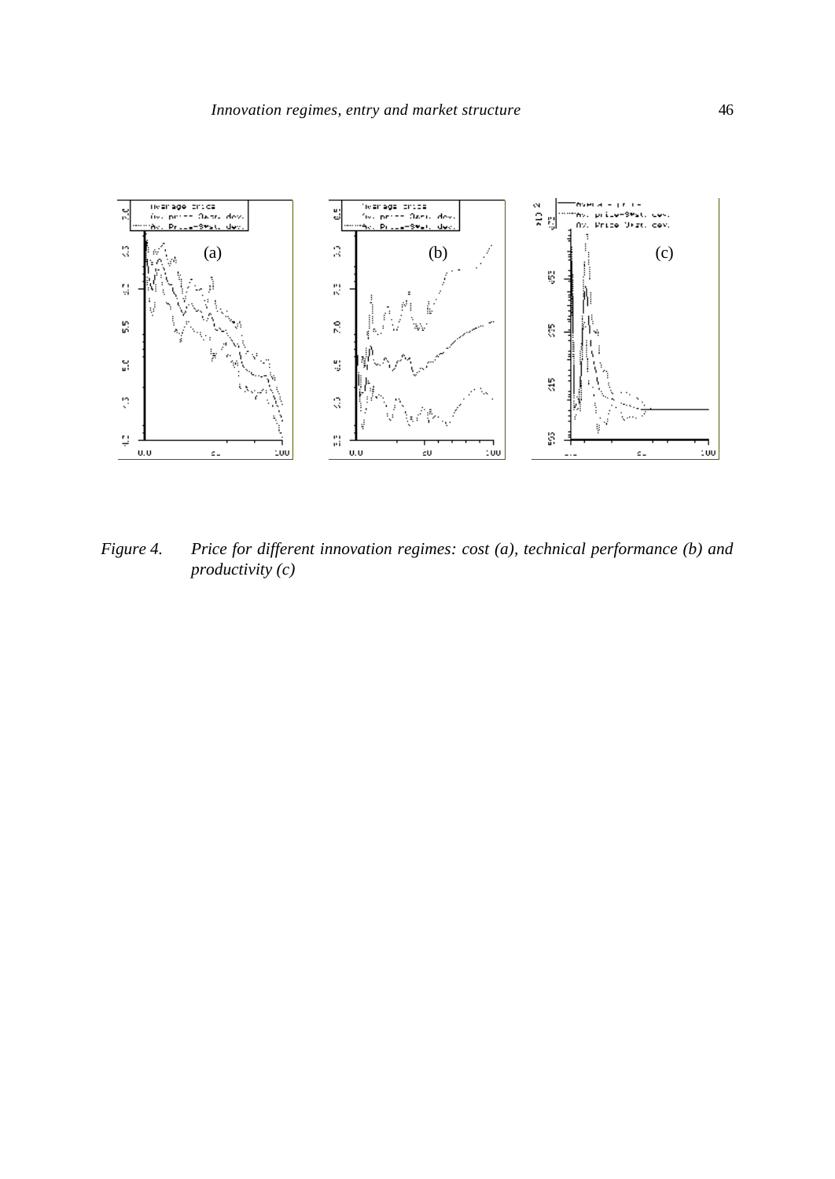Average price
Av. price+3*st. dev.
Av. Price-3*st. dev.

(a)

0.0 100

Average price
Av. price+3*st. dev.
Av. Price-3*st. dev.

(b)

0.0 50 100

Average price
Av. price+3*st. dev.
Av. Price-3*st. dev.

(c)

100

*Figure 4. Price for different innovation regimes: cost (a), technical performance (b) and productivity (c)*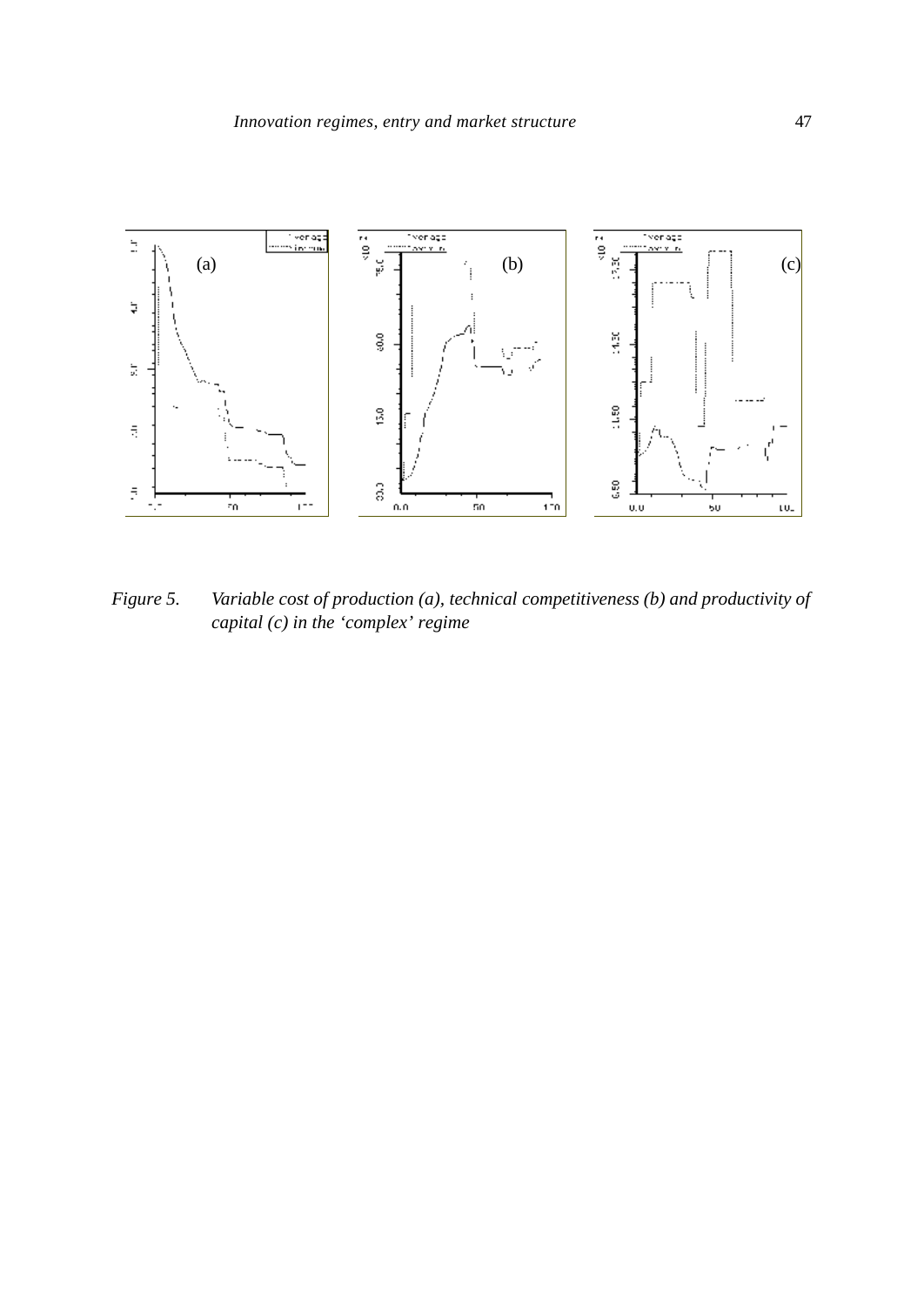(a)

(b)

(c)

*Figure 5. Variable cost of production (a), technical competitiveness (b) and productivity of capital (c) in the 'complex' regime*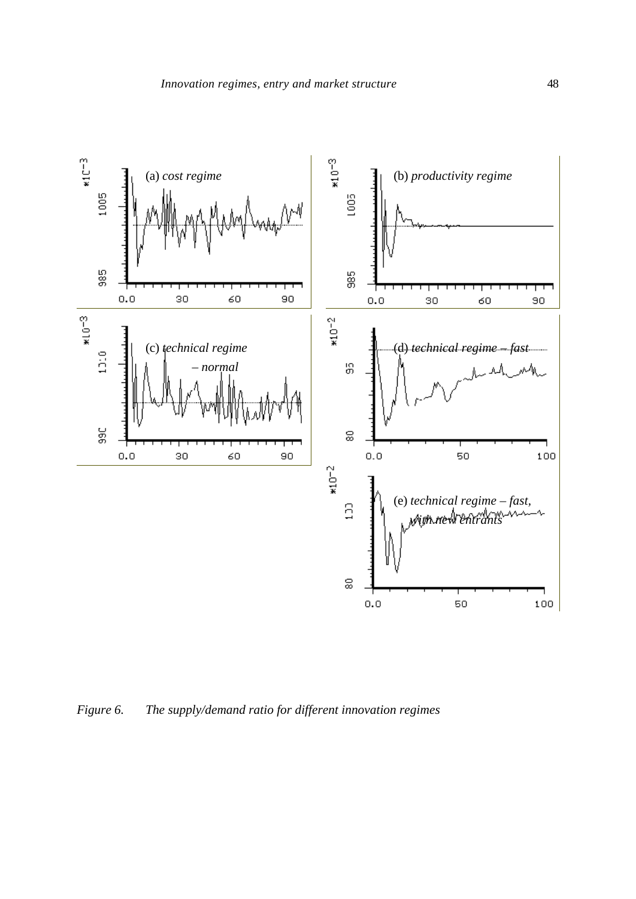*10^-3

(a) *cost regime*

1005

985

0.0 30 60 90

*10^-3

(b) *productivity regime*

1005

985

0.0 30 60 90

*10^-3

(c) *technical regime – normal*

1010

990

0.0 30 60 90

*10^-2

(d) *technical regime – fast*

95

80

0.0 50 100

*10^-2

(e) *technical regime – fast, with new entrants*

100

80

0.0 50 100

*Figure 6. The supply/demand ratio for different innovation regimes*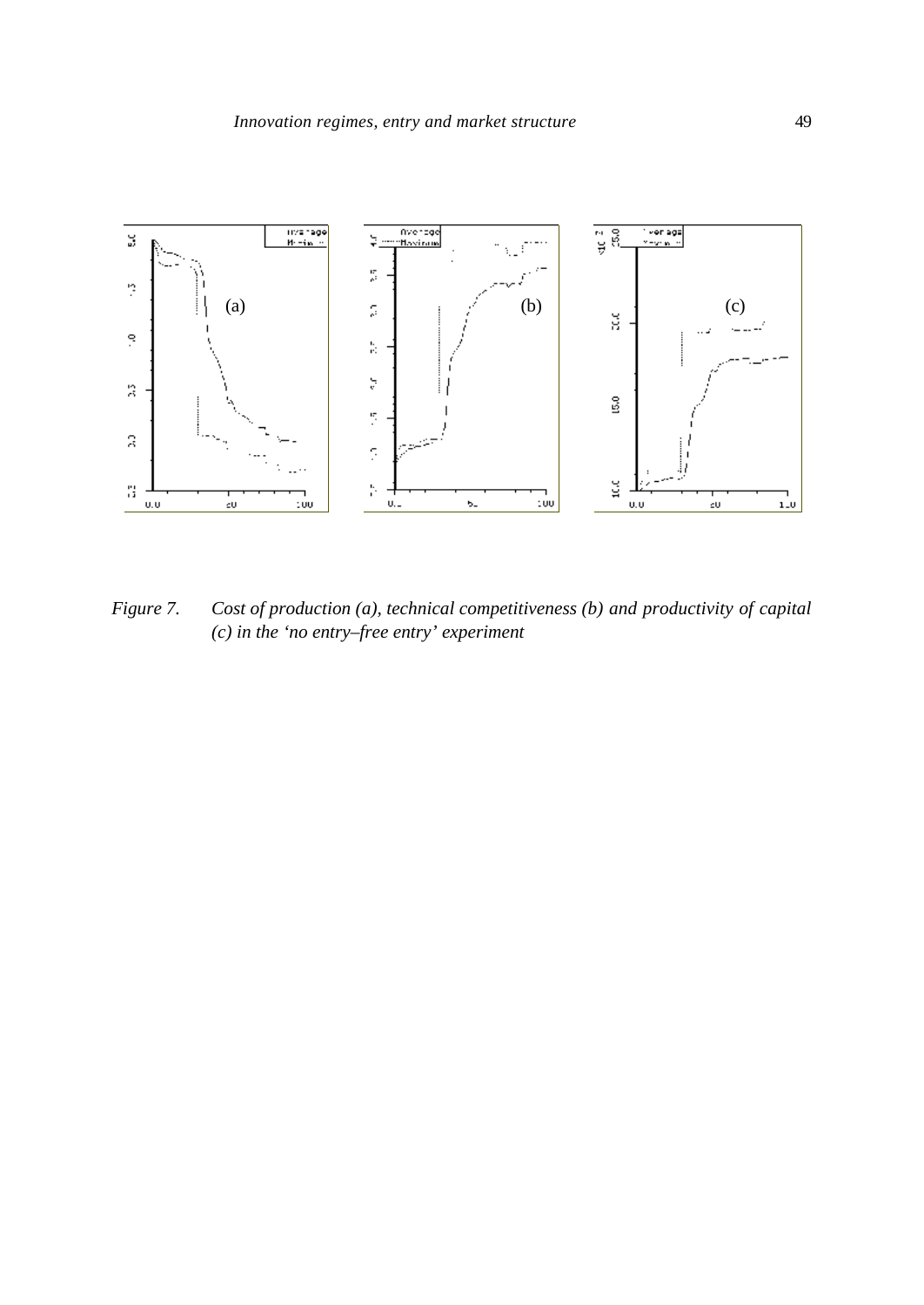(a)

(b)

(c)

*Figure 7. Cost of production (a), technical competitiveness (b) and productivity of capital (c) in the 'no entry–free entry' experiment*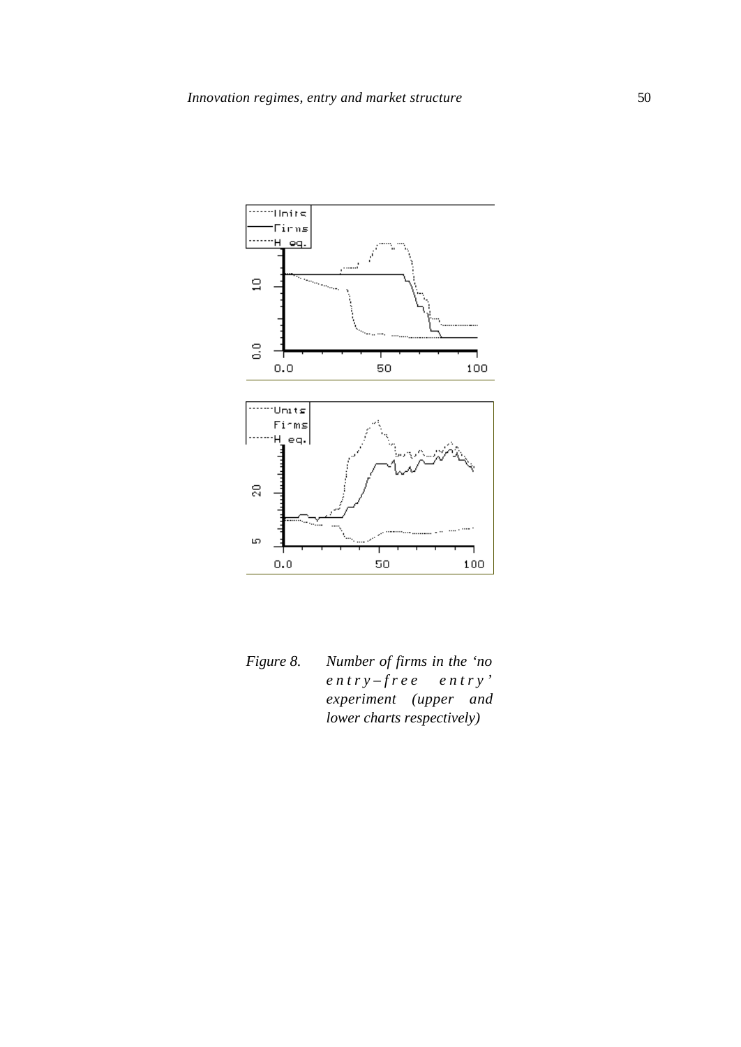Units
Firms
H eq.

10

0.0

0.0 50 100

Units
Firms
H eq.

20

5

0.0 50 100

*Figure 8. Number of firms in the 'no entry–free entry' experiment (upper and lower charts respectively)*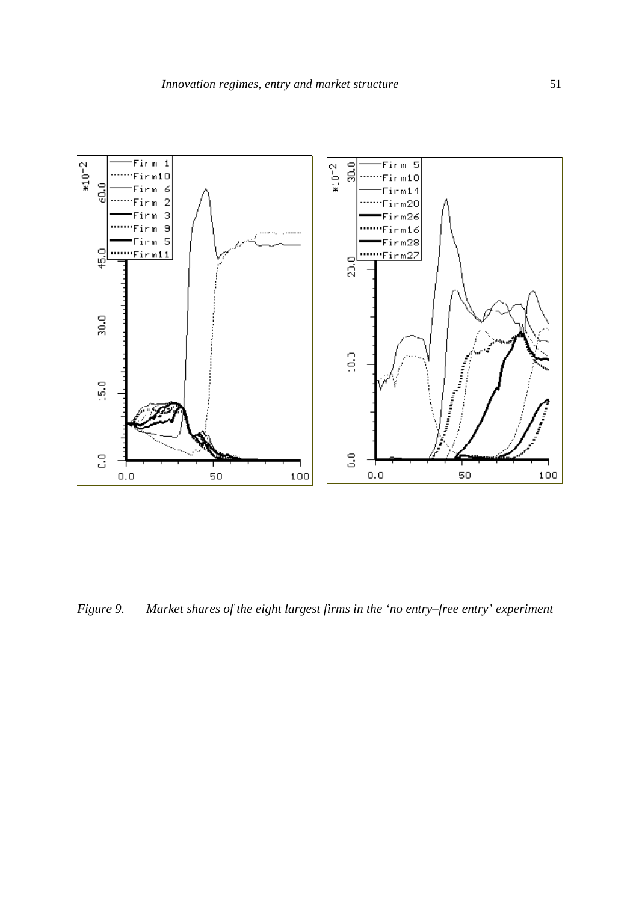*10^-2

60.0

45.0

30.0

15.0

0.0

0.0

50

100

Firm 1

Firm10

Firm 6

Firm 2

Firm 3

Firm 9

Firm 5

Firm11

*10^-2

30.0

20.0

10.0

0.0

0.0

50

100

Firm 5

Firm10

Firm11

Firm20

Firm26

Firm16

Firm28

Firm27

*Figure 9. Market shares of the eight largest firms in the 'no entry–free entry' experiment*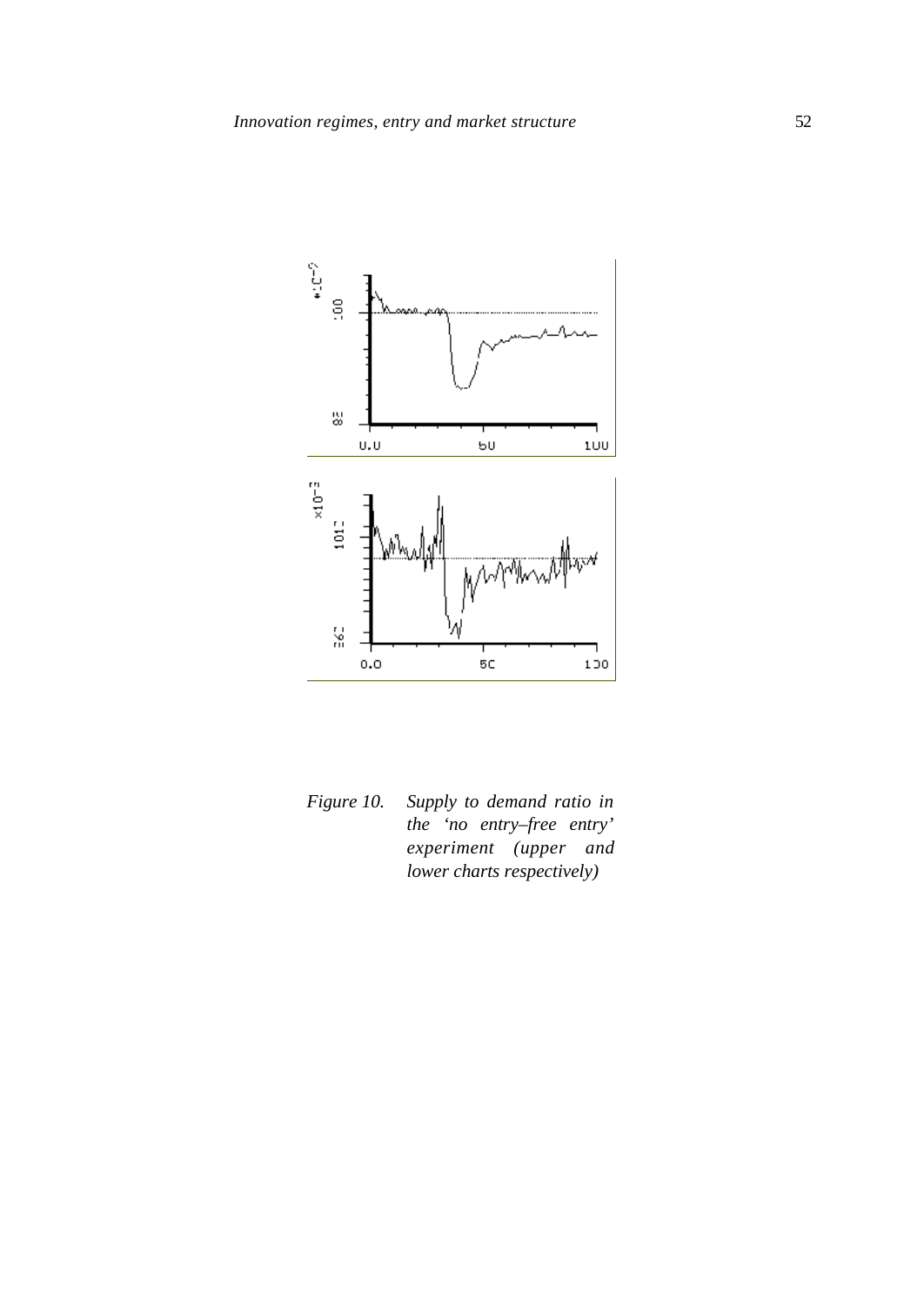$\times 10^{-2}$

100

85

0.0

50

100

$\times 10^{-3}$

1012

997

0.0

50

100

*Figure 10. Supply to demand ratio in the 'no entry–free entry' experiment (upper and lower charts respectively)*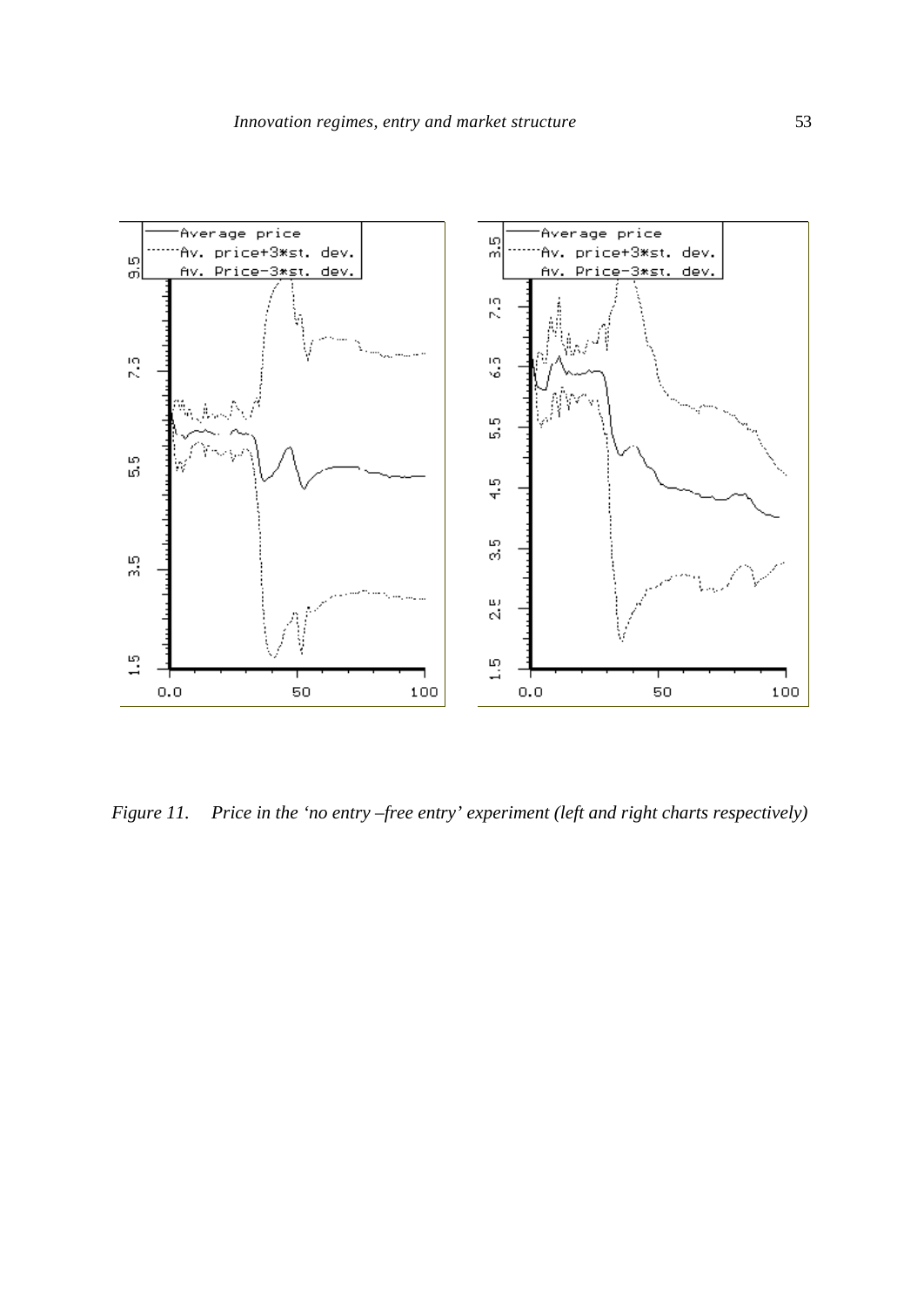Average price
Av. price+3*st. dev.
Av. Price-3*st. dev.

9.5
7.5
5.5
3.5
1.5

0.0
50
100

Average price
Av. price+3*st. dev.
Av. Price-3*st. dev.

3.5
7.5
6.5
5.5
4.5
3.5
2.5
1.5

0.0
50
100

*Figure 11. Price in the 'no entry –free entry' experiment (left and right charts respectively)*